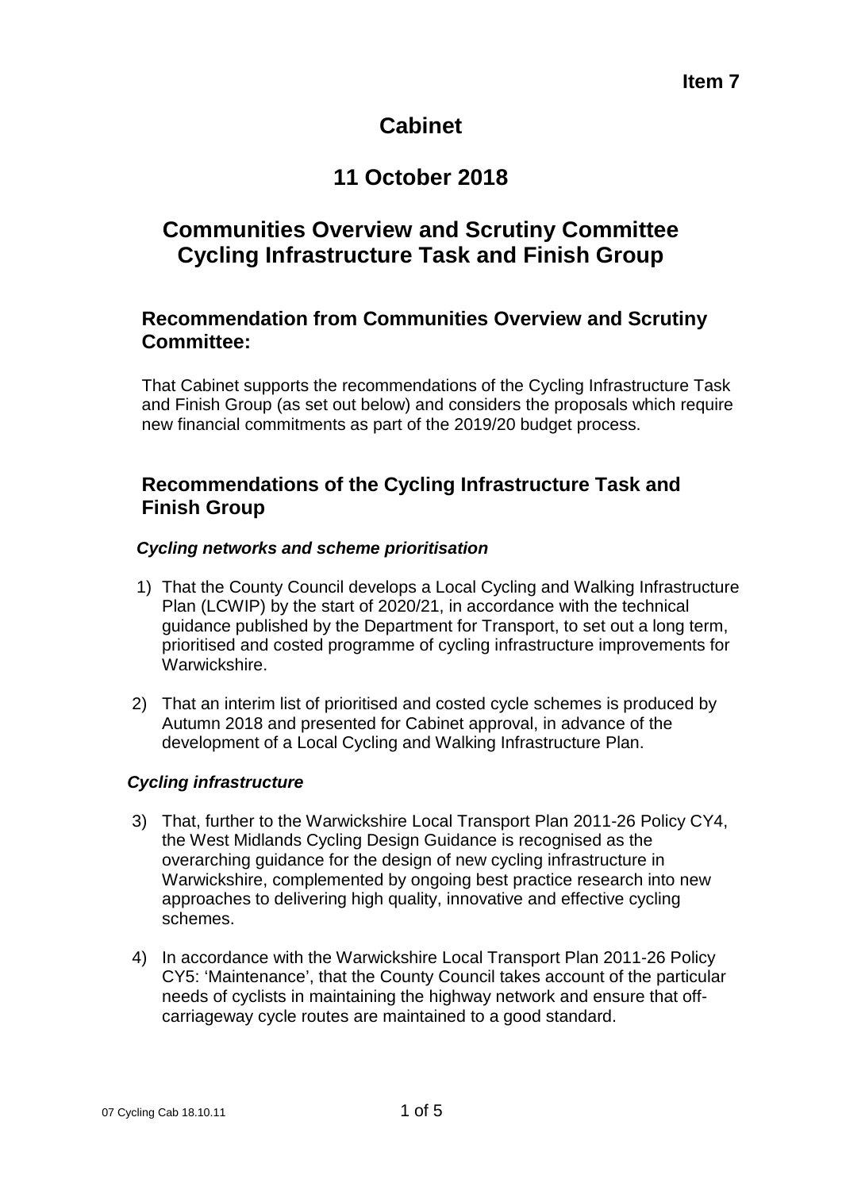**Item 7**

# Cabinet

# 11 October 2018

# Communities Overview and Scrutiny Committee Cycling Infrastructure Task and Finish Group

## Recommendation from Communities Overview and Scrutiny Committee:

That Cabinet supports the recommendations of the Cycling Infrastructure Task and Finish Group (as set out below) and considers the proposals which require new financial commitments as part of the 2019/20 budget process.

## Recommendations of the Cycling Infrastructure Task and Finish Group

### *Cycling networks and scheme prioritisation*

1) That the County Council develops a Local Cycling and Walking Infrastructure Plan (LCWIP) by the start of 2020/21, in accordance with the technical guidance published by the Department for Transport, to set out a long term, prioritised and costed programme of cycling infrastructure improvements for Warwickshire.

2) That an interim list of prioritised and costed cycle schemes is produced by Autumn 2018 and presented for Cabinet approval, in advance of the development of a Local Cycling and Walking Infrastructure Plan.

### *Cycling infrastructure*

3) That, further to the Warwickshire Local Transport Plan 2011-26 Policy CY4, the West Midlands Cycling Design Guidance is recognised as the overarching guidance for the design of new cycling infrastructure in Warwickshire, complemented by ongoing best practice research into new approaches to delivering high quality, innovative and effective cycling schemes.

4) In accordance with the Warwickshire Local Transport Plan 2011-26 Policy CY5: 'Maintenance', that the County Council takes account of the particular needs of cyclists in maintaining the highway network and ensure that off-carriageway cycle routes are maintained to a good standard.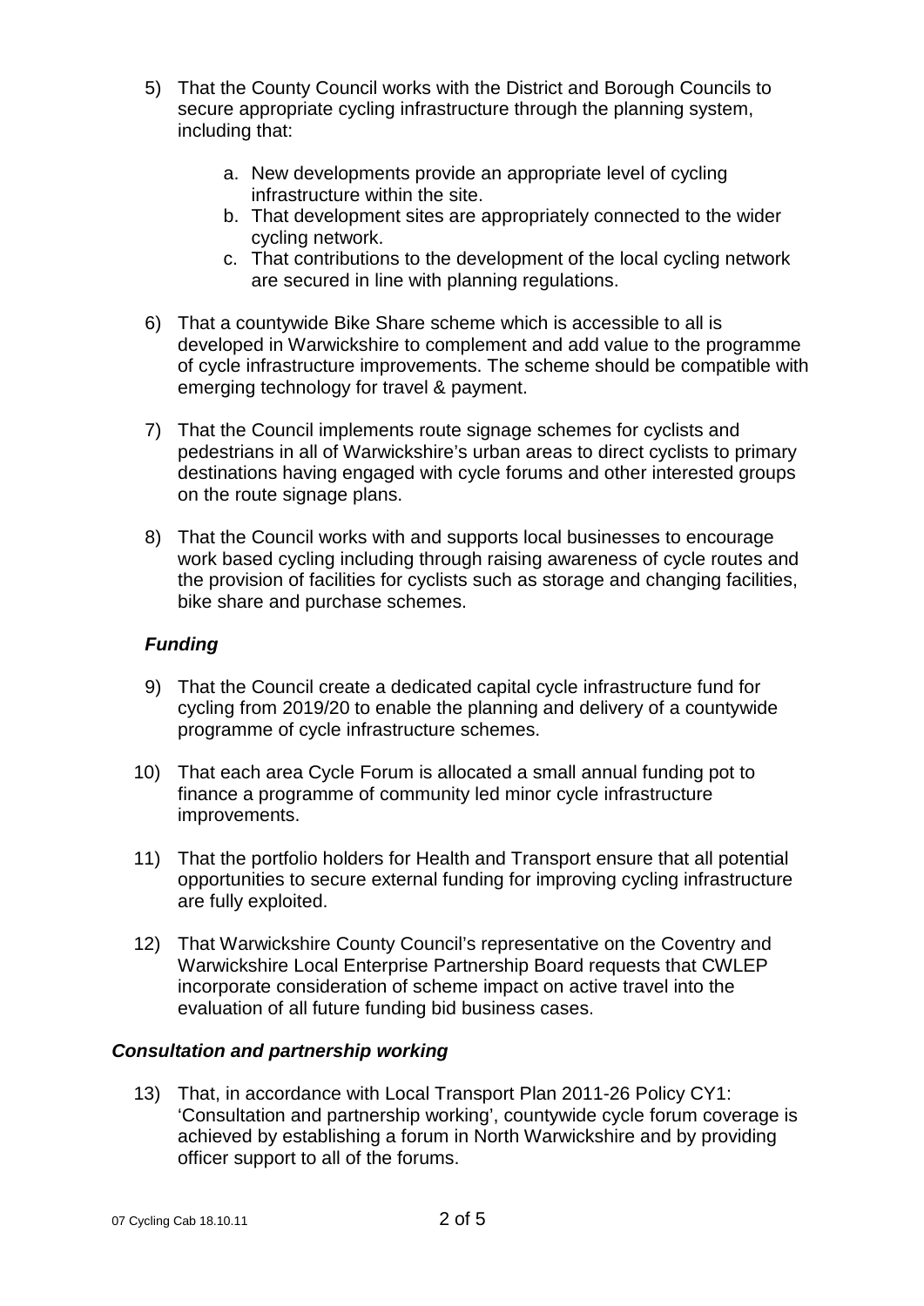5) That the County Council works with the District and Borough Councils to secure appropriate cycling infrastructure through the planning system, including that:

   a. New developments provide an appropriate level of cycling infrastructure within the site.
   b. That development sites are appropriately connected to the wider cycling network.
   c. That contributions to the development of the local cycling network are secured in line with planning regulations.

6) That a countywide Bike Share scheme which is accessible to all is developed in Warwickshire to complement and add value to the programme of cycle infrastructure improvements. The scheme should be compatible with emerging technology for travel & payment.

7) That the Council implements route signage schemes for cyclists and pedestrians in all of Warwickshire's urban areas to direct cyclists to primary destinations having engaged with cycle forums and other interested groups on the route signage plans.

8) That the Council works with and supports local businesses to encourage work based cycling including through raising awareness of cycle routes and the provision of facilities for cyclists such as storage and changing facilities, bike share and purchase schemes.

### *Funding*

9) That the Council create a dedicated capital cycle infrastructure fund for cycling from 2019/20 to enable the planning and delivery of a countywide programme of cycle infrastructure schemes.

10) That each area Cycle Forum is allocated a small annual funding pot to finance a programme of community led minor cycle infrastructure improvements.

11) That the portfolio holders for Health and Transport ensure that all potential opportunities to secure external funding for improving cycling infrastructure are fully exploited.

12) That Warwickshire County Council's representative on the Coventry and Warwickshire Local Enterprise Partnership Board requests that CWLEP incorporate consideration of scheme impact on active travel into the evaluation of all future funding bid business cases.

### *Consultation and partnership working*

13) That, in accordance with Local Transport Plan 2011-26 Policy CY1: 'Consultation and partnership working', countywide cycle forum coverage is achieved by establishing a forum in North Warwickshire and by providing officer support to all of the forums.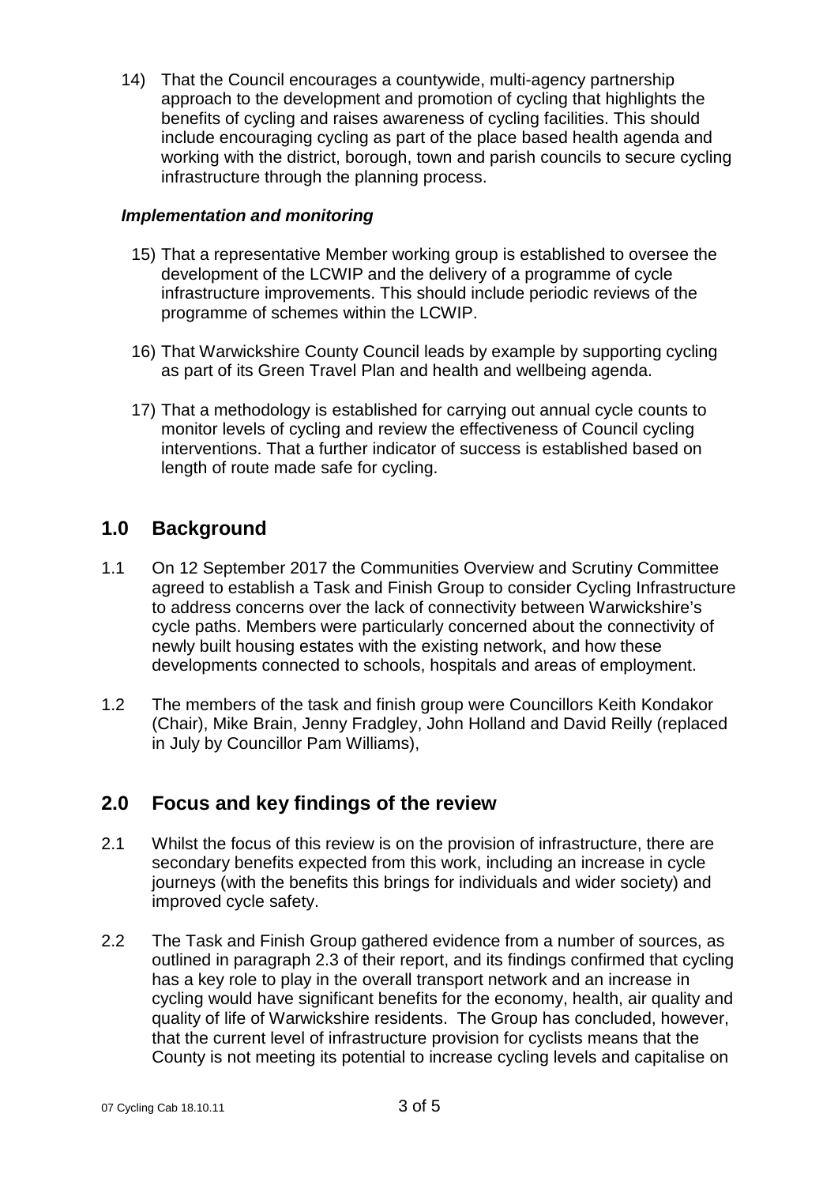14) That the Council encourages a countywide, multi-agency partnership approach to the development and promotion of cycling that highlights the benefits of cycling and raises awareness of cycling facilities. This should include encouraging cycling as part of the place based health agenda and working with the district, borough, town and parish councils to secure cycling infrastructure through the planning process.

***Implementation and monitoring***

15) That a representative Member working group is established to oversee the development of the LCWIP and the delivery of a programme of cycle infrastructure improvements. This should include periodic reviews of the programme of schemes within the LCWIP.

16) That Warwickshire County Council leads by example by supporting cycling as part of its Green Travel Plan and health and wellbeing agenda.

17) That a methodology is established for carrying out annual cycle counts to monitor levels of cycling and review the effectiveness of Council cycling interventions. That a further indicator of success is established based on length of route made safe for cycling.

## 1.0 Background

1.1 On 12 September 2017 the Communities Overview and Scrutiny Committee agreed to establish a Task and Finish Group to consider Cycling Infrastructure to address concerns over the lack of connectivity between Warwickshire's cycle paths. Members were particularly concerned about the connectivity of newly built housing estates with the existing network, and how these developments connected to schools, hospitals and areas of employment.

1.2 The members of the task and finish group were Councillors Keith Kondakor (Chair), Mike Brain, Jenny Fradgley, John Holland and David Reilly (replaced in July by Councillor Pam Williams),

## 2.0 Focus and key findings of the review

2.1 Whilst the focus of this review is on the provision of infrastructure, there are secondary benefits expected from this work, including an increase in cycle journeys (with the benefits this brings for individuals and wider society) and improved cycle safety.

2.2 The Task and Finish Group gathered evidence from a number of sources, as outlined in paragraph 2.3 of their report, and its findings confirmed that cycling has a key role to play in the overall transport network and an increase in cycling would have significant benefits for the economy, health, air quality and quality of life of Warwickshire residents. The Group has concluded, however, that the current level of infrastructure provision for cyclists means that the County is not meeting its potential to increase cycling levels and capitalise on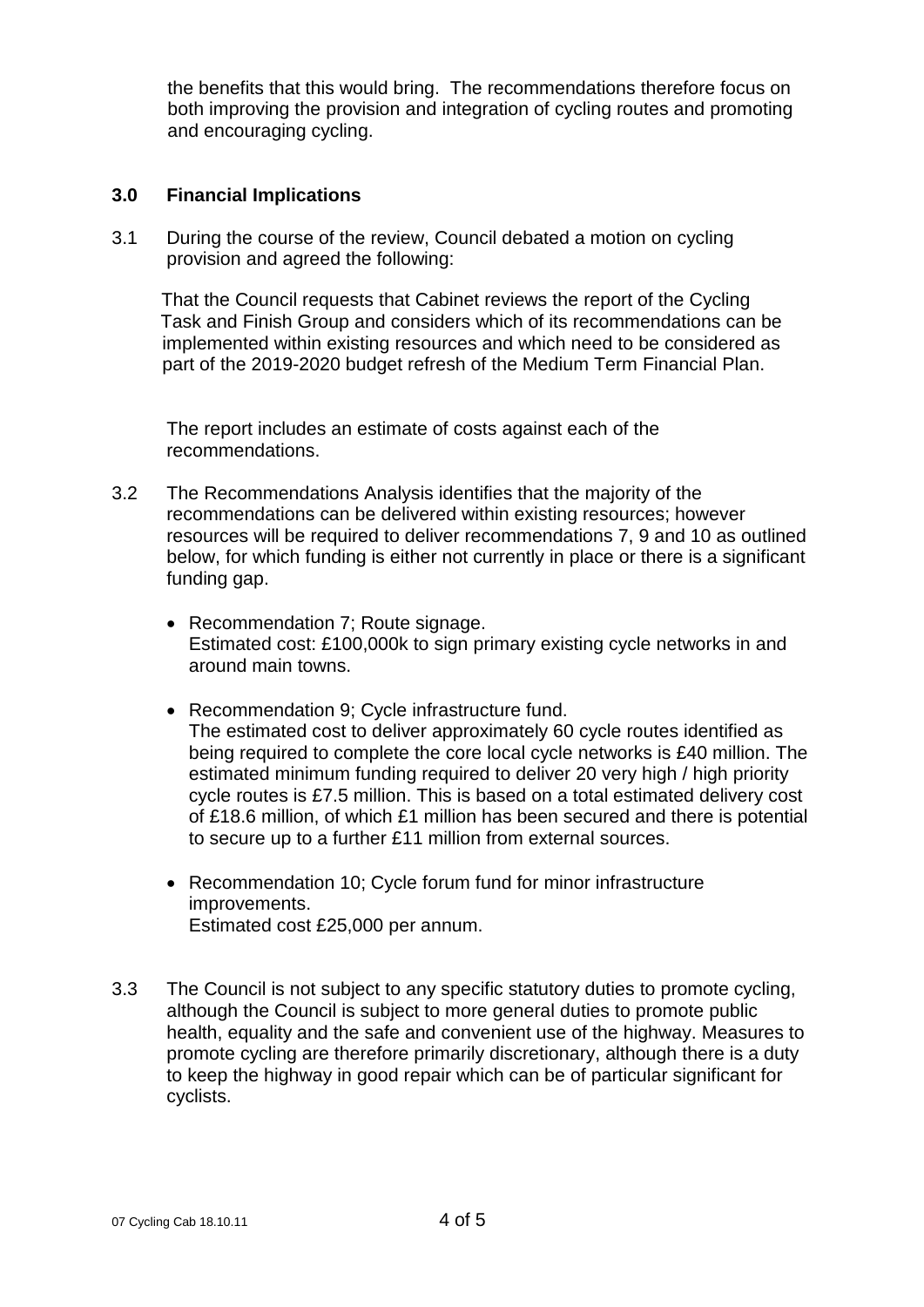the benefits that this would bring. The recommendations therefore focus on both improving the provision and integration of cycling routes and promoting and encouraging cycling.

## 3.0 Financial Implications

3.1 During the course of the review, Council debated a motion on cycling provision and agreed the following:

> That the Council requests that Cabinet reviews the report of the Cycling Task and Finish Group and considers which of its recommendations can be implemented within existing resources and which need to be considered as part of the 2019-2020 budget refresh of the Medium Term Financial Plan.

The report includes an estimate of costs against each of the recommendations.

3.2 The Recommendations Analysis identifies that the majority of the recommendations can be delivered within existing resources; however resources will be required to deliver recommendations 7, 9 and 10 as outlined below, for which funding is either not currently in place or there is a significant funding gap.

- Recommendation 7; Route signage.
  Estimated cost: £100,000k to sign primary existing cycle networks in and around main towns.

- Recommendation 9; Cycle infrastructure fund.
  The estimated cost to deliver approximately 60 cycle routes identified as being required to complete the core local cycle networks is £40 million. The estimated minimum funding required to deliver 20 very high / high priority cycle routes is £7.5 million. This is based on a total estimated delivery cost of £18.6 million, of which £1 million has been secured and there is potential to secure up to a further £11 million from external sources.

- Recommendation 10; Cycle forum fund for minor infrastructure improvements.
  Estimated cost £25,000 per annum.

3.3 The Council is not subject to any specific statutory duties to promote cycling, although the Council is subject to more general duties to promote public health, equality and the safe and convenient use of the highway. Measures to promote cycling are therefore primarily discretionary, although there is a duty to keep the highway in good repair which can be of particular significant for cyclists.

07 Cycling Cab 18.10.11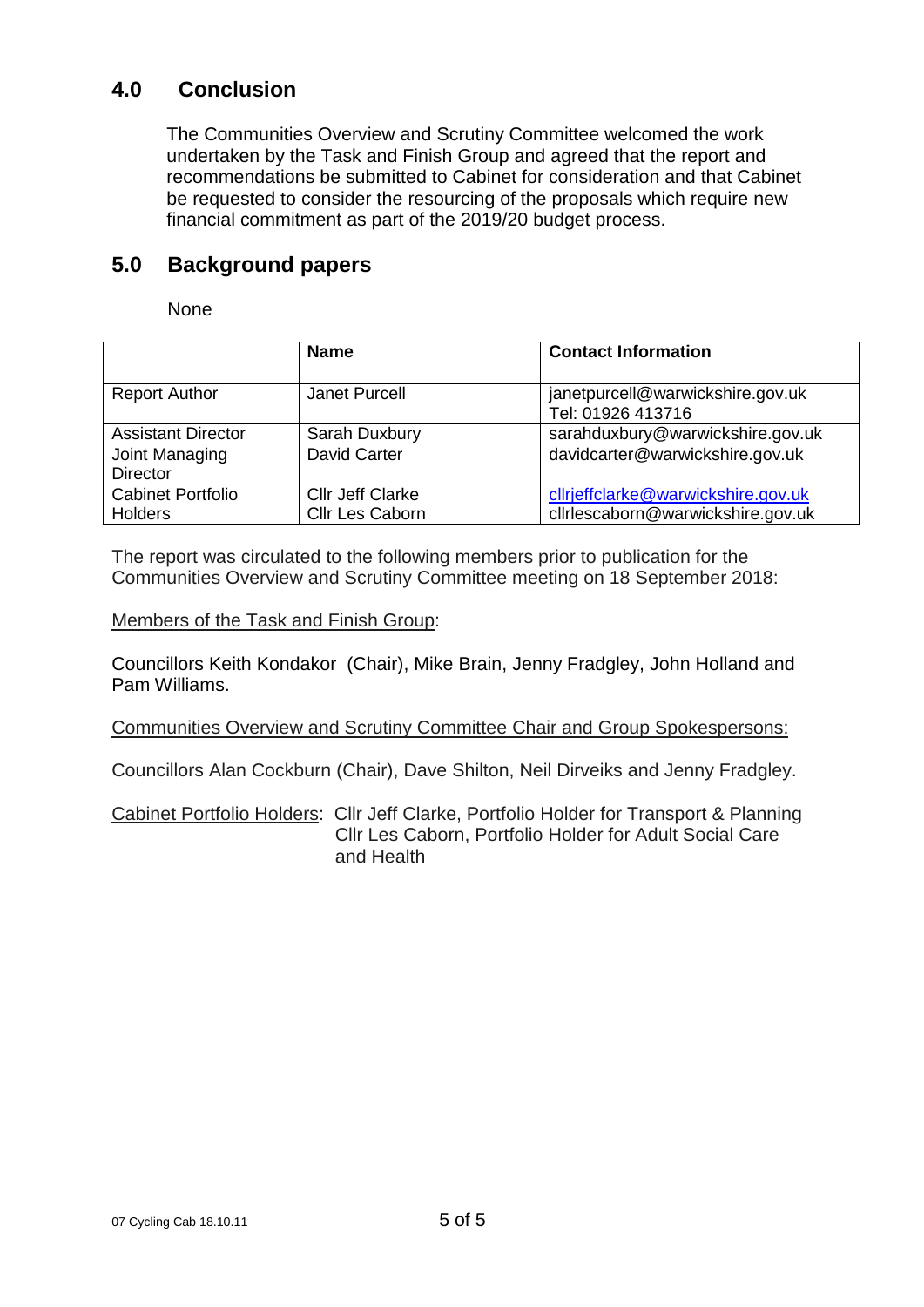## 4.0 Conclusion

The Communities Overview and Scrutiny Committee welcomed the work undertaken by the Task and Finish Group and agreed that the report and recommendations be submitted to Cabinet for consideration and that Cabinet be requested to consider the resourcing of the proposals which require new financial commitment as part of the 2019/20 budget process.

## 5.0 Background papers

None

| | Name | Contact Information |
|---|---|---|
| Report Author | Janet Purcell | janetpurcell@warwickshire.gov.uk Tel: 01926 413716 |
| Assistant Director | Sarah Duxbury | sarahduxbury@warwickshire.gov.uk |
| Joint Managing Director | David Carter | davidcarter@warwickshire.gov.uk |
| Cabinet Portfolio Holders | Cllr Jeff Clarke Cllr Les Caborn | cllrjeffclarke@warwickshire.gov.uk cllrlescaborn@warwickshire.gov.uk |

The report was circulated to the following members prior to publication for the Communities Overview and Scrutiny Committee meeting on 18 September 2018:

Members of the Task and Finish Group:

Councillors Keith Kondakor (Chair), Mike Brain, Jenny Fradgley, John Holland and Pam Williams.

Communities Overview and Scrutiny Committee Chair and Group Spokespersons:

Councillors Alan Cockburn (Chair), Dave Shilton, Neil Dirveiks and Jenny Fradgley.

Cabinet Portfolio Holders: Cllr Jeff Clarke, Portfolio Holder for Transport & Planning
Cllr Les Caborn, Portfolio Holder for Adult Social Care and Health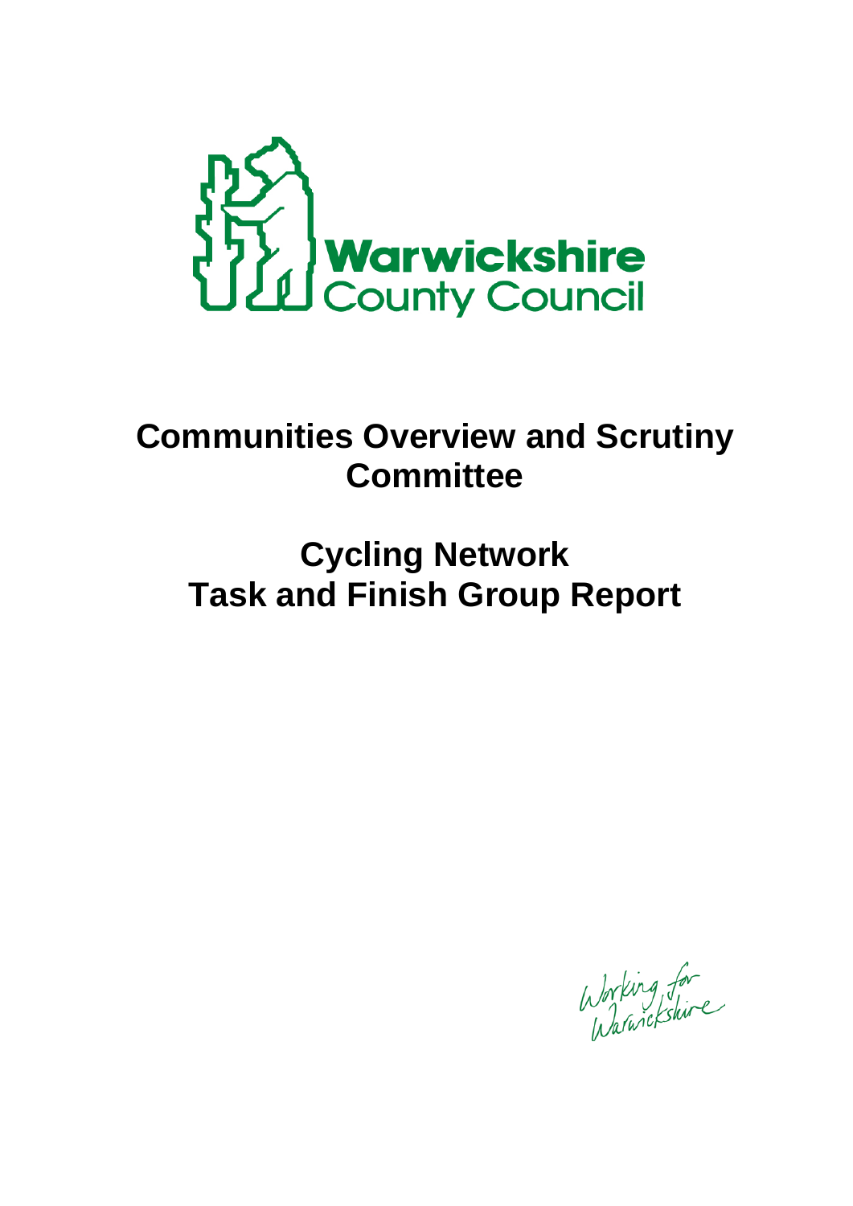Warwickshire County Council

# Communities Overview and Scrutiny Committee

# Cycling Network Task and Finish Group Report

Working for Warwickshire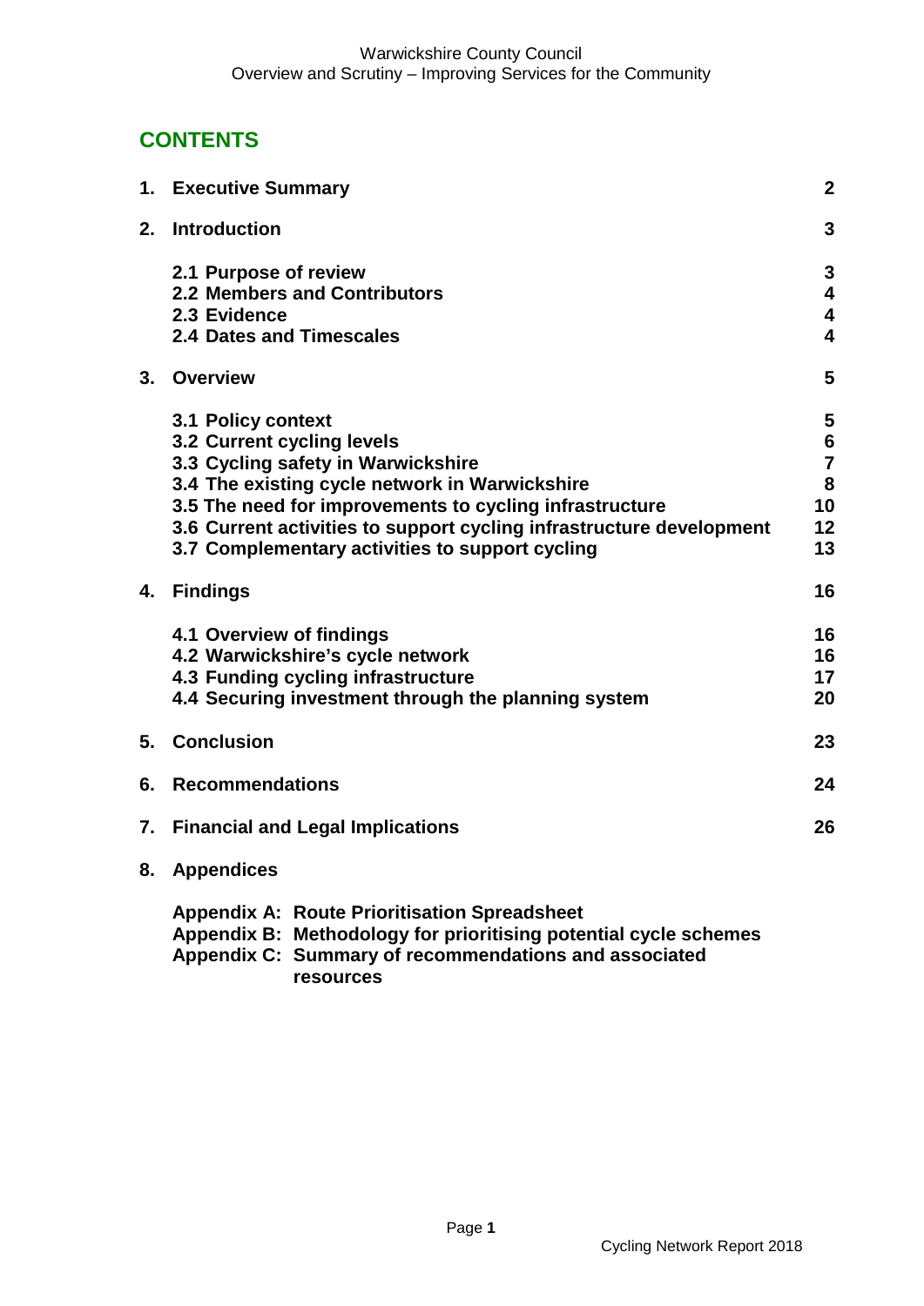## CONTENTS

| | | |
|---|---|---|
| **1.** | **Executive Summary** | **2** |
| **2.** | **Introduction** | **3** |
| | **2.1 Purpose of review** | **3** |
| | **2.2 Members and Contributors** | **4** |
| | **2.3 Evidence** | **4** |
| | **2.4 Dates and Timescales** | **4** |
| **3.** | **Overview** | **5** |
| | **3.1 Policy context** | **5** |
| | **3.2 Current cycling levels** | **6** |
| | **3.3 Cycling safety in Warwickshire** | **7** |
| | **3.4 The existing cycle network in Warwickshire** | **8** |
| | **3.5 The need for improvements to cycling infrastructure** | **10** |
| | **3.6 Current activities to support cycling infrastructure development** | **12** |
| | **3.7 Complementary activities to support cycling** | **13** |
| **4.** | **Findings** | **16** |
| | **4.1 Overview of findings** | **16** |
| | **4.2 Warwickshire's cycle network** | **16** |
| | **4.3 Funding cycling infrastructure** | **17** |
| | **4.4 Securing investment through the planning system** | **20** |
| **5.** | **Conclusion** | **23** |
| **6.** | **Recommendations** | **24** |
| **7.** | **Financial and Legal Implications** | **26** |
| **8.** | **Appendices** | |
| | **Appendix A: Route Prioritisation Spreadsheet** | |
| | **Appendix B: Methodology for prioritising potential cycle schemes** | |
| | **Appendix C: Summary of recommendations and associated resources** | |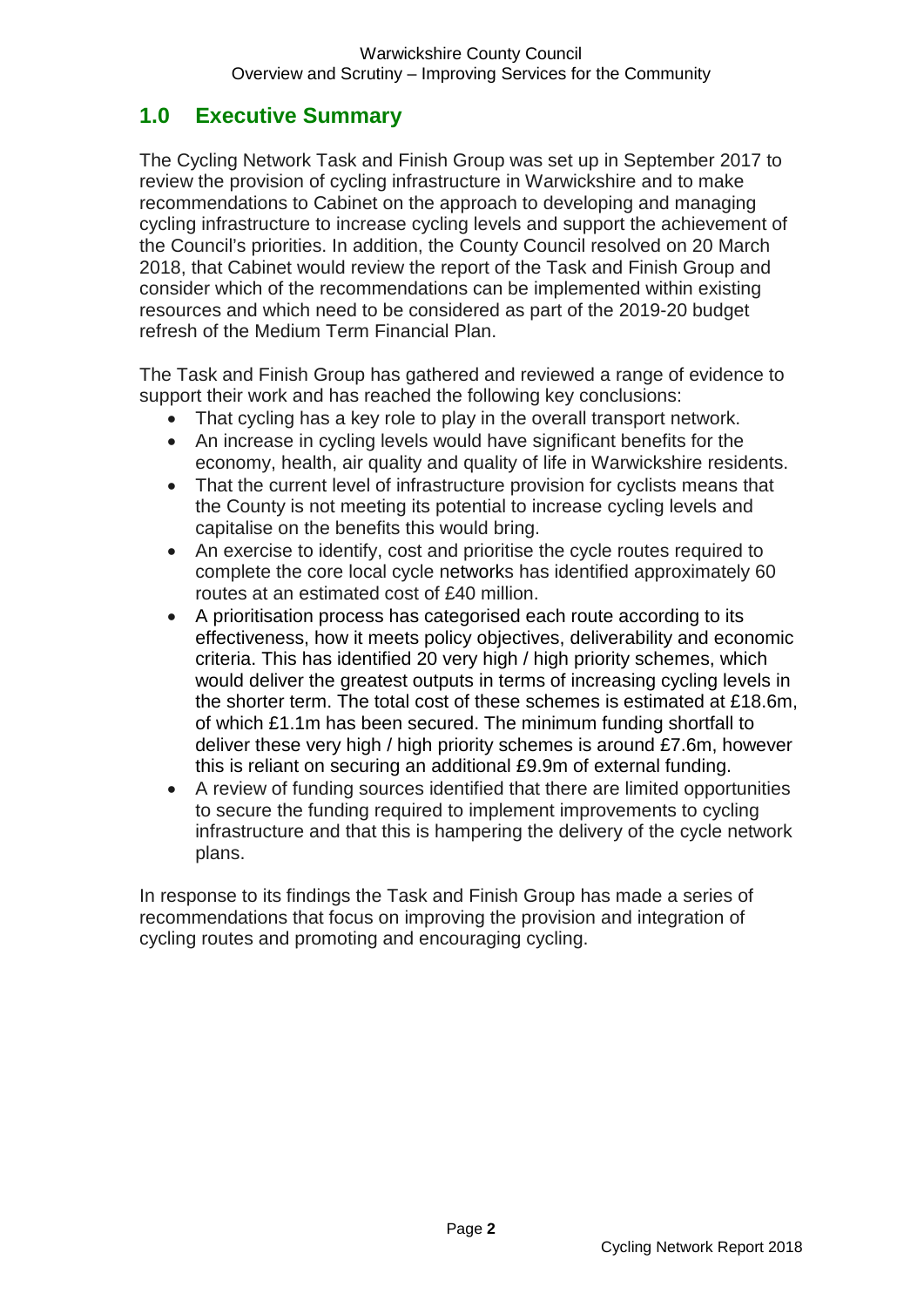## 1.0 Executive Summary

The Cycling Network Task and Finish Group was set up in September 2017 to review the provision of cycling infrastructure in Warwickshire and to make recommendations to Cabinet on the approach to developing and managing cycling infrastructure to increase cycling levels and support the achievement of the Council's priorities. In addition, the County Council resolved on 20 March 2018, that Cabinet would review the report of the Task and Finish Group and consider which of the recommendations can be implemented within existing resources and which need to be considered as part of the 2019-20 budget refresh of the Medium Term Financial Plan.

The Task and Finish Group has gathered and reviewed a range of evidence to support their work and has reached the following key conclusions:

- That cycling has a key role to play in the overall transport network.
- An increase in cycling levels would have significant benefits for the economy, health, air quality and quality of life in Warwickshire residents.
- That the current level of infrastructure provision for cyclists means that the County is not meeting its potential to increase cycling levels and capitalise on the benefits this would bring.
- An exercise to identify, cost and prioritise the cycle routes required to complete the core local cycle networks has identified approximately 60 routes at an estimated cost of £40 million.
- A prioritisation process has categorised each route according to its effectiveness, how it meets policy objectives, deliverability and economic criteria. This has identified 20 very high / high priority schemes, which would deliver the greatest outputs in terms of increasing cycling levels in the shorter term. The total cost of these schemes is estimated at £18.6m, of which £1.1m has been secured. The minimum funding shortfall to deliver these very high / high priority schemes is around £7.6m, however this is reliant on securing an additional £9.9m of external funding.
- A review of funding sources identified that there are limited opportunities to secure the funding required to implement improvements to cycling infrastructure and that this is hampering the delivery of the cycle network plans.

In response to its findings the Task and Finish Group has made a series of recommendations that focus on improving the provision and integration of cycling routes and promoting and encouraging cycling.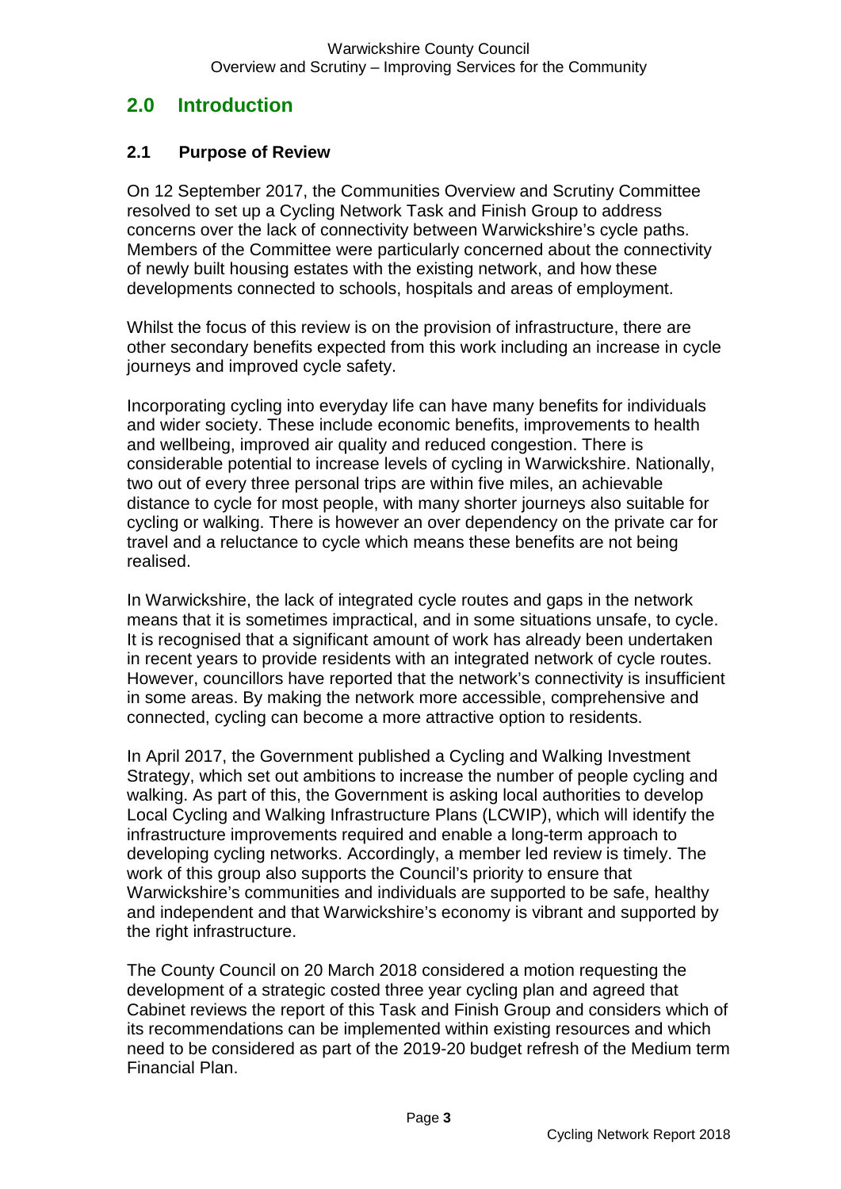## 2.0 Introduction

### 2.1 Purpose of Review

On 12 September 2017, the Communities Overview and Scrutiny Committee resolved to set up a Cycling Network Task and Finish Group to address concerns over the lack of connectivity between Warwickshire's cycle paths. Members of the Committee were particularly concerned about the connectivity of newly built housing estates with the existing network, and how these developments connected to schools, hospitals and areas of employment.

Whilst the focus of this review is on the provision of infrastructure, there are other secondary benefits expected from this work including an increase in cycle journeys and improved cycle safety.

Incorporating cycling into everyday life can have many benefits for individuals and wider society. These include economic benefits, improvements to health and wellbeing, improved air quality and reduced congestion. There is considerable potential to increase levels of cycling in Warwickshire. Nationally, two out of every three personal trips are within five miles, an achievable distance to cycle for most people, with many shorter journeys also suitable for cycling or walking. There is however an over dependency on the private car for travel and a reluctance to cycle which means these benefits are not being realised.

In Warwickshire, the lack of integrated cycle routes and gaps in the network means that it is sometimes impractical, and in some situations unsafe, to cycle. It is recognised that a significant amount of work has already been undertaken in recent years to provide residents with an integrated network of cycle routes. However, councillors have reported that the network's connectivity is insufficient in some areas. By making the network more accessible, comprehensive and connected, cycling can become a more attractive option to residents.

In April 2017, the Government published a Cycling and Walking Investment Strategy, which set out ambitions to increase the number of people cycling and walking. As part of this, the Government is asking local authorities to develop Local Cycling and Walking Infrastructure Plans (LCWIP), which will identify the infrastructure improvements required and enable a long-term approach to developing cycling networks. Accordingly, a member led review is timely. The work of this group also supports the Council's priority to ensure that Warwickshire's communities and individuals are supported to be safe, healthy and independent and that Warwickshire's economy is vibrant and supported by the right infrastructure.

The County Council on 20 March 2018 considered a motion requesting the development of a strategic costed three year cycling plan and agreed that Cabinet reviews the report of this Task and Finish Group and considers which of its recommendations can be implemented within existing resources and which need to be considered as part of the 2019-20 budget refresh of the Medium term Financial Plan.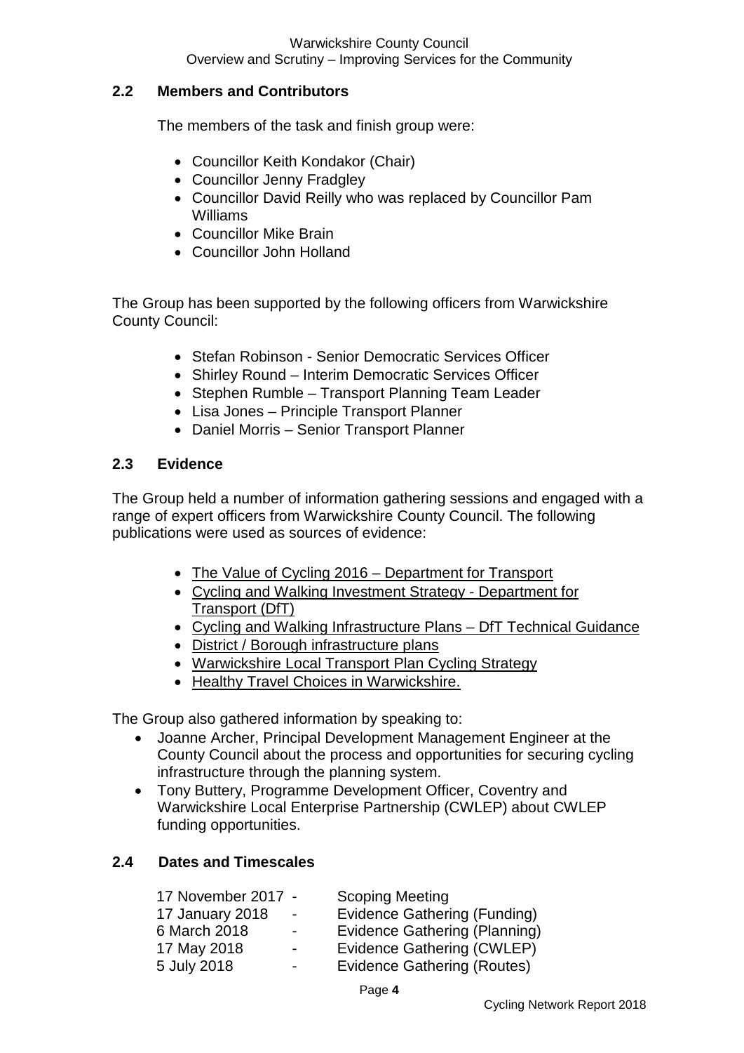## 2.2 Members and Contributors

The members of the task and finish group were:

- Councillor Keith Kondakor (Chair)
- Councillor Jenny Fradgley
- Councillor David Reilly who was replaced by Councillor Pam Williams
- Councillor Mike Brain
- Councillor John Holland

The Group has been supported by the following officers from Warwickshire County Council:

- Stefan Robinson - Senior Democratic Services Officer
- Shirley Round – Interim Democratic Services Officer
- Stephen Rumble – Transport Planning Team Leader
- Lisa Jones – Principle Transport Planner
- Daniel Morris – Senior Transport Planner

## 2.3 Evidence

The Group held a number of information gathering sessions and engaged with a range of expert officers from Warwickshire County Council. The following publications were used as sources of evidence:

- The Value of Cycling 2016 – Department for Transport
- Cycling and Walking Investment Strategy - Department for Transport (DfT)
- Cycling and Walking Infrastructure Plans – DfT Technical Guidance
- District / Borough infrastructure plans
- Warwickshire Local Transport Plan Cycling Strategy
- Healthy Travel Choices in Warwickshire.

The Group also gathered information by speaking to:

- Joanne Archer, Principal Development Management Engineer at the County Council about the process and opportunities for securing cycling infrastructure through the planning system.
- Tony Buttery, Programme Development Officer, Coventry and Warwickshire Local Enterprise Partnership (CWLEP) about CWLEP funding opportunities.

## 2.4 Dates and Timescales

| | | |
|---|---|---|
| 17 November 2017 | - | Scoping Meeting |
| 17 January 2018 | - | Evidence Gathering (Funding) |
| 6 March 2018 | - | Evidence Gathering (Planning) |
| 17 May 2018 | - | Evidence Gathering (CWLEP) |
| 5 July 2018 | - | Evidence Gathering (Routes) |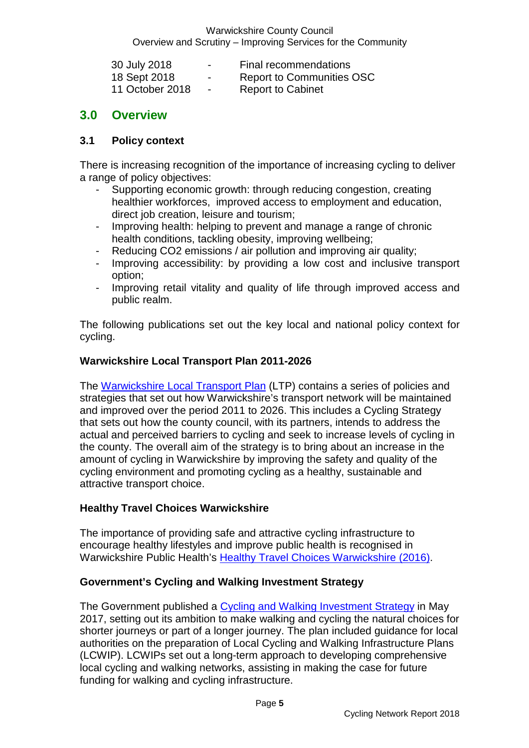| | | |
|---|---|---|
| 30 July 2018 | - | Final recommendations |
| 18 Sept 2018 | - | Report to Communities OSC |
| 11 October 2018 | - | Report to Cabinet |

## 3.0 Overview

### 3.1 Policy context

There is increasing recognition of the importance of increasing cycling to deliver a range of policy objectives:

- Supporting economic growth: through reducing congestion, creating healthier workforces, improved access to employment and education, direct job creation, leisure and tourism;
- Improving health: helping to prevent and manage a range of chronic health conditions, tackling obesity, improving wellbeing;
- Reducing $CO_2$ emissions / air pollution and improving air quality;
- Improving accessibility: by providing a low cost and inclusive transport option;
- Improving retail vitality and quality of life through improved access and public realm.

The following publications set out the key local and national policy context for cycling.

**Warwickshire Local Transport Plan 2011-2026**

The Warwickshire Local Transport Plan (LTP) contains a series of policies and strategies that set out how Warwickshire's transport network will be maintained and improved over the period 2011 to 2026. This includes a Cycling Strategy that sets out how the county council, with its partners, intends to address the actual and perceived barriers to cycling and seek to increase levels of cycling in the county. The overall aim of the strategy is to bring about an increase in the amount of cycling in Warwickshire by improving the safety and quality of the cycling environment and promoting cycling as a healthy, sustainable and attractive transport choice.

**Healthy Travel Choices Warwickshire**

The importance of providing safe and attractive cycling infrastructure to encourage healthy lifestyles and improve public health is recognised in Warwickshire Public Health's Healthy Travel Choices Warwickshire (2016).

**Government's Cycling and Walking Investment Strategy**

The Government published a Cycling and Walking Investment Strategy in May 2017, setting out its ambition to make walking and cycling the natural choices for shorter journeys or part of a longer journey. The plan included guidance for local authorities on the preparation of Local Cycling and Walking Infrastructure Plans (LCWIP). LCWIPs set out a long-term approach to developing comprehensive local cycling and walking networks, assisting in making the case for future funding for walking and cycling infrastructure.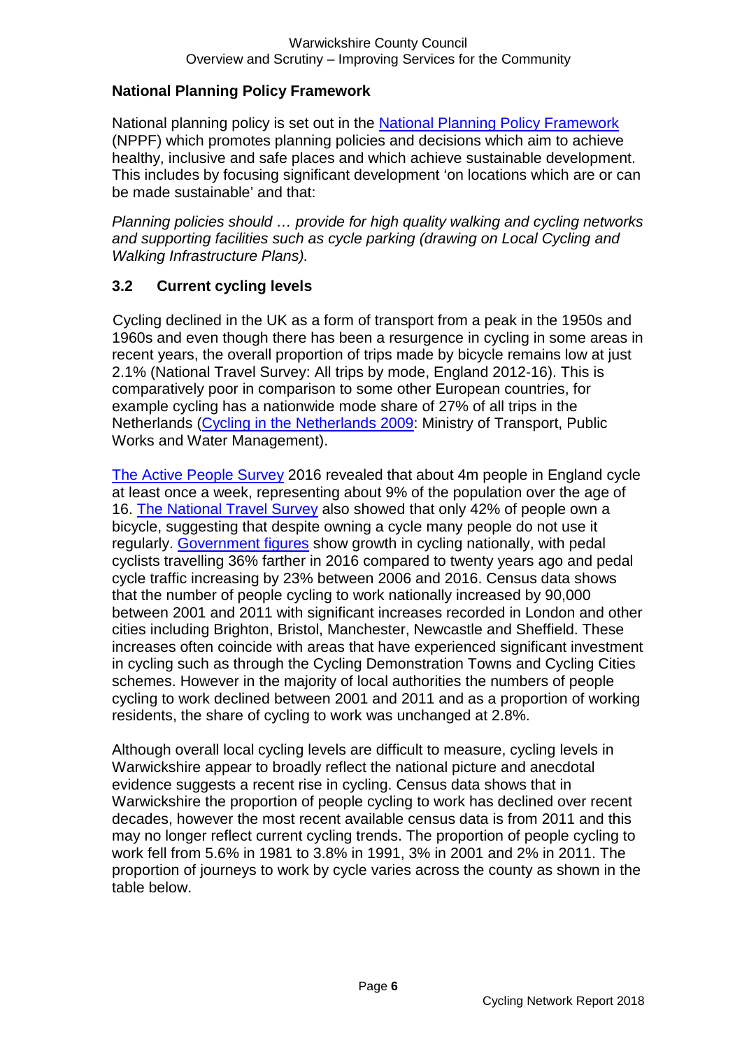## National Planning Policy Framework

National planning policy is set out in the National Planning Policy Framework (NPPF) which promotes planning policies and decisions which aim to achieve healthy, inclusive and safe places and which achieve sustainable development. This includes by focusing significant development 'on locations which are or can be made sustainable' and that:

*Planning policies should … provide for high quality walking and cycling networks and supporting facilities such as cycle parking (drawing on Local Cycling and Walking Infrastructure Plans).*

## 3.2 Current cycling levels

Cycling declined in the UK as a form of transport from a peak in the 1950s and 1960s and even though there has been a resurgence in cycling in some areas in recent years, the overall proportion of trips made by bicycle remains low at just 2.1% (National Travel Survey: All trips by mode, England 2012-16). This is comparatively poor in comparison to some other European countries, for example cycling has a nationwide mode share of 27% of all trips in the Netherlands (Cycling in the Netherlands 2009: Ministry of Transport, Public Works and Water Management).

The Active People Survey 2016 revealed that about 4m people in England cycle at least once a week, representing about 9% of the population over the age of 16. The National Travel Survey also showed that only 42% of people own a bicycle, suggesting that despite owning a cycle many people do not use it regularly. Government figures show growth in cycling nationally, with pedal cyclists travelling 36% farther in 2016 compared to twenty years ago and pedal cycle traffic increasing by 23% between 2006 and 2016. Census data shows that the number of people cycling to work nationally increased by 90,000 between 2001 and 2011 with significant increases recorded in London and other cities including Brighton, Bristol, Manchester, Newcastle and Sheffield. These increases often coincide with areas that have experienced significant investment in cycling such as through the Cycling Demonstration Towns and Cycling Cities schemes. However in the majority of local authorities the numbers of people cycling to work declined between 2001 and 2011 and as a proportion of working residents, the share of cycling to work was unchanged at 2.8%.

Although overall local cycling levels are difficult to measure, cycling levels in Warwickshire appear to broadly reflect the national picture and anecdotal evidence suggests a recent rise in cycling. Census data shows that in Warwickshire the proportion of people cycling to work has declined over recent decades, however the most recent available census data is from 2011 and this may no longer reflect current cycling trends. The proportion of people cycling to work fell from 5.6% in 1981 to 3.8% in 1991, 3% in 2001 and 2% in 2011. The proportion of journeys to work by cycle varies across the county as shown in the table below.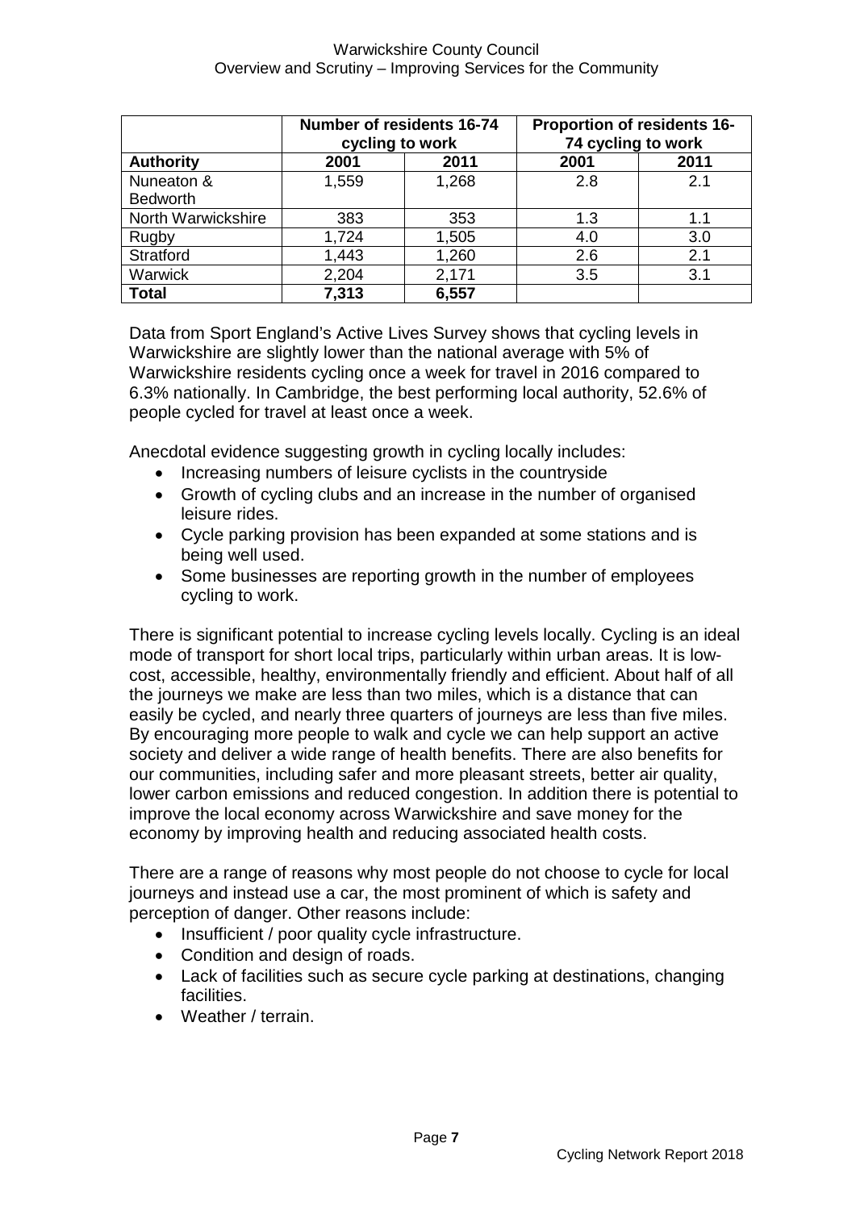| | Number of residents 16-74 cycling to work | | Proportion of residents 16-74 cycling to work | |
|---|---|---|---|---|
| **Authority** | **2001** | **2011** | **2001** | **2011** |
| Nuneaton & Bedworth | 1,559 | 1,268 | 2.8 | 2.1 |
| North Warwickshire | 383 | 353 | 1.3 | 1.1 |
| Rugby | 1,724 | 1,505 | 4.0 | 3.0 |
| Stratford | 1,443 | 1,260 | 2.6 | 2.1 |
| Warwick | 2,204 | 2,171 | 3.5 | 3.1 |
| **Total** | **7,313** | **6,557** | | |

Data from Sport England's Active Lives Survey shows that cycling levels in Warwickshire are slightly lower than the national average with 5% of Warwickshire residents cycling once a week for travel in 2016 compared to 6.3% nationally. In Cambridge, the best performing local authority, 52.6% of people cycled for travel at least once a week.

Anecdotal evidence suggesting growth in cycling locally includes:

- Increasing numbers of leisure cyclists in the countryside
- Growth of cycling clubs and an increase in the number of organised leisure rides.
- Cycle parking provision has been expanded at some stations and is being well used.
- Some businesses are reporting growth in the number of employees cycling to work.

There is significant potential to increase cycling levels locally. Cycling is an ideal mode of transport for short local trips, particularly within urban areas. It is low-cost, accessible, healthy, environmentally friendly and efficient. About half of all the journeys we make are less than two miles, which is a distance that can easily be cycled, and nearly three quarters of journeys are less than five miles. By encouraging more people to walk and cycle we can help support an active society and deliver a wide range of health benefits. There are also benefits for our communities, including safer and more pleasant streets, better air quality, lower carbon emissions and reduced congestion. In addition there is potential to improve the local economy across Warwickshire and save money for the economy by improving health and reducing associated health costs.

There are a range of reasons why most people do not choose to cycle for local journeys and instead use a car, the most prominent of which is safety and perception of danger. Other reasons include:

- Insufficient / poor quality cycle infrastructure.
- Condition and design of roads.
- Lack of facilities such as secure cycle parking at destinations, changing facilities.
- Weather / terrain.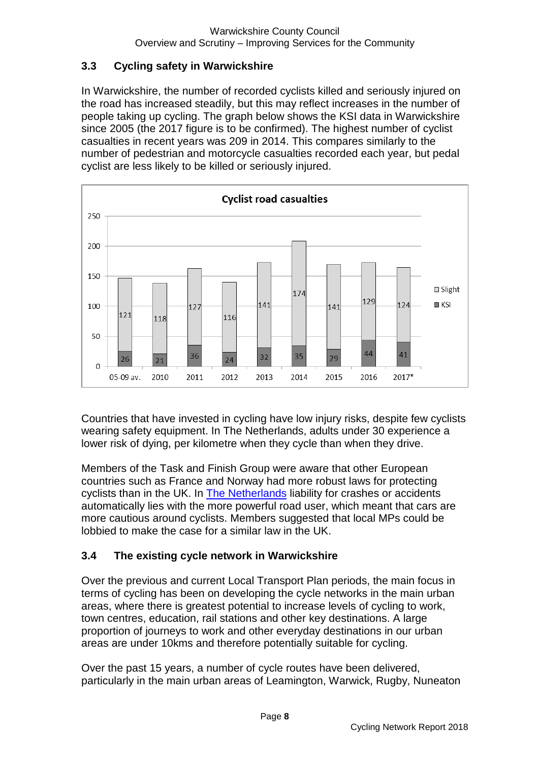## 3.3 Cycling safety in Warwickshire

In Warwickshire, the number of recorded cyclists killed and seriously injured on the road has increased steadily, but this may reflect increases in the number of people taking up cycling. The graph below shows the KSI data in Warwickshire since 2005 (the 2017 figure is to be confirmed). The highest number of cyclist casualties in recent years was 209 in 2014. This compares similarly to the number of pedestrian and motorcycle casualties recorded each year, but pedal cyclist are less likely to be killed or seriously injured.

**Cyclist road casualties**

| | 05-09 av. | 2010 | 2011 | 2012 | 2013 | 2014 | 2015 | 2016 | 2017* |
|---|---|---|---|---|---|---|---|---|---|
| Slight | 121 | 118 | 127 | 116 | 141 | 174 | 141 | 129 | 124 |
| KSI | 26 | 21 | 36 | 24 | 32 | 35 | 29 | 44 | 41 |

Countries that have invested in cycling have low injury risks, despite few cyclists wearing safety equipment. In The Netherlands, adults under 30 experience a lower risk of dying, per kilometre when they cycle than when they drive.

Members of the Task and Finish Group were aware that other European countries such as France and Norway had more robust laws for protecting cyclists than in the UK. In The Netherlands liability for crashes or accidents automatically lies with the more powerful road user, which meant that cars are more cautious around cyclists. Members suggested that local MPs could be lobbied to make the case for a similar law in the UK.

## 3.4 The existing cycle network in Warwickshire

Over the previous and current Local Transport Plan periods, the main focus in terms of cycling has been on developing the cycle networks in the main urban areas, where there is greatest potential to increase levels of cycling to work, town centres, education, rail stations and other key destinations. A large proportion of journeys to work and other everyday destinations in our urban areas are under 10kms and therefore potentially suitable for cycling.

Over the past 15 years, a number of cycle routes have been delivered, particularly in the main urban areas of Leamington, Warwick, Rugby, Nuneaton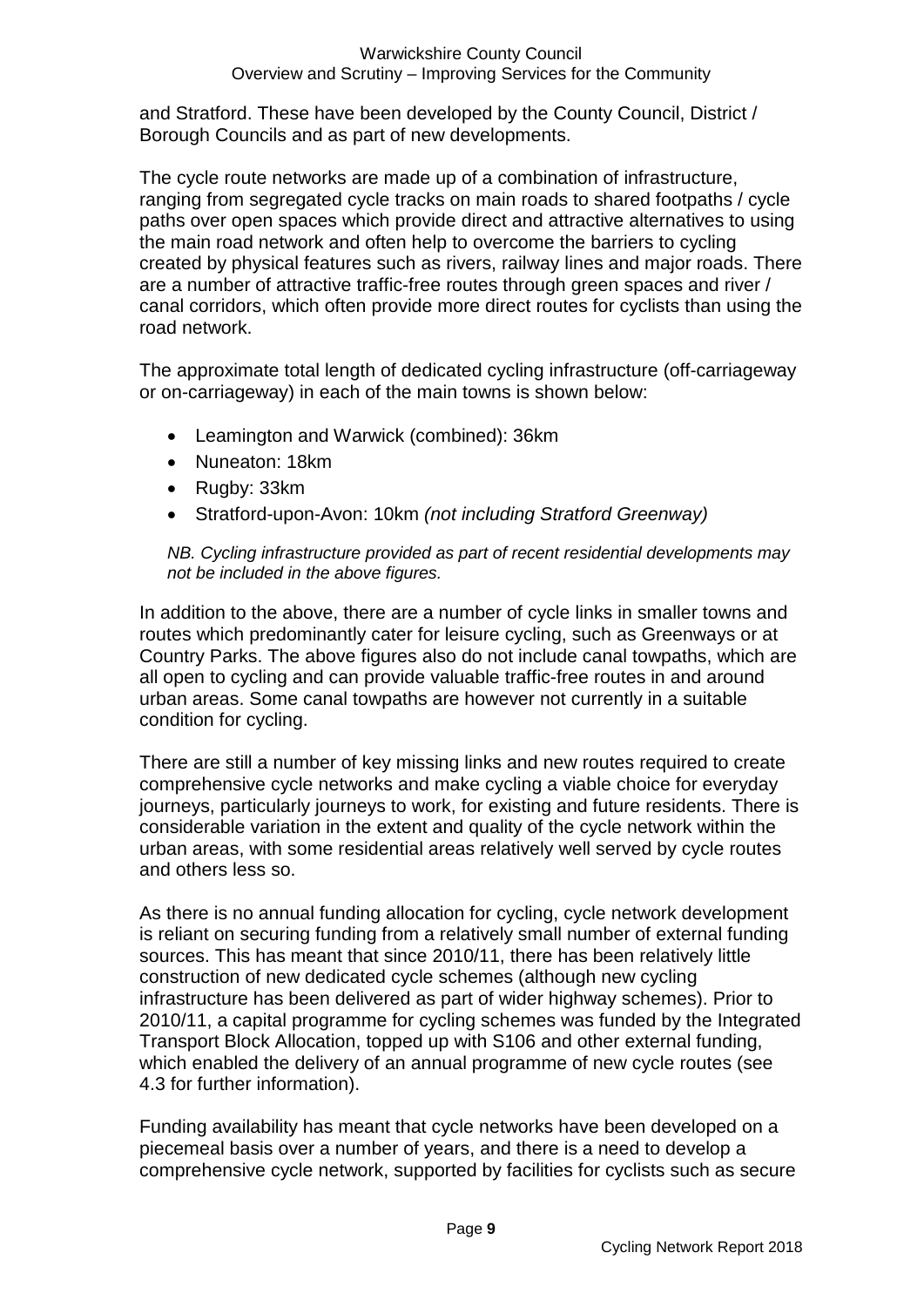and Stratford. These have been developed by the County Council, District / Borough Councils and as part of new developments.

The cycle route networks are made up of a combination of infrastructure, ranging from segregated cycle tracks on main roads to shared footpaths / cycle paths over open spaces which provide direct and attractive alternatives to using the main road network and often help to overcome the barriers to cycling created by physical features such as rivers, railway lines and major roads. There are a number of attractive traffic-free routes through green spaces and river / canal corridors, which often provide more direct routes for cyclists than using the road network.

The approximate total length of dedicated cycling infrastructure (off-carriageway or on-carriageway) in each of the main towns is shown below:

- Leamington and Warwick (combined): 36km
- Nuneaton: 18km
- Rugby: 33km
- Stratford-upon-Avon: 10km *(not including Stratford Greenway)*

*NB. Cycling infrastructure provided as part of recent residential developments may not be included in the above figures.*

In addition to the above, there are a number of cycle links in smaller towns and routes which predominantly cater for leisure cycling, such as Greenways or at Country Parks. The above figures also do not include canal towpaths, which are all open to cycling and can provide valuable traffic-free routes in and around urban areas. Some canal towpaths are however not currently in a suitable condition for cycling.

There are still a number of key missing links and new routes required to create comprehensive cycle networks and make cycling a viable choice for everyday journeys, particularly journeys to work, for existing and future residents. There is considerable variation in the extent and quality of the cycle network within the urban areas, with some residential areas relatively well served by cycle routes and others less so.

As there is no annual funding allocation for cycling, cycle network development is reliant on securing funding from a relatively small number of external funding sources. This has meant that since 2010/11, there has been relatively little construction of new dedicated cycle schemes (although new cycling infrastructure has been delivered as part of wider highway schemes). Prior to 2010/11, a capital programme for cycling schemes was funded by the Integrated Transport Block Allocation, topped up with S106 and other external funding, which enabled the delivery of an annual programme of new cycle routes (see 4.3 for further information).

Funding availability has meant that cycle networks have been developed on a piecemeal basis over a number of years, and there is a need to develop a comprehensive cycle network, supported by facilities for cyclists such as secure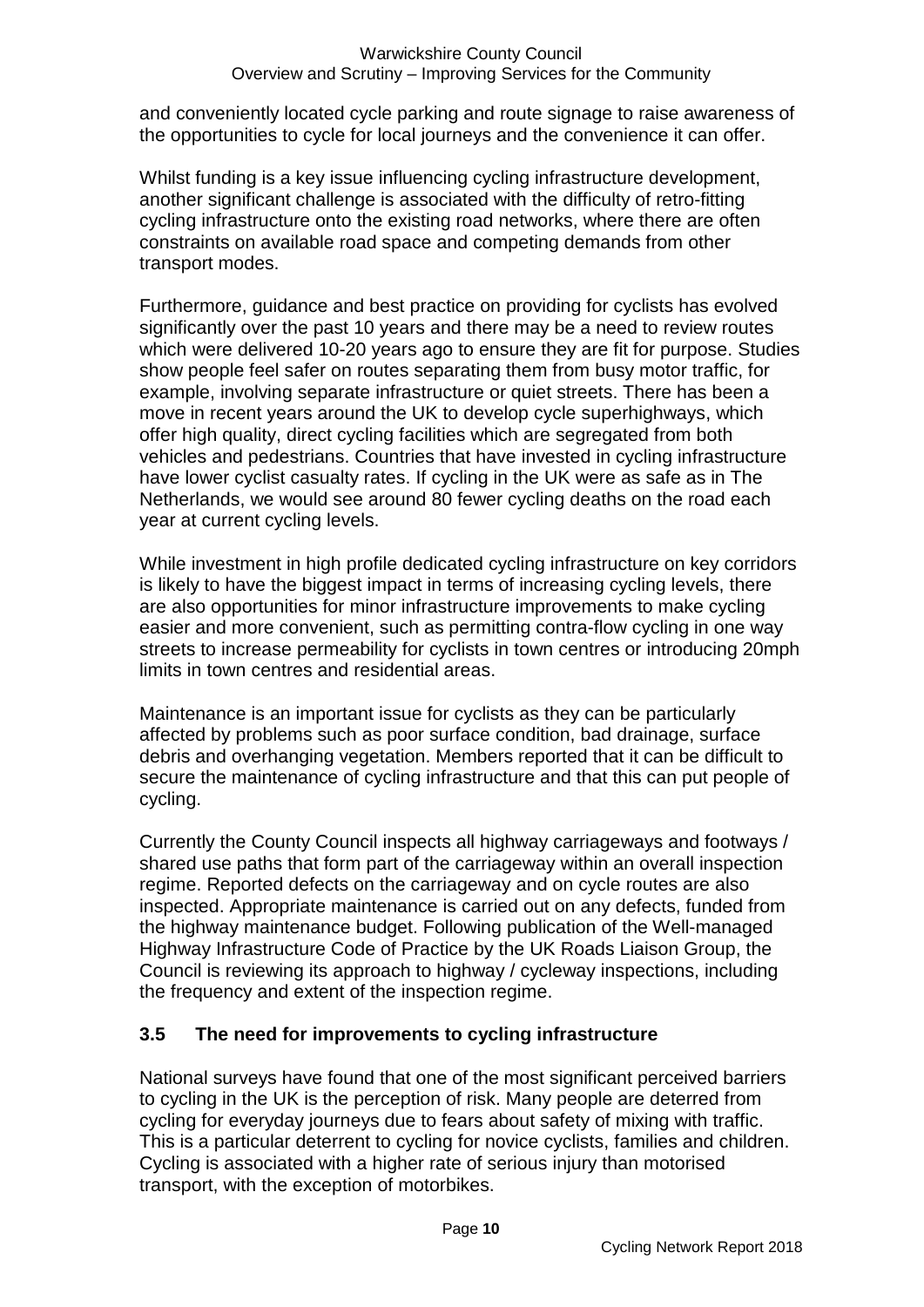and conveniently located cycle parking and route signage to raise awareness of the opportunities to cycle for local journeys and the convenience it can offer.

Whilst funding is a key issue influencing cycling infrastructure development, another significant challenge is associated with the difficulty of retro-fitting cycling infrastructure onto the existing road networks, where there are often constraints on available road space and competing demands from other transport modes.

Furthermore, guidance and best practice on providing for cyclists has evolved significantly over the past 10 years and there may be a need to review routes which were delivered 10-20 years ago to ensure they are fit for purpose. Studies show people feel safer on routes separating them from busy motor traffic, for example, involving separate infrastructure or quiet streets. There has been a move in recent years around the UK to develop cycle superhighways, which offer high quality, direct cycling facilities which are segregated from both vehicles and pedestrians. Countries that have invested in cycling infrastructure have lower cyclist casualty rates. If cycling in the UK were as safe as in The Netherlands, we would see around 80 fewer cycling deaths on the road each year at current cycling levels.

While investment in high profile dedicated cycling infrastructure on key corridors is likely to have the biggest impact in terms of increasing cycling levels, there are also opportunities for minor infrastructure improvements to make cycling easier and more convenient, such as permitting contra-flow cycling in one way streets to increase permeability for cyclists in town centres or introducing 20mph limits in town centres and residential areas.

Maintenance is an important issue for cyclists as they can be particularly affected by problems such as poor surface condition, bad drainage, surface debris and overhanging vegetation. Members reported that it can be difficult to secure the maintenance of cycling infrastructure and that this can put people of cycling.

Currently the County Council inspects all highway carriageways and footways / shared use paths that form part of the carriageway within an overall inspection regime. Reported defects on the carriageway and on cycle routes are also inspected. Appropriate maintenance is carried out on any defects, funded from the highway maintenance budget. Following publication of the Well-managed Highway Infrastructure Code of Practice by the UK Roads Liaison Group, the Council is reviewing its approach to highway / cycleway inspections, including the frequency and extent of the inspection regime.

## 3.5 The need for improvements to cycling infrastructure

National surveys have found that one of the most significant perceived barriers to cycling in the UK is the perception of risk. Many people are deterred from cycling for everyday journeys due to fears about safety of mixing with traffic. This is a particular deterrent to cycling for novice cyclists, families and children. Cycling is associated with a higher rate of serious injury than motorised transport, with the exception of motorbikes.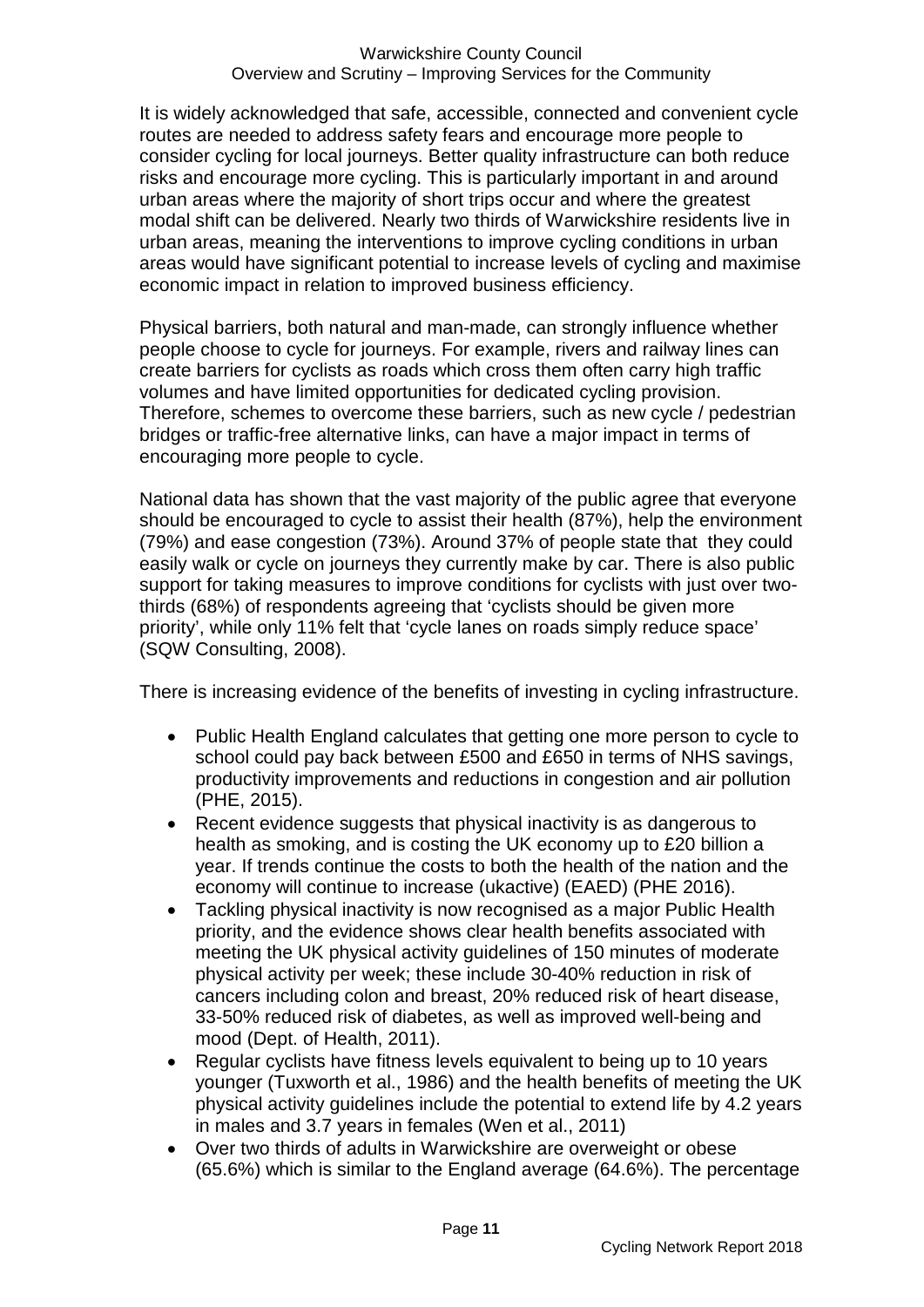It is widely acknowledged that safe, accessible, connected and convenient cycle routes are needed to address safety fears and encourage more people to consider cycling for local journeys. Better quality infrastructure can both reduce risks and encourage more cycling. This is particularly important in and around urban areas where the majority of short trips occur and where the greatest modal shift can be delivered. Nearly two thirds of Warwickshire residents live in urban areas, meaning the interventions to improve cycling conditions in urban areas would have significant potential to increase levels of cycling and maximise economic impact in relation to improved business efficiency.

Physical barriers, both natural and man-made, can strongly influence whether people choose to cycle for journeys. For example, rivers and railway lines can create barriers for cyclists as roads which cross them often carry high traffic volumes and have limited opportunities for dedicated cycling provision. Therefore, schemes to overcome these barriers, such as new cycle / pedestrian bridges or traffic-free alternative links, can have a major impact in terms of encouraging more people to cycle.

National data has shown that the vast majority of the public agree that everyone should be encouraged to cycle to assist their health (87%), help the environment (79%) and ease congestion (73%). Around 37% of people state that they could easily walk or cycle on journeys they currently make by car. There is also public support for taking measures to improve conditions for cyclists with just over two-thirds (68%) of respondents agreeing that 'cyclists should be given more priority', while only 11% felt that 'cycle lanes on roads simply reduce space' (SQW Consulting, 2008).

There is increasing evidence of the benefits of investing in cycling infrastructure.

- Public Health England calculates that getting one more person to cycle to school could pay back between £500 and £650 in terms of NHS savings, productivity improvements and reductions in congestion and air pollution (PHE, 2015).
- Recent evidence suggests that physical inactivity is as dangerous to health as smoking, and is costing the UK economy up to £20 billion a year. If trends continue the costs to both the health of the nation and the economy will continue to increase (ukactive) (EAED) (PHE 2016).
- Tackling physical inactivity is now recognised as a major Public Health priority, and the evidence shows clear health benefits associated with meeting the UK physical activity guidelines of 150 minutes of moderate physical activity per week; these include 30-40% reduction in risk of cancers including colon and breast, 20% reduced risk of heart disease, 33-50% reduced risk of diabetes, as well as improved well-being and mood (Dept. of Health, 2011).
- Regular cyclists have fitness levels equivalent to being up to 10 years younger (Tuxworth et al., 1986) and the health benefits of meeting the UK physical activity guidelines include the potential to extend life by 4.2 years in males and 3.7 years in females (Wen et al., 2011)
- Over two thirds of adults in Warwickshire are overweight or obese (65.6%) which is similar to the England average (64.6%). The percentage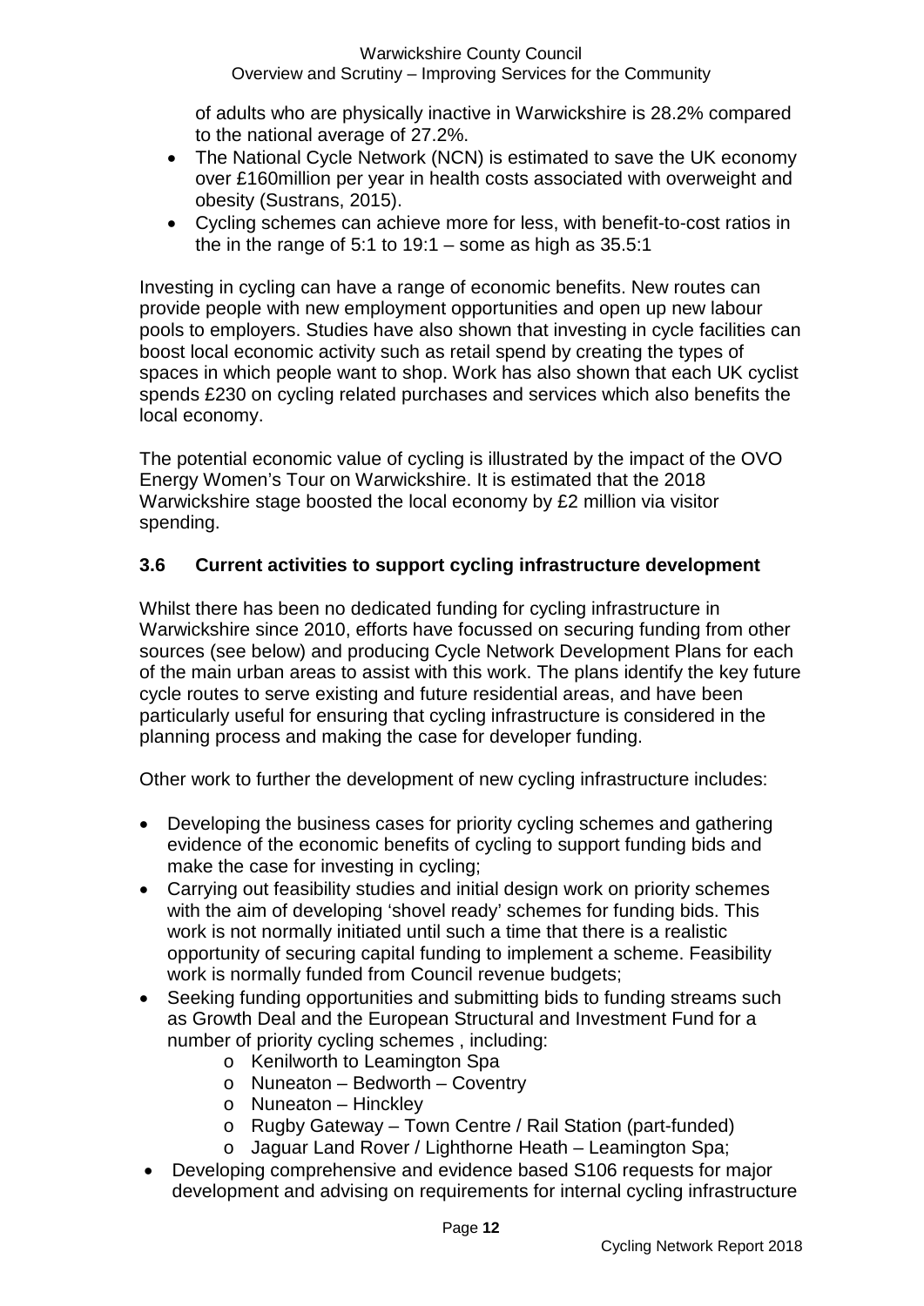of adults who are physically inactive in Warwickshire is 28.2% compared to the national average of 27.2%.

- The National Cycle Network (NCN) is estimated to save the UK economy over £160million per year in health costs associated with overweight and obesity (Sustrans, 2015).
- Cycling schemes can achieve more for less, with benefit-to-cost ratios in the in the range of 5:1 to 19:1 – some as high as 35.5:1

Investing in cycling can have a range of economic benefits. New routes can provide people with new employment opportunities and open up new labour pools to employers. Studies have also shown that investing in cycle facilities can boost local economic activity such as retail spend by creating the types of spaces in which people want to shop. Work has also shown that each UK cyclist spends £230 on cycling related purchases and services which also benefits the local economy.

The potential economic value of cycling is illustrated by the impact of the OVO Energy Women's Tour on Warwickshire. It is estimated that the 2018 Warwickshire stage boosted the local economy by £2 million via visitor spending.

### 3.6 Current activities to support cycling infrastructure development

Whilst there has been no dedicated funding for cycling infrastructure in Warwickshire since 2010, efforts have focussed on securing funding from other sources (see below) and producing Cycle Network Development Plans for each of the main urban areas to assist with this work. The plans identify the key future cycle routes to serve existing and future residential areas, and have been particularly useful for ensuring that cycling infrastructure is considered in the planning process and making the case for developer funding.

Other work to further the development of new cycling infrastructure includes:

- Developing the business cases for priority cycling schemes and gathering evidence of the economic benefits of cycling to support funding bids and make the case for investing in cycling;
- Carrying out feasibility studies and initial design work on priority schemes with the aim of developing 'shovel ready' schemes for funding bids. This work is not normally initiated until such a time that there is a realistic opportunity of securing capital funding to implement a scheme. Feasibility work is normally funded from Council revenue budgets;
- Seeking funding opportunities and submitting bids to funding streams such as Growth Deal and the European Structural and Investment Fund for a number of priority cycling schemes , including:
  - Kenilworth to Leamington Spa
  - Nuneaton – Bedworth – Coventry
  - Nuneaton – Hinckley
  - Rugby Gateway – Town Centre / Rail Station (part-funded)
  - Jaguar Land Rover / Lighthorne Heath – Leamington Spa;
- Developing comprehensive and evidence based S106 requests for major development and advising on requirements for internal cycling infrastructure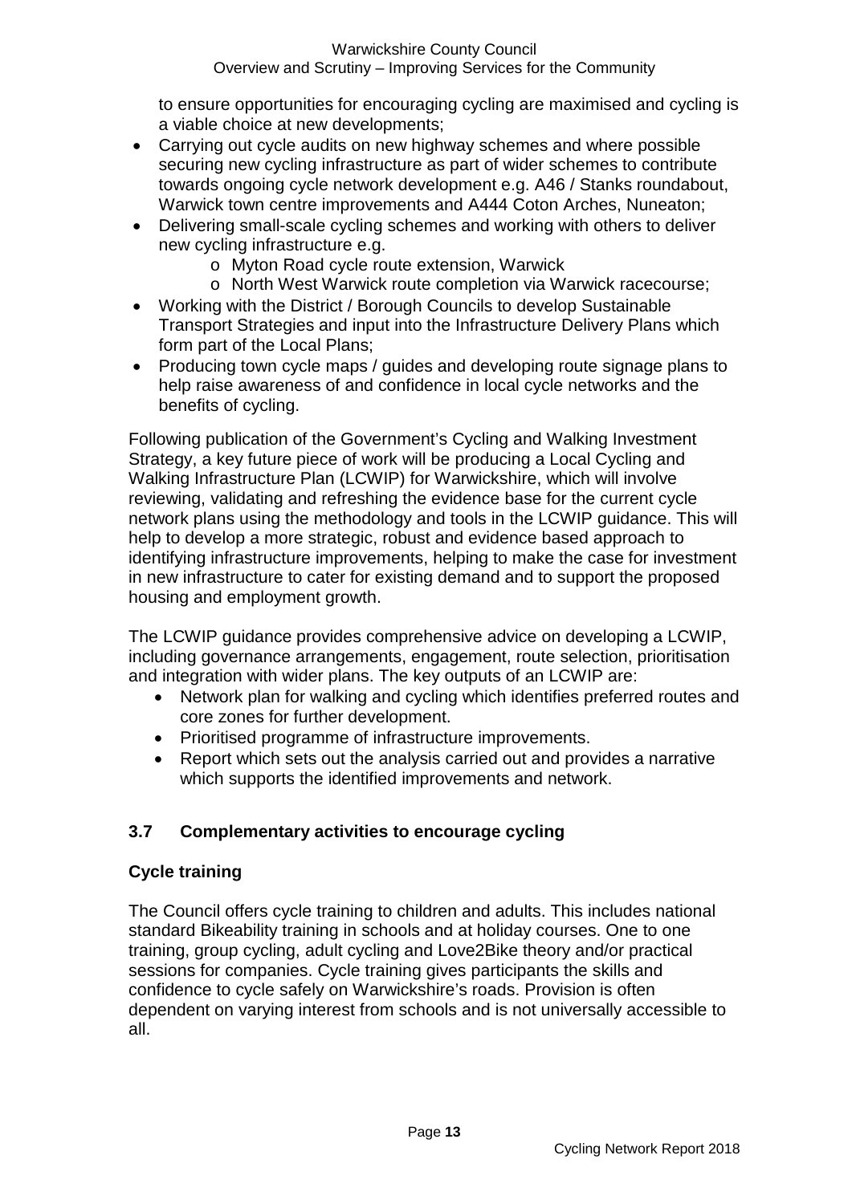to ensure opportunities for encouraging cycling are maximised and cycling is a viable choice at new developments;

- Carrying out cycle audits on new highway schemes and where possible securing new cycling infrastructure as part of wider schemes to contribute towards ongoing cycle network development e.g. A46 / Stanks roundabout, Warwick town centre improvements and A444 Coton Arches, Nuneaton;
- Delivering small-scale cycling schemes and working with others to deliver new cycling infrastructure e.g.
  - Myton Road cycle route extension, Warwick
  - North West Warwick route completion via Warwick racecourse;
- Working with the District / Borough Councils to develop Sustainable Transport Strategies and input into the Infrastructure Delivery Plans which form part of the Local Plans;
- Producing town cycle maps / guides and developing route signage plans to help raise awareness of and confidence in local cycle networks and the benefits of cycling.

Following publication of the Government's Cycling and Walking Investment Strategy, a key future piece of work will be producing a Local Cycling and Walking Infrastructure Plan (LCWIP) for Warwickshire, which will involve reviewing, validating and refreshing the evidence base for the current cycle network plans using the methodology and tools in the LCWIP guidance. This will help to develop a more strategic, robust and evidence based approach to identifying infrastructure improvements, helping to make the case for investment in new infrastructure to cater for existing demand and to support the proposed housing and employment growth.

The LCWIP guidance provides comprehensive advice on developing a LCWIP, including governance arrangements, engagement, route selection, prioritisation and integration with wider plans. The key outputs of an LCWIP are:

- Network plan for walking and cycling which identifies preferred routes and core zones for further development.
- Prioritised programme of infrastructure improvements.
- Report which sets out the analysis carried out and provides a narrative which supports the identified improvements and network.

### 3.7 Complementary activities to encourage cycling

**Cycle training**

The Council offers cycle training to children and adults. This includes national standard Bikeability training in schools and at holiday courses. One to one training, group cycling, adult cycling and Love2Bike theory and/or practical sessions for companies. Cycle training gives participants the skills and confidence to cycle safely on Warwickshire's roads. Provision is often dependent on varying interest from schools and is not universally accessible to all.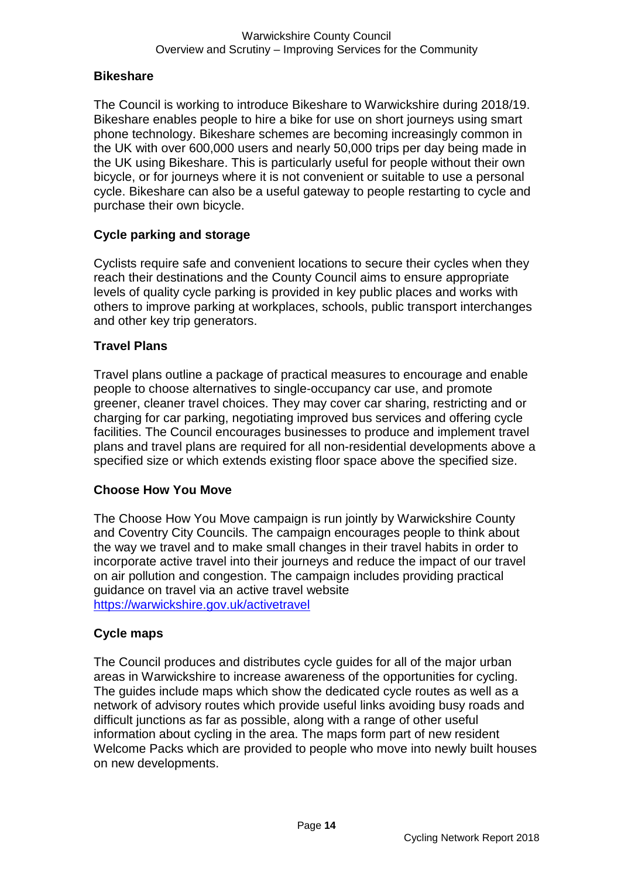## Bikeshare

The Council is working to introduce Bikeshare to Warwickshire during 2018/19. Bikeshare enables people to hire a bike for use on short journeys using smart phone technology. Bikeshare schemes are becoming increasingly common in the UK with over 600,000 users and nearly 50,000 trips per day being made in the UK using Bikeshare. This is particularly useful for people without their own bicycle, or for journeys where it is not convenient or suitable to use a personal cycle. Bikeshare can also be a useful gateway to people restarting to cycle and purchase their own bicycle.

## Cycle parking and storage

Cyclists require safe and convenient locations to secure their cycles when they reach their destinations and the County Council aims to ensure appropriate levels of quality cycle parking is provided in key public places and works with others to improve parking at workplaces, schools, public transport interchanges and other key trip generators.

## Travel Plans

Travel plans outline a package of practical measures to encourage and enable people to choose alternatives to single-occupancy car use, and promote greener, cleaner travel choices. They may cover car sharing, restricting and or charging for car parking, negotiating improved bus services and offering cycle facilities. The Council encourages businesses to produce and implement travel plans and travel plans are required for all non-residential developments above a specified size or which extends existing floor space above the specified size.

## Choose How You Move

The Choose How You Move campaign is run jointly by Warwickshire County and Coventry City Councils. The campaign encourages people to think about the way we travel and to make small changes in their travel habits in order to incorporate active travel into their journeys and reduce the impact of our travel on air pollution and congestion. The campaign includes providing practical guidance on travel via an active travel website https://warwickshire.gov.uk/activetravel

## Cycle maps

The Council produces and distributes cycle guides for all of the major urban areas in Warwickshire to increase awareness of the opportunities for cycling. The guides include maps which show the dedicated cycle routes as well as a network of advisory routes which provide useful links avoiding busy roads and difficult junctions as far as possible, along with a range of other useful information about cycling in the area. The maps form part of new resident Welcome Packs which are provided to people who move into newly built houses on new developments.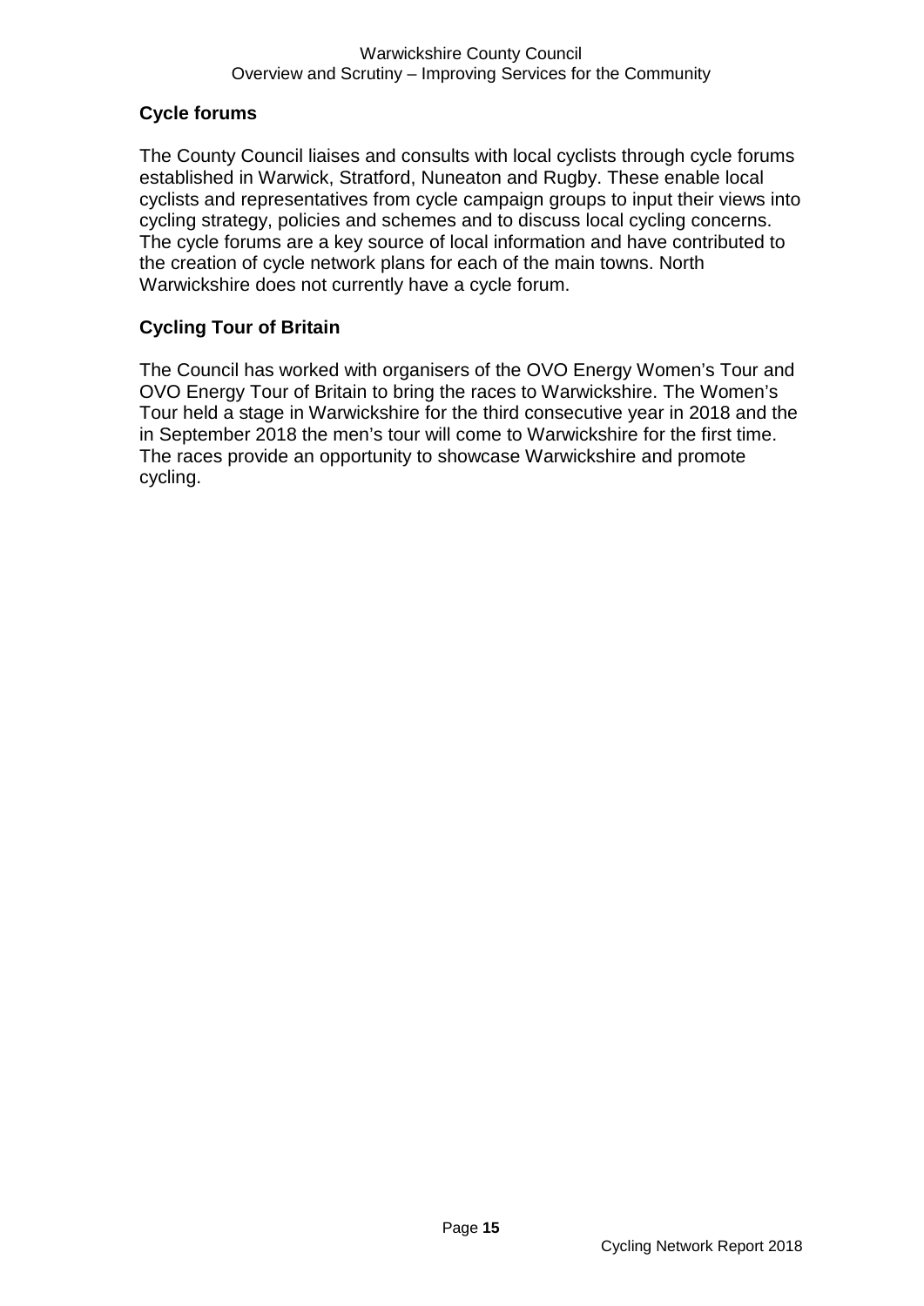## Cycle forums

The County Council liaises and consults with local cyclists through cycle forums established in Warwick, Stratford, Nuneaton and Rugby. These enable local cyclists and representatives from cycle campaign groups to input their views into cycling strategy, policies and schemes and to discuss local cycling concerns. The cycle forums are a key source of local information and have contributed to the creation of cycle network plans for each of the main towns. North Warwickshire does not currently have a cycle forum.

## Cycling Tour of Britain

The Council has worked with organisers of the OVO Energy Women's Tour and OVO Energy Tour of Britain to bring the races to Warwickshire. The Women's Tour held a stage in Warwickshire for the third consecutive year in 2018 and the in September 2018 the men's tour will come to Warwickshire for the first time. The races provide an opportunity to showcase Warwickshire and promote cycling.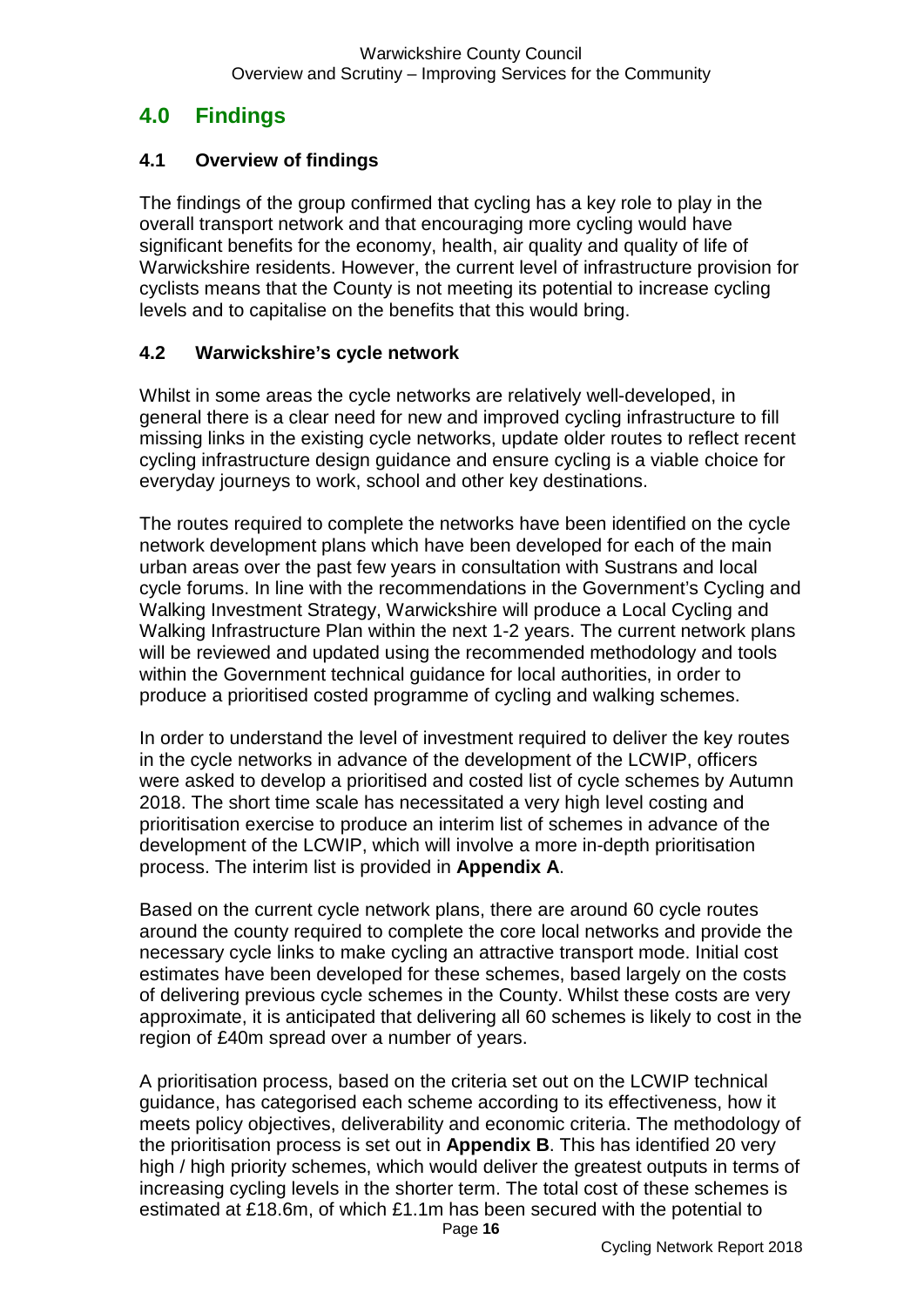## 4.0 Findings

### 4.1 Overview of findings

The findings of the group confirmed that cycling has a key role to play in the overall transport network and that encouraging more cycling would have significant benefits for the economy, health, air quality and quality of life of Warwickshire residents. However, the current level of infrastructure provision for cyclists means that the County is not meeting its potential to increase cycling levels and to capitalise on the benefits that this would bring.

### 4.2 Warwickshire's cycle network

Whilst in some areas the cycle networks are relatively well-developed, in general there is a clear need for new and improved cycling infrastructure to fill missing links in the existing cycle networks, update older routes to reflect recent cycling infrastructure design guidance and ensure cycling is a viable choice for everyday journeys to work, school and other key destinations.

The routes required to complete the networks have been identified on the cycle network development plans which have been developed for each of the main urban areas over the past few years in consultation with Sustrans and local cycle forums. In line with the recommendations in the Government's Cycling and Walking Investment Strategy, Warwickshire will produce a Local Cycling and Walking Infrastructure Plan within the next 1-2 years. The current network plans will be reviewed and updated using the recommended methodology and tools within the Government technical guidance for local authorities, in order to produce a prioritised costed programme of cycling and walking schemes.

In order to understand the level of investment required to deliver the key routes in the cycle networks in advance of the development of the LCWIP, officers were asked to develop a prioritised and costed list of cycle schemes by Autumn 2018. The short time scale has necessitated a very high level costing and prioritisation exercise to produce an interim list of schemes in advance of the development of the LCWIP, which will involve a more in-depth prioritisation process. The interim list is provided in **Appendix A**.

Based on the current cycle network plans, there are around 60 cycle routes around the county required to complete the core local networks and provide the necessary cycle links to make cycling an attractive transport mode. Initial cost estimates have been developed for these schemes, based largely on the costs of delivering previous cycle schemes in the County. Whilst these costs are very approximate, it is anticipated that delivering all 60 schemes is likely to cost in the region of £40m spread over a number of years.

A prioritisation process, based on the criteria set out on the LCWIP technical guidance, has categorised each scheme according to its effectiveness, how it meets policy objectives, deliverability and economic criteria. The methodology of the prioritisation process is set out in **Appendix B**. This has identified 20 very high / high priority schemes, which would deliver the greatest outputs in terms of increasing cycling levels in the shorter term. The total cost of these schemes is estimated at £18.6m, of which £1.1m has been secured with the potential to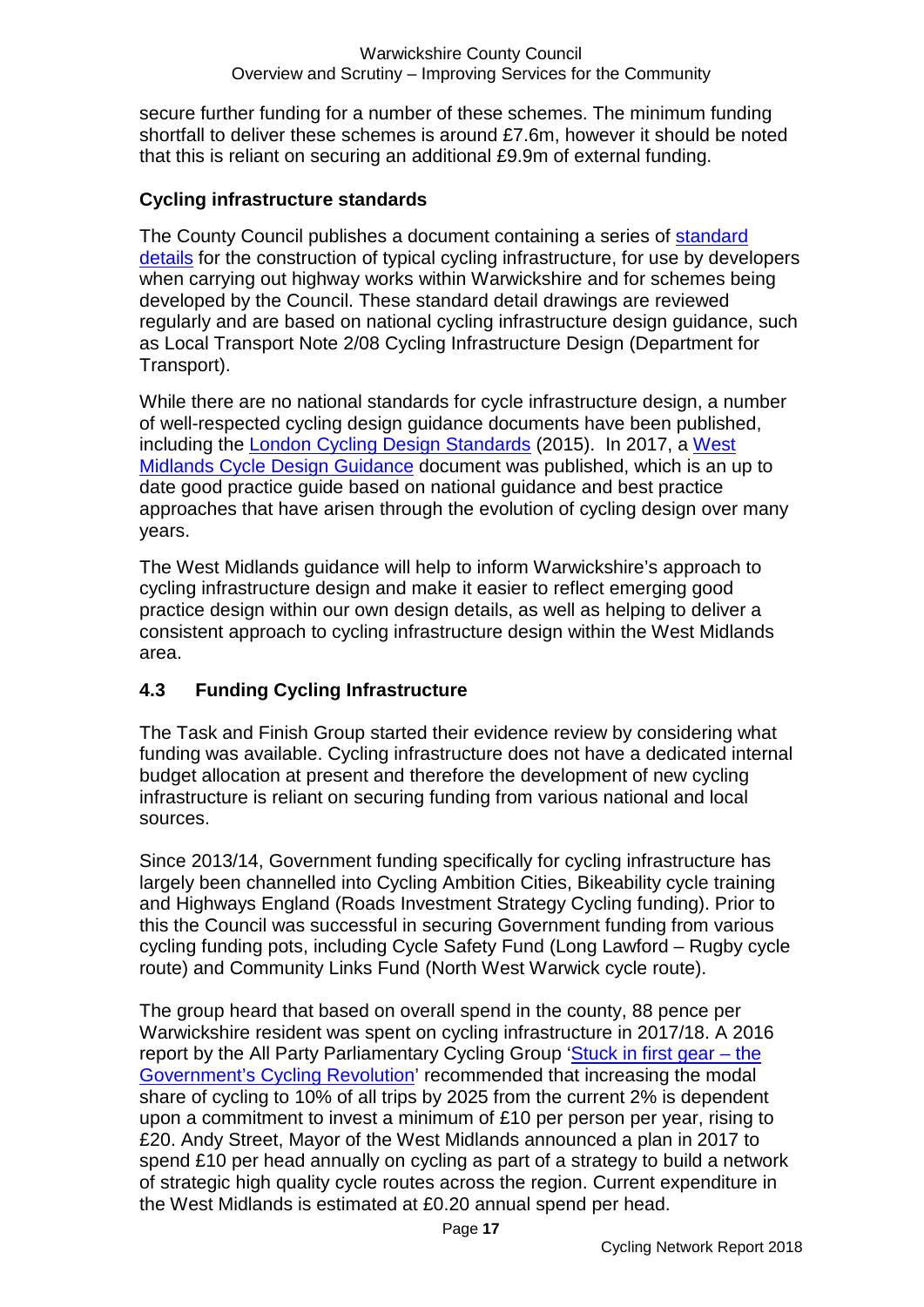secure further funding for a number of these schemes. The minimum funding shortfall to deliver these schemes is around £7.6m, however it should be noted that this is reliant on securing an additional £9.9m of external funding.

### Cycling infrastructure standards

The County Council publishes a document containing a series of standard details for the construction of typical cycling infrastructure, for use by developers when carrying out highway works within Warwickshire and for schemes being developed by the Council. These standard detail drawings are reviewed regularly and are based on national cycling infrastructure design guidance, such as Local Transport Note 2/08 Cycling Infrastructure Design (Department for Transport).

While there are no national standards for cycle infrastructure design, a number of well-respected cycling design guidance documents have been published, including the London Cycling Design Standards (2015). In 2017, a West Midlands Cycle Design Guidance document was published, which is an up to date good practice guide based on national guidance and best practice approaches that have arisen through the evolution of cycling design over many years.

The West Midlands guidance will help to inform Warwickshire's approach to cycling infrastructure design and make it easier to reflect emerging good practice design within our own design details, as well as helping to deliver a consistent approach to cycling infrastructure design within the West Midlands area.

## 4.3 Funding Cycling Infrastructure

The Task and Finish Group started their evidence review by considering what funding was available. Cycling infrastructure does not have a dedicated internal budget allocation at present and therefore the development of new cycling infrastructure is reliant on securing funding from various national and local sources.

Since 2013/14, Government funding specifically for cycling infrastructure has largely been channelled into Cycling Ambition Cities, Bikeability cycle training and Highways England (Roads Investment Strategy Cycling funding). Prior to this the Council was successful in securing Government funding from various cycling funding pots, including Cycle Safety Fund (Long Lawford – Rugby cycle route) and Community Links Fund (North West Warwick cycle route).

The group heard that based on overall spend in the county, 88 pence per Warwickshire resident was spent on cycling infrastructure in 2017/18. A 2016 report by the All Party Parliamentary Cycling Group 'Stuck in first gear – the Government's Cycling Revolution' recommended that increasing the modal share of cycling to 10% of all trips by 2025 from the current 2% is dependent upon a commitment to invest a minimum of £10 per person per year, rising to £20. Andy Street, Mayor of the West Midlands announced a plan in 2017 to spend £10 per head annually on cycling as part of a strategy to build a network of strategic high quality cycle routes across the region. Current expenditure in the West Midlands is estimated at £0.20 annual spend per head.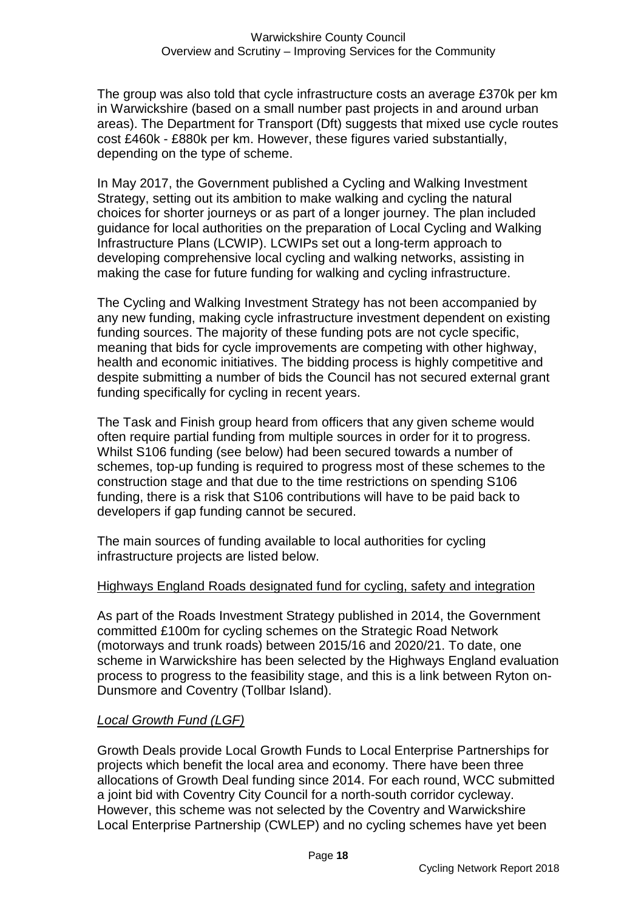The group was also told that cycle infrastructure costs an average £370k per km in Warwickshire (based on a small number past projects in and around urban areas). The Department for Transport (Dft) suggests that mixed use cycle routes cost £460k - £880k per km. However, these figures varied substantially, depending on the type of scheme.

In May 2017, the Government published a Cycling and Walking Investment Strategy, setting out its ambition to make walking and cycling the natural choices for shorter journeys or as part of a longer journey. The plan included guidance for local authorities on the preparation of Local Cycling and Walking Infrastructure Plans (LCWIP). LCWIPs set out a long-term approach to developing comprehensive local cycling and walking networks, assisting in making the case for future funding for walking and cycling infrastructure.

The Cycling and Walking Investment Strategy has not been accompanied by any new funding, making cycle infrastructure investment dependent on existing funding sources. The majority of these funding pots are not cycle specific, meaning that bids for cycle improvements are competing with other highway, health and economic initiatives. The bidding process is highly competitive and despite submitting a number of bids the Council has not secured external grant funding specifically for cycling in recent years.

The Task and Finish group heard from officers that any given scheme would often require partial funding from multiple sources in order for it to progress. Whilst S106 funding (see below) had been secured towards a number of schemes, top-up funding is required to progress most of these schemes to the construction stage and that due to the time restrictions on spending S106 funding, there is a risk that S106 contributions will have to be paid back to developers if gap funding cannot be secured.

The main sources of funding available to local authorities for cycling infrastructure projects are listed below.

<u>Highways England Roads designated fund for cycling, safety and integration</u>

As part of the Roads Investment Strategy published in 2014, the Government committed £100m for cycling schemes on the Strategic Road Network (motorways and trunk roads) between 2015/16 and 2020/21. To date, one scheme in Warwickshire has been selected by the Highways England evaluation process to progress to the feasibility stage, and this is a link between Ryton on-Dunsmore and Coventry (Tollbar Island).

*<u>Local Growth Fund (LGF)</u>*

Growth Deals provide Local Growth Funds to Local Enterprise Partnerships for projects which benefit the local area and economy. There have been three allocations of Growth Deal funding since 2014. For each round, WCC submitted a joint bid with Coventry City Council for a north-south corridor cycleway. However, this scheme was not selected by the Coventry and Warwickshire Local Enterprise Partnership (CWLEP) and no cycling schemes have yet been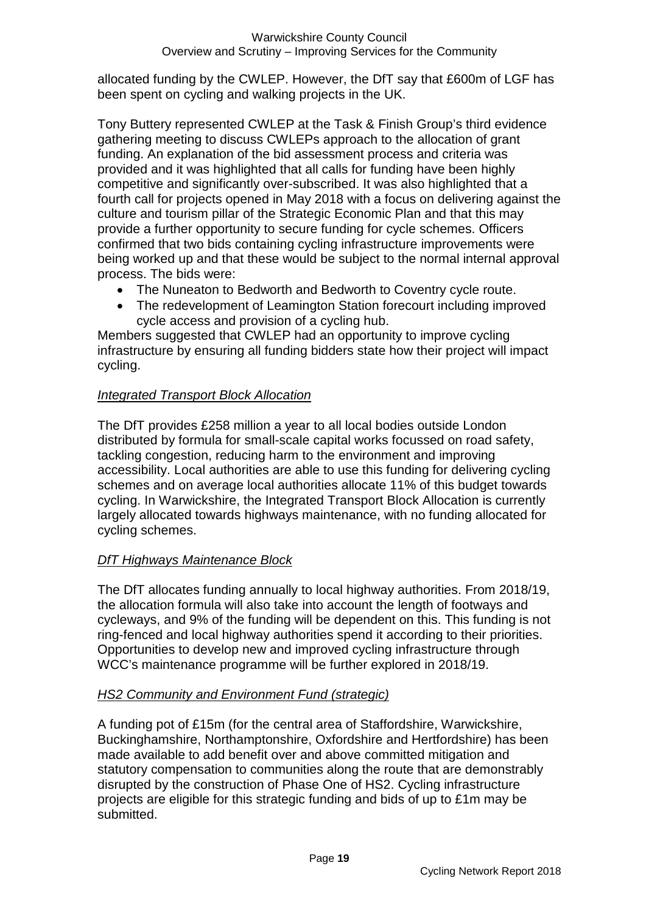allocated funding by the CWLEP. However, the DfT say that £600m of LGF has been spent on cycling and walking projects in the UK.

Tony Buttery represented CWLEP at the Task & Finish Group's third evidence gathering meeting to discuss CWLEPs approach to the allocation of grant funding. An explanation of the bid assessment process and criteria was provided and it was highlighted that all calls for funding have been highly competitive and significantly over-subscribed. It was also highlighted that a fourth call for projects opened in May 2018 with a focus on delivering against the culture and tourism pillar of the Strategic Economic Plan and that this may provide a further opportunity to secure funding for cycle schemes. Officers confirmed that two bids containing cycling infrastructure improvements were being worked up and that these would be subject to the normal internal approval process. The bids were:

- The Nuneaton to Bedworth and Bedworth to Coventry cycle route.
- The redevelopment of Leamington Station forecourt including improved cycle access and provision of a cycling hub.

Members suggested that CWLEP had an opportunity to improve cycling infrastructure by ensuring all funding bidders state how their project will impact cycling.

*Integrated Transport Block Allocation*

The DfT provides £258 million a year to all local bodies outside London distributed by formula for small-scale capital works focussed on road safety, tackling congestion, reducing harm to the environment and improving accessibility. Local authorities are able to use this funding for delivering cycling schemes and on average local authorities allocate 11% of this budget towards cycling. In Warwickshire, the Integrated Transport Block Allocation is currently largely allocated towards highways maintenance, with no funding allocated for cycling schemes.

*DfT Highways Maintenance Block*

The DfT allocates funding annually to local highway authorities. From 2018/19, the allocation formula will also take into account the length of footways and cycleways, and 9% of the funding will be dependent on this. This funding is not ring-fenced and local highway authorities spend it according to their priorities. Opportunities to develop new and improved cycling infrastructure through WCC's maintenance programme will be further explored in 2018/19.

*HS2 Community and Environment Fund (strategic)*

A funding pot of £15m (for the central area of Staffordshire, Warwickshire, Buckinghamshire, Northamptonshire, Oxfordshire and Hertfordshire) has been made available to add benefit over and above committed mitigation and statutory compensation to communities along the route that are demonstrably disrupted by the construction of Phase One of HS2. Cycling infrastructure projects are eligible for this strategic funding and bids of up to £1m may be submitted.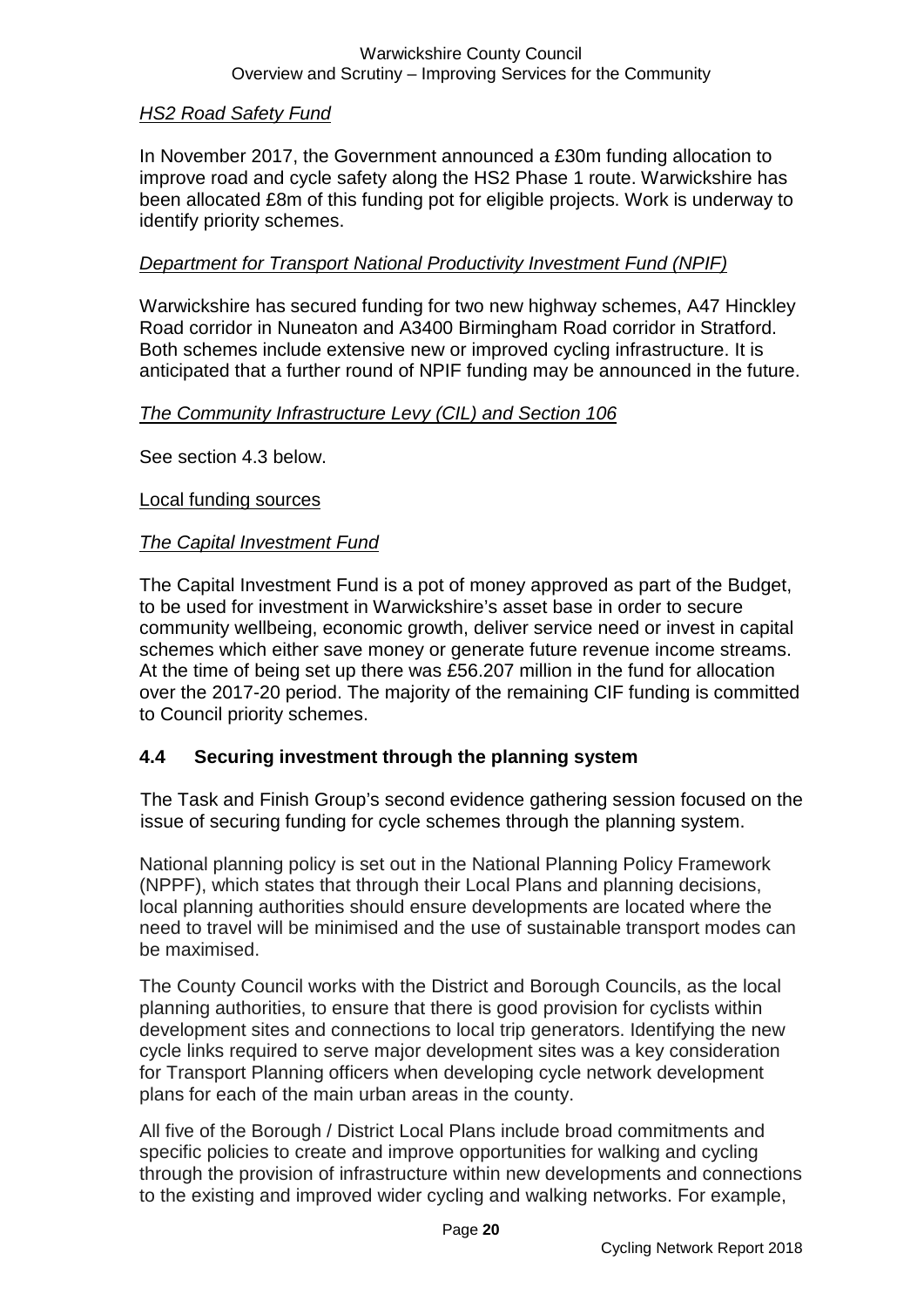*HS2 Road Safety Fund*

In November 2017, the Government announced a £30m funding allocation to improve road and cycle safety along the HS2 Phase 1 route. Warwickshire has been allocated £8m of this funding pot for eligible projects. Work is underway to identify priority schemes.

*Department for Transport National Productivity Investment Fund (NPIF)*

Warwickshire has secured funding for two new highway schemes, A47 Hinckley Road corridor in Nuneaton and A3400 Birmingham Road corridor in Stratford. Both schemes include extensive new or improved cycling infrastructure. It is anticipated that a further round of NPIF funding may be announced in the future.

*The Community Infrastructure Levy (CIL) and Section 106*

See section 4.3 below.

Local funding sources

*The Capital Investment Fund*

The Capital Investment Fund is a pot of money approved as part of the Budget, to be used for investment in Warwickshire's asset base in order to secure community wellbeing, economic growth, deliver service need or invest in capital schemes which either save money or generate future revenue income streams. At the time of being set up there was £56.207 million in the fund for allocation over the 2017-20 period. The majority of the remaining CIF funding is committed to Council priority schemes.

## 4.4 Securing investment through the planning system

The Task and Finish Group's second evidence gathering session focused on the issue of securing funding for cycle schemes through the planning system.

National planning policy is set out in the National Planning Policy Framework (NPPF), which states that through their Local Plans and planning decisions, local planning authorities should ensure developments are located where the need to travel will be minimised and the use of sustainable transport modes can be maximised.

The County Council works with the District and Borough Councils, as the local planning authorities, to ensure that there is good provision for cyclists within development sites and connections to local trip generators. Identifying the new cycle links required to serve major development sites was a key consideration for Transport Planning officers when developing cycle network development plans for each of the main urban areas in the county.

All five of the Borough / District Local Plans include broad commitments and specific policies to create and improve opportunities for walking and cycling through the provision of infrastructure within new developments and connections to the existing and improved wider cycling and walking networks. For example,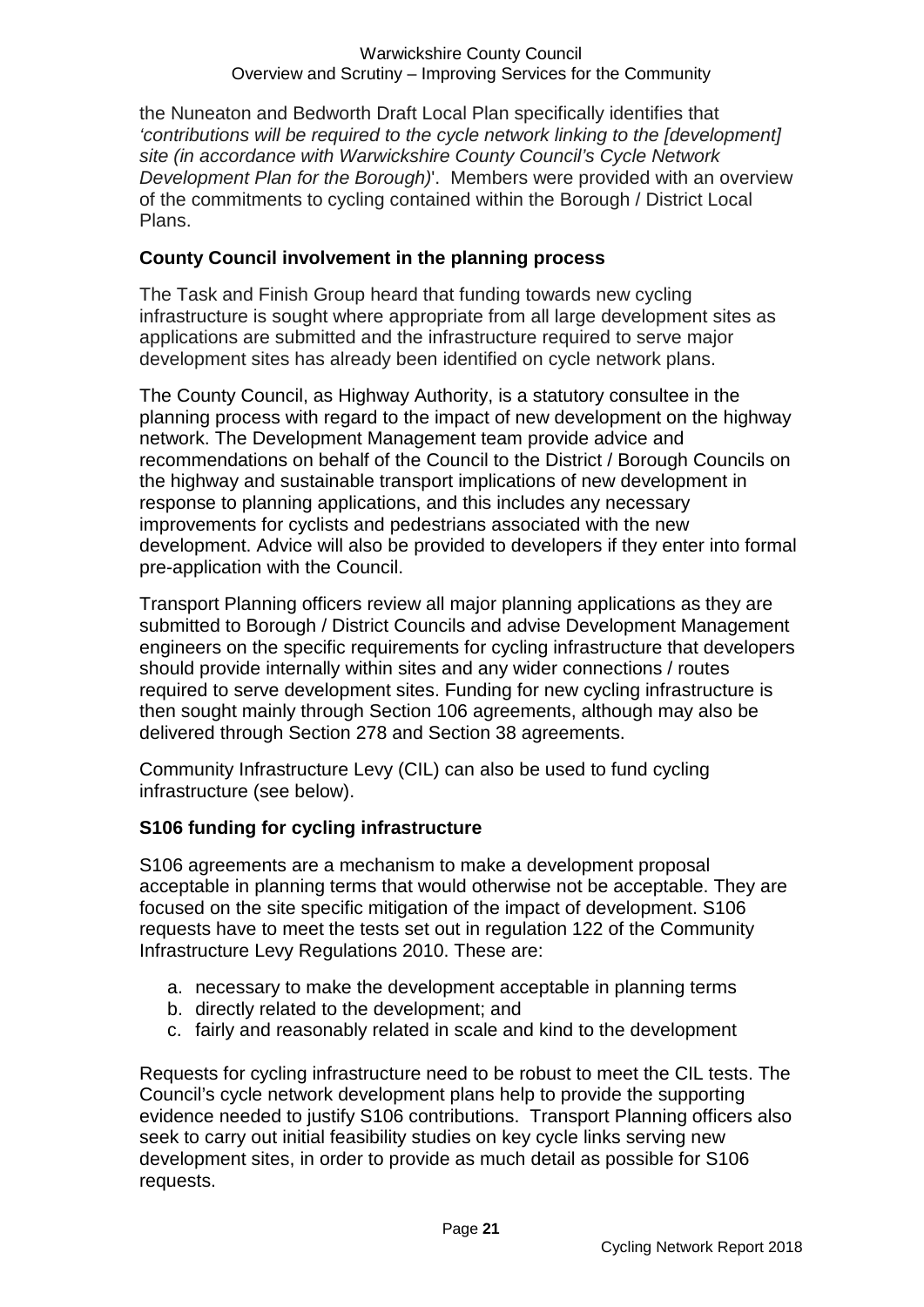the Nuneaton and Bedworth Draft Local Plan specifically identifies that *'contributions will be required to the cycle network linking to the [development] site (in accordance with Warwickshire County Council's Cycle Network Development Plan for the Borough)*'. Members were provided with an overview of the commitments to cycling contained within the Borough / District Local Plans.

**County Council involvement in the planning process**

The Task and Finish Group heard that funding towards new cycling infrastructure is sought where appropriate from all large development sites as applications are submitted and the infrastructure required to serve major development sites has already been identified on cycle network plans.

The County Council, as Highway Authority, is a statutory consultee in the planning process with regard to the impact of new development on the highway network. The Development Management team provide advice and recommendations on behalf of the Council to the District / Borough Councils on the highway and sustainable transport implications of new development in response to planning applications, and this includes any necessary improvements for cyclists and pedestrians associated with the new development. Advice will also be provided to developers if they enter into formal pre-application with the Council.

Transport Planning officers review all major planning applications as they are submitted to Borough / District Councils and advise Development Management engineers on the specific requirements for cycling infrastructure that developers should provide internally within sites and any wider connections / routes required to serve development sites. Funding for new cycling infrastructure is then sought mainly through Section 106 agreements, although may also be delivered through Section 278 and Section 38 agreements.

Community Infrastructure Levy (CIL) can also be used to fund cycling infrastructure (see below).

**S106 funding for cycling infrastructure**

S106 agreements are a mechanism to make a development proposal acceptable in planning terms that would otherwise not be acceptable. They are focused on the site specific mitigation of the impact of development. S106 requests have to meet the tests set out in regulation 122 of the Community Infrastructure Levy Regulations 2010. These are:

a. necessary to make the development acceptable in planning terms
b. directly related to the development; and
c. fairly and reasonably related in scale and kind to the development

Requests for cycling infrastructure need to be robust to meet the CIL tests. The Council's cycle network development plans help to provide the supporting evidence needed to justify S106 contributions. Transport Planning officers also seek to carry out initial feasibility studies on key cycle links serving new development sites, in order to provide as much detail as possible for S106 requests.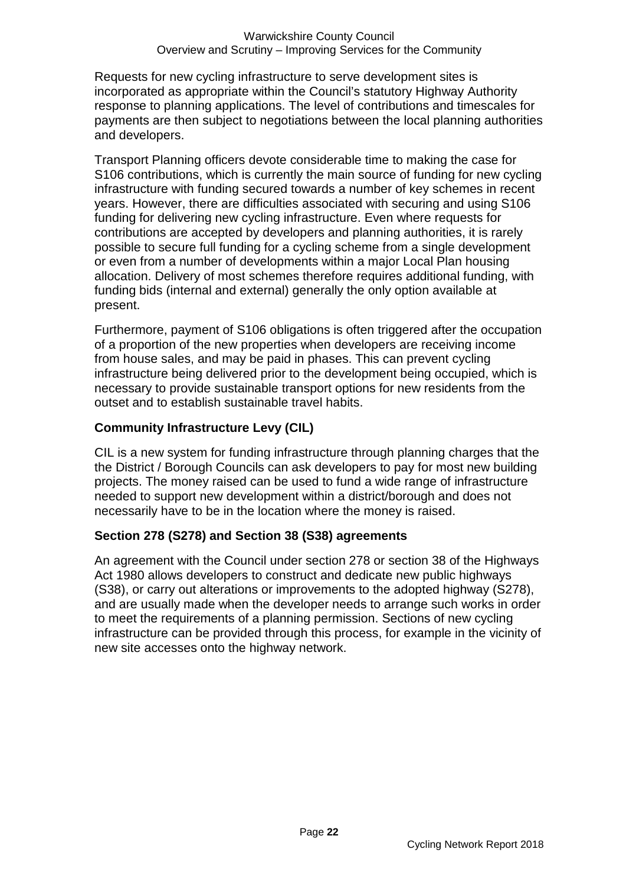Requests for new cycling infrastructure to serve development sites is incorporated as appropriate within the Council's statutory Highway Authority response to planning applications. The level of contributions and timescales for payments are then subject to negotiations between the local planning authorities and developers.

Transport Planning officers devote considerable time to making the case for S106 contributions, which is currently the main source of funding for new cycling infrastructure with funding secured towards a number of key schemes in recent years. However, there are difficulties associated with securing and using S106 funding for delivering new cycling infrastructure. Even where requests for contributions are accepted by developers and planning authorities, it is rarely possible to secure full funding for a cycling scheme from a single development or even from a number of developments within a major Local Plan housing allocation. Delivery of most schemes therefore requires additional funding, with funding bids (internal and external) generally the only option available at present.

Furthermore, payment of S106 obligations is often triggered after the occupation of a proportion of the new properties when developers are receiving income from house sales, and may be paid in phases. This can prevent cycling infrastructure being delivered prior to the development being occupied, which is necessary to provide sustainable transport options for new residents from the outset and to establish sustainable travel habits.

**Community Infrastructure Levy (CIL)**

CIL is a new system for funding infrastructure through planning charges that the the District / Borough Councils can ask developers to pay for most new building projects. The money raised can be used to fund a wide range of infrastructure needed to support new development within a district/borough and does not necessarily have to be in the location where the money is raised.

**Section 278 (S278) and Section 38 (S38) agreements**

An agreement with the Council under section 278 or section 38 of the Highways Act 1980 allows developers to construct and dedicate new public highways (S38), or carry out alterations or improvements to the adopted highway (S278), and are usually made when the developer needs to arrange such works in order to meet the requirements of a planning permission. Sections of new cycling infrastructure can be provided through this process, for example in the vicinity of new site accesses onto the highway network.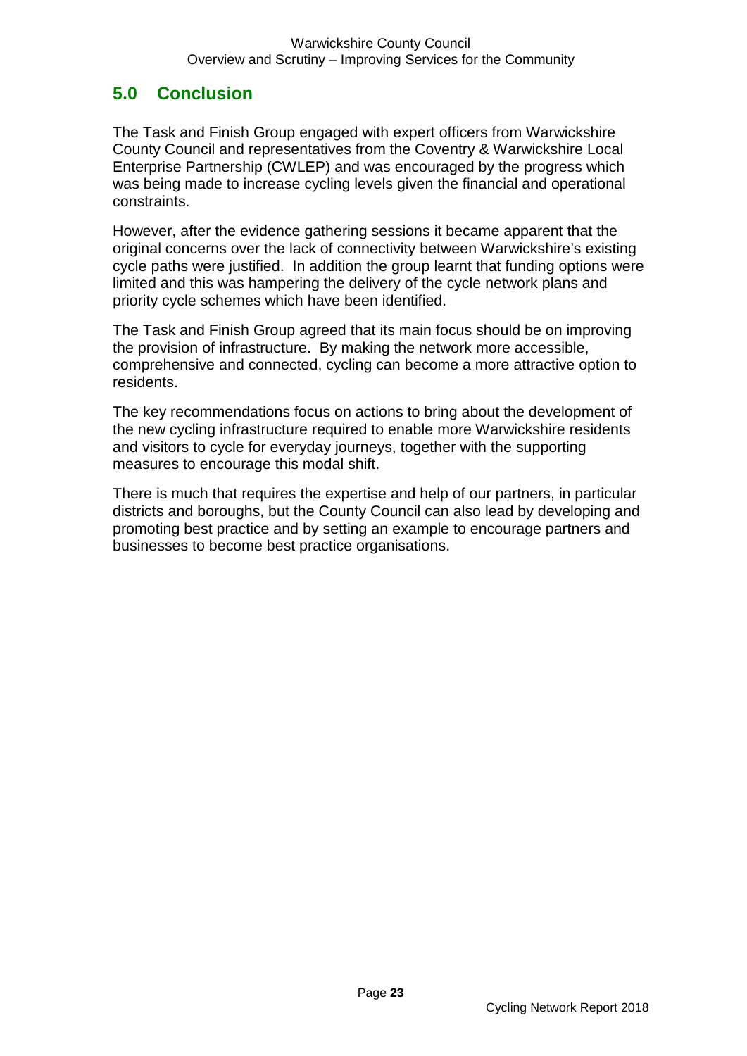## 5.0 Conclusion

The Task and Finish Group engaged with expert officers from Warwickshire County Council and representatives from the Coventry & Warwickshire Local Enterprise Partnership (CWLEP) and was encouraged by the progress which was being made to increase cycling levels given the financial and operational constraints.

However, after the evidence gathering sessions it became apparent that the original concerns over the lack of connectivity between Warwickshire's existing cycle paths were justified. In addition the group learnt that funding options were limited and this was hampering the delivery of the cycle network plans and priority cycle schemes which have been identified.

The Task and Finish Group agreed that its main focus should be on improving the provision of infrastructure. By making the network more accessible, comprehensive and connected, cycling can become a more attractive option to residents.

The key recommendations focus on actions to bring about the development of the new cycling infrastructure required to enable more Warwickshire residents and visitors to cycle for everyday journeys, together with the supporting measures to encourage this modal shift.

There is much that requires the expertise and help of our partners, in particular districts and boroughs, but the County Council can also lead by developing and promoting best practice and by setting an example to encourage partners and businesses to become best practice organisations.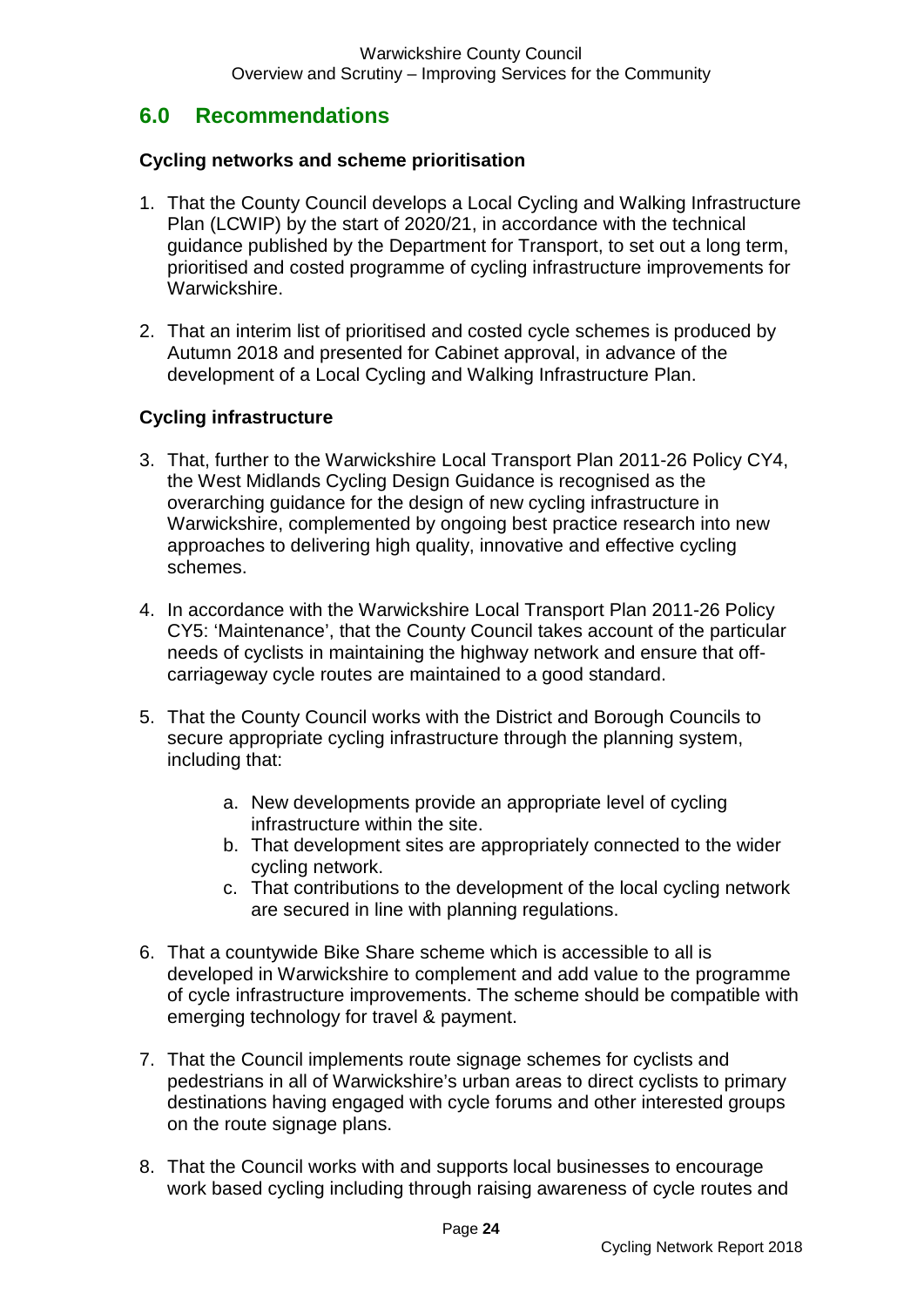## 6.0 Recommendations

### Cycling networks and scheme prioritisation

1. That the County Council develops a Local Cycling and Walking Infrastructure Plan (LCWIP) by the start of 2020/21, in accordance with the technical guidance published by the Department for Transport, to set out a long term, prioritised and costed programme of cycling infrastructure improvements for Warwickshire.

2. That an interim list of prioritised and costed cycle schemes is produced by Autumn 2018 and presented for Cabinet approval, in advance of the development of a Local Cycling and Walking Infrastructure Plan.

### Cycling infrastructure

3. That, further to the Warwickshire Local Transport Plan 2011-26 Policy CY4, the West Midlands Cycling Design Guidance is recognised as the overarching guidance for the design of new cycling infrastructure in Warwickshire, complemented by ongoing best practice research into new approaches to delivering high quality, innovative and effective cycling schemes.

4. In accordance with the Warwickshire Local Transport Plan 2011-26 Policy CY5: 'Maintenance', that the County Council takes account of the particular needs of cyclists in maintaining the highway network and ensure that off-carriageway cycle routes are maintained to a good standard.

5. That the County Council works with the District and Borough Councils to secure appropriate cycling infrastructure through the planning system, including that:

   a. New developments provide an appropriate level of cycling infrastructure within the site.
   b. That development sites are appropriately connected to the wider cycling network.
   c. That contributions to the development of the local cycling network are secured in line with planning regulations.

6. That a countywide Bike Share scheme which is accessible to all is developed in Warwickshire to complement and add value to the programme of cycle infrastructure improvements. The scheme should be compatible with emerging technology for travel & payment.

7. That the Council implements route signage schemes for cyclists and pedestrians in all of Warwickshire's urban areas to direct cyclists to primary destinations having engaged with cycle forums and other interested groups on the route signage plans.

8. That the Council works with and supports local businesses to encourage work based cycling including through raising awareness of cycle routes and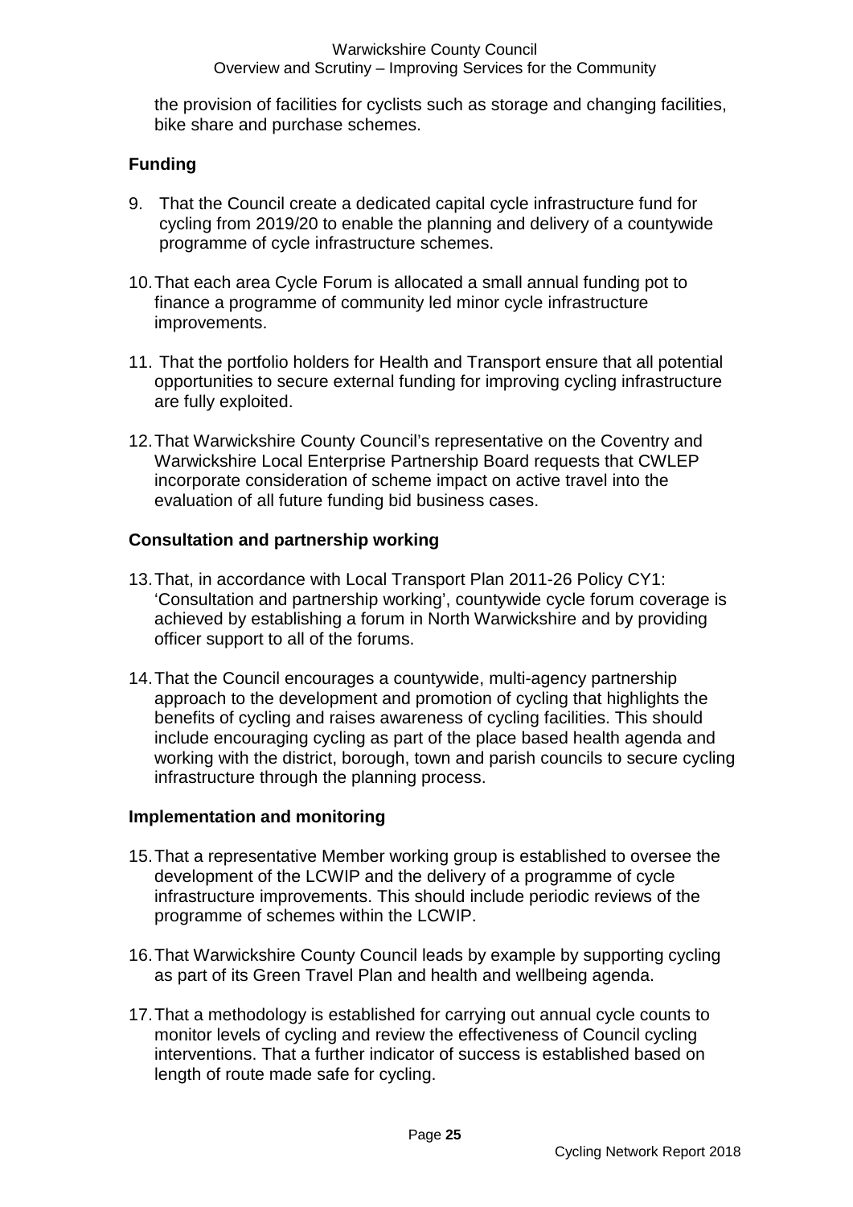the provision of facilities for cyclists such as storage and changing facilities, bike share and purchase schemes.

## Funding

9. That the Council create a dedicated capital cycle infrastructure fund for cycling from 2019/20 to enable the planning and delivery of a countywide programme of cycle infrastructure schemes.

10. That each area Cycle Forum is allocated a small annual funding pot to finance a programme of community led minor cycle infrastructure improvements.

11. That the portfolio holders for Health and Transport ensure that all potential opportunities to secure external funding for improving cycling infrastructure are fully exploited.

12. That Warwickshire County Council's representative on the Coventry and Warwickshire Local Enterprise Partnership Board requests that CWLEP incorporate consideration of scheme impact on active travel into the evaluation of all future funding bid business cases.

## Consultation and partnership working

13. That, in accordance with Local Transport Plan 2011-26 Policy CY1: 'Consultation and partnership working', countywide cycle forum coverage is achieved by establishing a forum in North Warwickshire and by providing officer support to all of the forums.

14. That the Council encourages a countywide, multi-agency partnership approach to the development and promotion of cycling that highlights the benefits of cycling and raises awareness of cycling facilities. This should include encouraging cycling as part of the place based health agenda and working with the district, borough, town and parish councils to secure cycling infrastructure through the planning process.

## Implementation and monitoring

15. That a representative Member working group is established to oversee the development of the LCWIP and the delivery of a programme of cycle infrastructure improvements. This should include periodic reviews of the programme of schemes within the LCWIP.

16. That Warwickshire County Council leads by example by supporting cycling as part of its Green Travel Plan and health and wellbeing agenda.

17. That a methodology is established for carrying out annual cycle counts to monitor levels of cycling and review the effectiveness of Council cycling interventions. That a further indicator of success is established based on length of route made safe for cycling.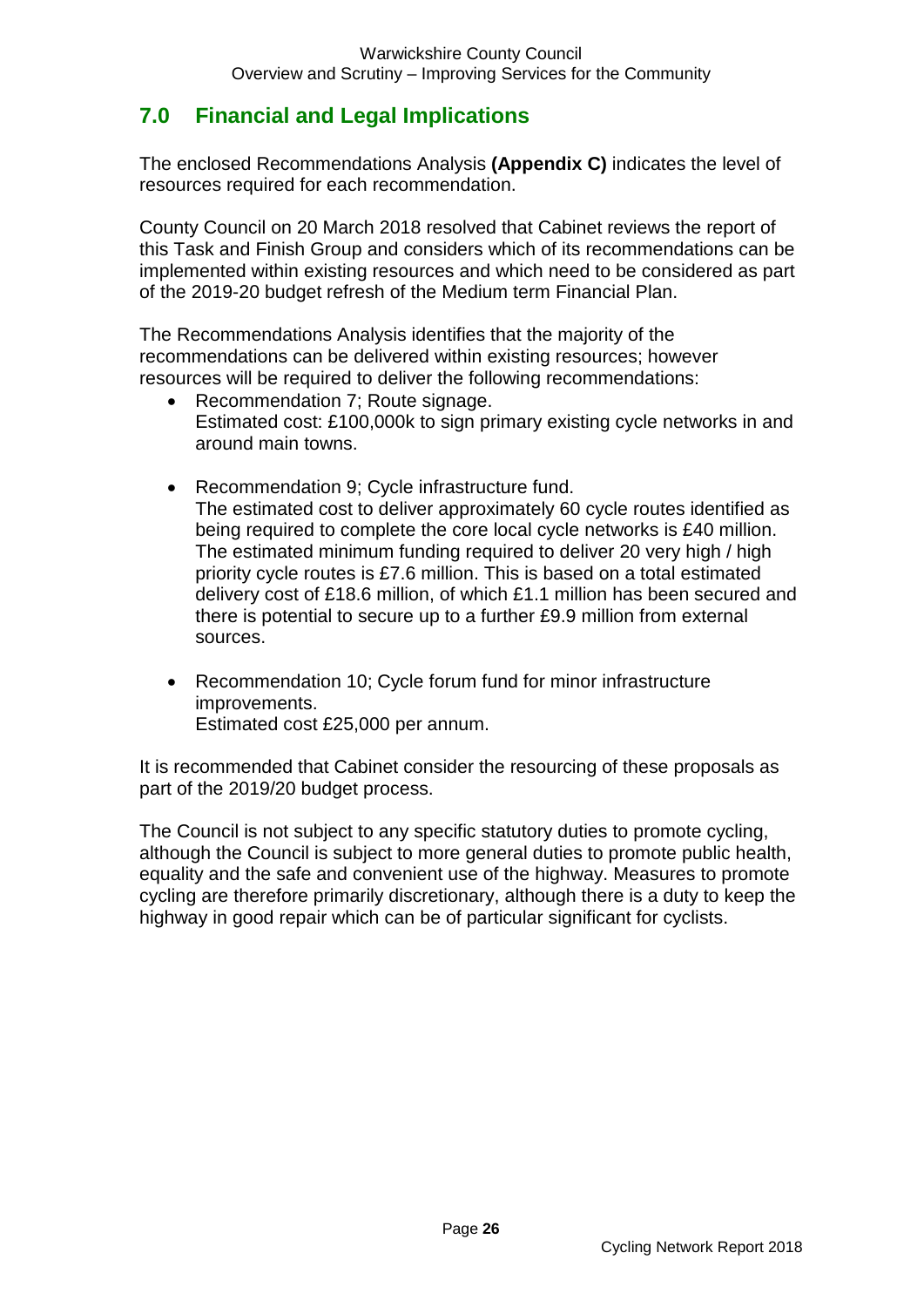## 7.0 Financial and Legal Implications

The enclosed Recommendations Analysis **(Appendix C)** indicates the level of resources required for each recommendation.

County Council on 20 March 2018 resolved that Cabinet reviews the report of this Task and Finish Group and considers which of its recommendations can be implemented within existing resources and which need to be considered as part of the 2019-20 budget refresh of the Medium term Financial Plan.

The Recommendations Analysis identifies that the majority of the recommendations can be delivered within existing resources; however resources will be required to deliver the following recommendations:

- Recommendation 7; Route signage.
  Estimated cost: £100,000k to sign primary existing cycle networks in and around main towns.

- Recommendation 9; Cycle infrastructure fund.
  The estimated cost to deliver approximately 60 cycle routes identified as being required to complete the core local cycle networks is £40 million. The estimated minimum funding required to deliver 20 very high / high priority cycle routes is £7.6 million. This is based on a total estimated delivery cost of £18.6 million, of which £1.1 million has been secured and there is potential to secure up to a further £9.9 million from external sources.

- Recommendation 10; Cycle forum fund for minor infrastructure improvements.
  Estimated cost £25,000 per annum.

It is recommended that Cabinet consider the resourcing of these proposals as part of the 2019/20 budget process.

The Council is not subject to any specific statutory duties to promote cycling, although the Council is subject to more general duties to promote public health, equality and the safe and convenient use of the highway. Measures to promote cycling are therefore primarily discretionary, although there is a duty to keep the highway in good repair which can be of particular significant for cyclists.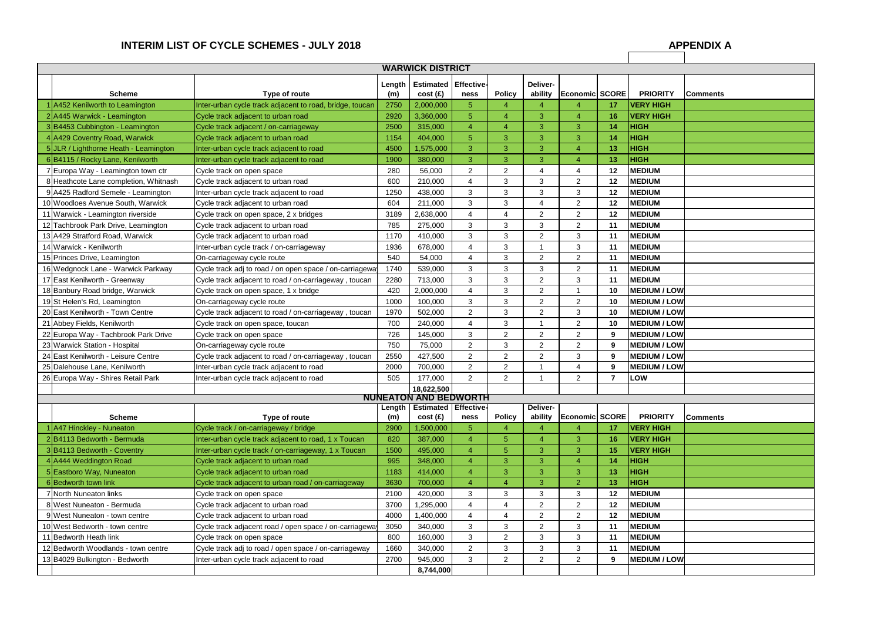# INTERIM LIST OF CYCLE SCHEMES - JULY 2018

**APPENDIX A**

| | **WARWICK DISTRICT** | | | | | | | | | | | |
|---|---|---|---|---|---|---|---|---|---|---|---|---|
| | **Scheme** | **Type of route** | **Length (m)** | **Estimated cost (£)** | **Effective-ness** | **Policy** | **Deliver-ability** | **Economic** | **SCORE** | **PRIORITY** | **Comments** |
| 1 | A452 Kenilworth to Leamington | Inter-urban cycle track adjacent to road, bridge, toucan | 2750 | 2,000,000 | 5 | 4 | 4 | 4 | 17 | VERY HIGH | |
| 2 | A445 Warwick - Leamington | Cycle track adjacent to urban road | 2920 | 3,360,000 | 5 | 4 | 3 | 4 | 16 | VERY HIGH | |
| 3 | B4453 Cubbington - Leamington | Cycle track adjacent / on-carriageway | 2500 | 315,000 | 4 | 4 | 3 | 3 | 14 | HIGH | |
| 4 | A429 Coventry Road, Warwick | Cycle track adjacent to urban road | 1154 | 404,000 | 5 | 3 | 3 | 3 | 14 | HIGH | |
| 5 | JLR / Lighthorne Heath - Leamington | Inter-urban cycle track adjacent to road | 4500 | 1,575,000 | 3 | 3 | 3 | 4 | 13 | HIGH | |
| 6 | B4115 / Rocky Lane, Kenilworth | Inter-urban cycle track adjacent to road | 1900 | 380,000 | 3 | 3 | 3 | 4 | 13 | HIGH | |
| 7 | Europa Way - Leamington town ctr | Cycle track on open space | 280 | 56,000 | 2 | 2 | 4 | 4 | 12 | MEDIUM | |
| 8 | Heathcote Lane completion, Whitnash | Cycle track adjacent to urban road | 600 | 210,000 | 4 | 3 | 3 | 2 | 12 | MEDIUM | |
| 9 | A425 Radford Semele - Leamington | Inter-urban cycle track adjacent to road | 1250 | 438,000 | 3 | 3 | 3 | 3 | 12 | MEDIUM | |
| 10 | Woodloes Avenue South, Warwick | Cycle track adjacent to urban road | 604 | 211,000 | 3 | 3 | 4 | 2 | 12 | MEDIUM | |
| 11 | Warwick - Leamington riverside | Cycle track on open space, 2 x bridges | 3189 | 2,638,000 | 4 | 4 | 2 | 2 | 12 | MEDIUM | |
| 12 | Tachbrook Park Drive, Leamington | Cycle track adjacent to urban road | 785 | 275,000 | 3 | 3 | 3 | 2 | 11 | MEDIUM | |
| 13 | A429 Stratford Road, Warwick | Cycle track adjacent to urban road | 1170 | 410,000 | 3 | 3 | 2 | 3 | 11 | MEDIUM | |
| 14 | Warwick - Kenilworth | Inter-urban cycle track / on-carriageway | 1936 | 678,000 | 4 | 3 | 1 | 3 | 11 | MEDIUM | |
| 15 | Princes Drive, Leamington | On-carriageway cycle route | 540 | 54,000 | 4 | 3 | 2 | 2 | 11 | MEDIUM | |
| 16 | Wedgnock Lane - Warwick Parkway | Cycle track adj to road / on open space / on-carriageway | 1740 | 539,000 | 3 | 3 | 3 | 2 | 11 | MEDIUM | |
| 17 | East Kenilworth - Greenway | Cycle track adjacent to road / on-carriageway , toucan | 2280 | 713,000 | 3 | 3 | 2 | 3 | 11 | MEDIUM | |
| 18 | Banbury Road bridge, Warwick | Cycle track on open space, 1 x bridge | 420 | 2,000,000 | 4 | 3 | 2 | 1 | 10 | MEDIUM / LOW | |
| 19 | St Helen's Rd, Leamington | On-carriageway cycle route | 1000 | 100,000 | 3 | 3 | 2 | 2 | 10 | MEDIUM / LOW | |
| 20 | East Kenilworth - Town Centre | Cycle track adjacent to road / on-carriageway , toucan | 1970 | 502,000 | 2 | 3 | 2 | 3 | 10 | MEDIUM / LOW | |
| 21 | Abbey Fields, Kenilworth | Cycle track on open space, toucan | 700 | 240,000 | 4 | 3 | 1 | 2 | 10 | MEDIUM / LOW | |
| 22 | Europa Way - Tachbrook Park Drive | Cycle track on open space | 726 | 145,000 | 3 | 2 | 2 | 2 | 9 | MEDIUM / LOW | |
| 23 | Warwick Station - Hospital | On-carriageway cycle route | 750 | 75,000 | 2 | 3 | 2 | 2 | 9 | MEDIUM / LOW | |
| 24 | East Kenilworth - Leisure Centre | Cycle track adjacent to road / on-carriageway , toucan | 2550 | 427,500 | 2 | 2 | 2 | 3 | 9 | MEDIUM / LOW | |
| 25 | Dalehouse Lane, Kenilworth | Inter-urban cycle track adjacent to road | 2000 | 700,000 | 2 | 2 | 1 | 4 | 9 | MEDIUM / LOW | |
| 26 | Europa Way - Shires Retail Park | Inter-urban cycle track adjacent to road | 505 | 177,000 | 2 | 2 | 1 | 2 | 7 | LOW | |
| | | | | 18,622,500 | | | | | | | |

| | **NUNEATON AND BEDWORTH** | | | | | | | | | | | |
|---|---|---|---|---|---|---|---|---|---|---|---|---|
| | **Scheme** | **Type of route** | **Length (m)** | **Estimated cost (£)** | **Effective-ness** | **Policy** | **Deliver-ability** | **Economic** | **SCORE** | **PRIORITY** | **Comments** |
| 1 | A47 Hinckley - Nuneaton | Cycle track / on-carriageway / bridge | 2900 | 1,500,000 | 5 | 4 | 4 | 4 | 17 | VERY HIGH | |
| 2 | B4113 Bedworth - Bermuda | Inter-urban cycle track adjacent to road, 1 x Toucan | 820 | 387,000 | 4 | 5 | 4 | 3 | 16 | VERY HIGH | |
| 3 | B4113 Bedworth - Coventry | Inter-urban cycle track / on-carriageway, 1 x Toucan | 1500 | 495,000 | 4 | 5 | 3 | 3 | 15 | VERY HIGH | |
| 4 | A444 Weddington Road | Cycle track adjacent to urban road | 995 | 348,000 | 4 | 3 | 3 | 4 | 14 | HIGH | |
| 5 | Eastboro Way, Nuneaton | Cycle track adjacent to urban road | 1183 | 414,000 | 4 | 3 | 3 | 3 | 13 | HIGH | |
| 6 | Bedworth town link | Cycle track adjacent to urban road / on-carriageway | 3630 | 700,000 | 4 | 4 | 3 | 2 | 13 | HIGH | |
| 7 | North Nuneaton links | Cycle track on open space | 2100 | 420,000 | 3 | 3 | 3 | 3 | 12 | MEDIUM | |
| 8 | West Nuneaton - Bermuda | Cycle track adjacent to urban road | 3700 | 1,295,000 | 4 | 4 | 2 | 2 | 12 | MEDIUM | |
| 9 | West Nuneaton - town centre | Cycle track adjacent to urban road | 4000 | 1,400,000 | 4 | 4 | 2 | 2 | 12 | MEDIUM | |
| 10 | West Bedworth - town centre | Cycle track adjacent road / open space / on-carriageway | 3050 | 340,000 | 3 | 3 | 2 | 3 | 11 | MEDIUM | |
| 11 | Bedworth Heath link | Cycle track on open space | 800 | 160,000 | 3 | 2 | 3 | 3 | 11 | MEDIUM | |
| 12 | Bedworth Woodlands - town centre | Cycle track adj to road / open space / on-carriageway | 1660 | 340,000 | 2 | 3 | 3 | 3 | 11 | MEDIUM | |
| 13 | B4029 Bulkington - Bedworth | Inter-urban cycle track adjacent to road | 2700 | 945,000 | 3 | 2 | 2 | 2 | 9 | MEDIUM / LOW | |
| | | | | 8,744,000 | | | | | | | |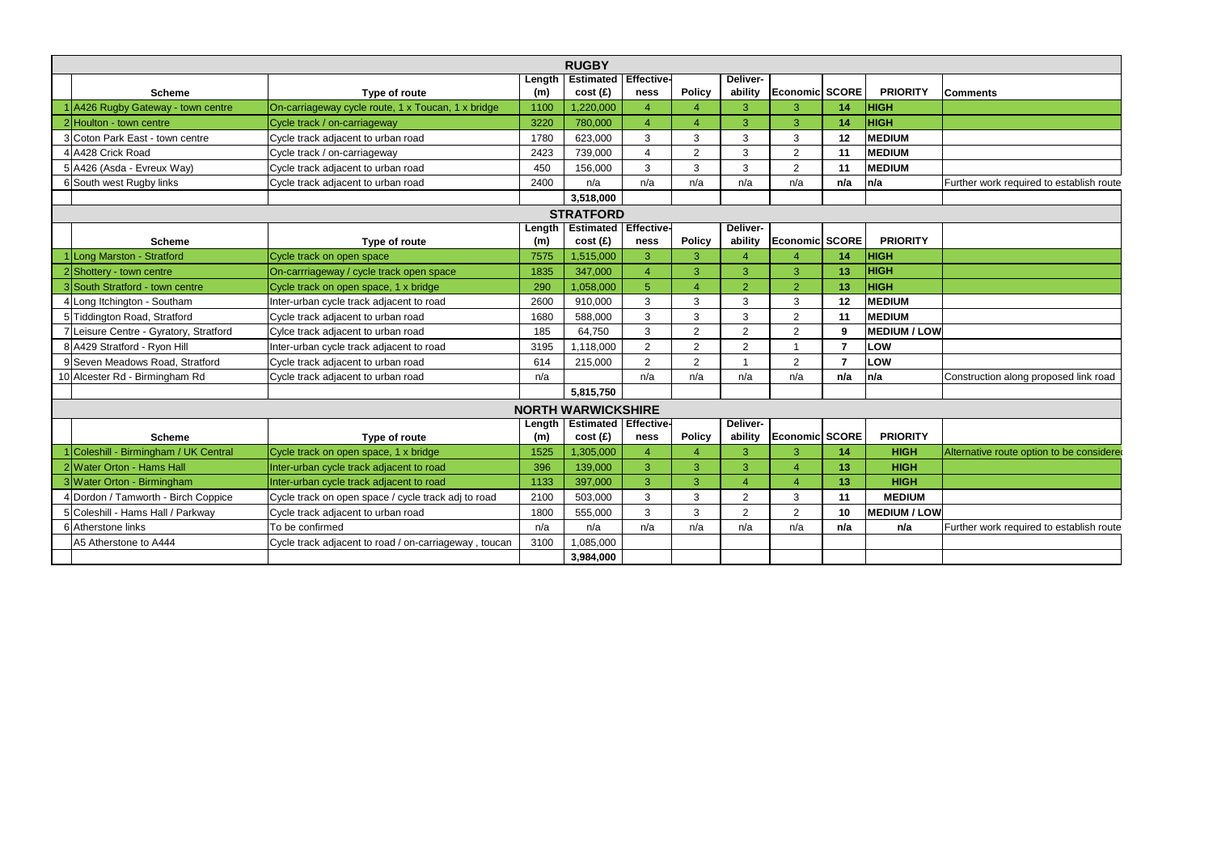## RUGBY

| | Scheme | Type of route | Length (m) | Estimated cost (£) | Effective-ness | Policy | Deliver-ability | Economic | SCORE | PRIORITY | Comments |
|---|---|---|---|---|---|---|---|---|---|---|---|
| 1 | A426 Rugby Gateway - town centre | On-carriageway cycle route, 1 x Toucan, 1 x bridge | 1100 | 1,220,000 | 4 | 4 | 3 | 3 | **14** | **HIGH** | |
| 2 | Houlton - town centre | Cycle track / on-carriageway | 3220 | 780,000 | 4 | 4 | 3 | 3 | **14** | **HIGH** | |
| 3 | Coton Park East - town centre | Cycle track adjacent to urban road | 1780 | 623,000 | 3 | 3 | 3 | 3 | **12** | **MEDIUM** | |
| 4 | A428 Crick Road | Cycle track / on-carriageway | 2423 | 739,000 | 4 | 2 | 3 | 2 | **11** | **MEDIUM** | |
| 5 | A426 (Asda - Evreux Way) | Cycle track adjacent to urban road | 450 | 156,000 | 3 | 3 | 3 | 2 | **11** | **MEDIUM** | |
| 6 | South west Rugby links | Cycle track adjacent to urban road | 2400 | n/a | n/a | n/a | n/a | n/a | **n/a** | **n/a** | Further work required to establish route |
| | | | | **3,518,000** | | | | | | | |

## STRATFORD

| | Scheme | Type of route | Length (m) | Estimated cost (£) | Effective-ness | Policy | Deliver-ability | Economic | SCORE | PRIORITY | |
|---|---|---|---|---|---|---|---|---|---|---|---|
| 1 | Long Marston - Stratford | Cycle track on open space | 7575 | 1,515,000 | 3 | 3 | 4 | 4 | **14** | **HIGH** | |
| 2 | Shottery - town centre | On-carrriageway / cycle track open space | 1835 | 347,000 | 4 | 3 | 3 | 3 | **13** | **HIGH** | |
| 3 | South Stratford - town centre | Cycle track on open space, 1 x bridge | 290 | 1,058,000 | 5 | 4 | 2 | 2 | **13** | **HIGH** | |
| 4 | Long Itchington - Southam | Inter-urban cycle track adjacent to road | 2600 | 910,000 | 3 | 3 | 3 | 3 | **12** | **MEDIUM** | |
| 5 | Tiddington Road, Stratford | Cycle track adjacent to urban road | 1680 | 588,000 | 3 | 3 | 3 | 2 | **11** | **MEDIUM** | |
| 7 | Leisure Centre - Gyratory, Stratford | Cylce track adjacent to urban road | 185 | 64,750 | 3 | 2 | 2 | 2 | **9** | **MEDIUM / LOW** | |
| 8 | A429 Stratford - Ryon Hill | Inter-urban cycle track adjacent to road | 3195 | 1,118,000 | 2 | 2 | 2 | 1 | **7** | **LOW** | |
| 9 | Seven Meadows Road, Stratford | Cycle track adjacent to urban road | 614 | 215,000 | 2 | 2 | 1 | 2 | **7** | **LOW** | |
| 10 | Alcester Rd - Birmingham Rd | Cycle track adjacent to urban road | n/a | | n/a | n/a | n/a | n/a | **n/a** | **n/a** | Construction along proposed link road |
| | | | | **5,815,750** | | | | | | | |

## NORTH WARWICKSHIRE

| | Scheme | Type of route | Length (m) | Estimated cost (£) | Effective-ness | Policy | Deliver-ability | Economic | SCORE | PRIORITY | |
|---|---|---|---|---|---|---|---|---|---|---|---|
| 1 | Coleshill - Birmingham / UK Central | Cycle track on open space, 1 x bridge | 1525 | 1,305,000 | 4 | 4 | 3 | 3 | **14** | **HIGH** | Alternative route option to be considered |
| 2 | Water Orton - Hams Hall | Inter-urban cycle track adjacent to road | 396 | 139,000 | 3 | 3 | 3 | 4 | **13** | **HIGH** | |
| 3 | Water Orton - Birmingham | Inter-urban cycle track adjacent to road | 1133 | 397,000 | 3 | 3 | 4 | 4 | **13** | **HIGH** | |
| 4 | Dordon / Tamworth - Birch Coppice | Cycle track on open space / cycle track adj to road | 2100 | 503,000 | 3 | 3 | 2 | 3 | **11** | **MEDIUM** | |
| 5 | Coleshill - Hams Hall / Parkway | Cycle track adjacent to urban road | 1800 | 555,000 | 3 | 3 | 2 | 2 | **10** | **MEDIUM / LOW** | |
| 6 | Atherstone links | To be confirmed | n/a | n/a | n/a | n/a | n/a | n/a | **n/a** | **n/a** | Further work required to establish route |
| | A5 Atherstone to A444 | Cycle track adjacent to road / on-carriageway , toucan | 3100 | 1,085,000 | | | | | | | |
| | | | | **3,984,000** | | | | | | | |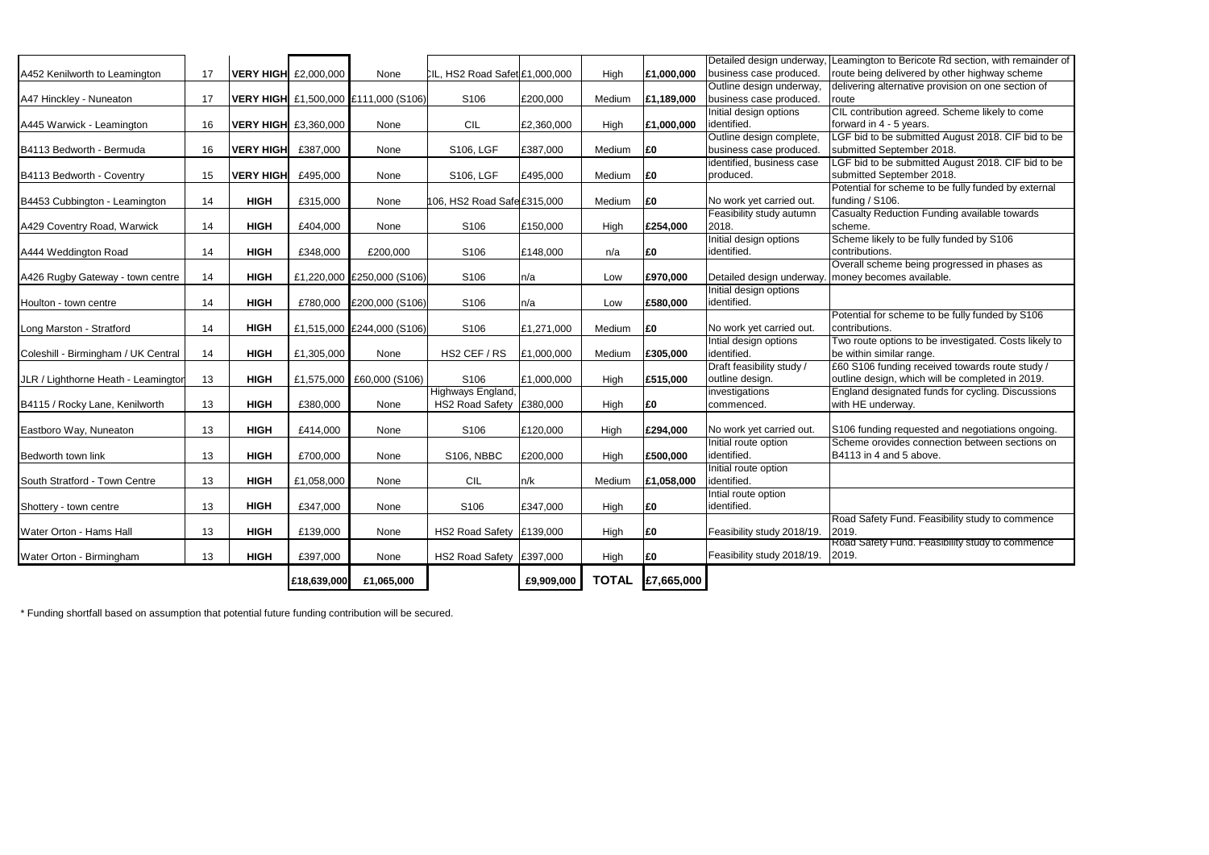| | | | | | | | | | | |
|---|---|---|---|---|---|---|---|---|---|---|
| A452 Kenilworth to Leamington | 17 | **VERY HIGH** | £2,000,000 | None | CIL, HS2 Road Safet | £1,000,000 | High | **£1,000,000** | Detailed design underway, business case produced. | Leamington to Bericote Rd section, with remainder of route being delivered by other highway scheme |
| A47 Hinckley - Nuneaton | 17 | **VERY HIGH** | £1,500,000 | £111,000 (S106) | S106 | £200,000 | Medium | **£1,189,000** | Outline design underway, business case produced. | delivering alternative provision on one section of route |
| A445 Warwick - Leamington | 16 | **VERY HIGH** | £3,360,000 | None | CIL | £2,360,000 | High | **£1,000,000** | Initial design options identified. | CIL contribution agreed. Scheme likely to come forward in 4 - 5 years. |
| B4113 Bedworth - Bermuda | 16 | **VERY HIGH** | £387,000 | None | S106, LGF | £387,000 | Medium | **£0** | Outline design complete, business case produced. | LGF bid to be submitted August 2018. CIF bid to be submitted September 2018. |
| B4113 Bedworth - Coventry | 15 | **VERY HIGH** | £495,000 | None | S106, LGF | £495,000 | Medium | **£0** | identified, business case produced. | LGF bid to be submitted August 2018. CIF bid to be submitted September 2018. |
| B4453 Cubbington - Leamington | 14 | **HIGH** | £315,000 | None | 106, HS2 Road Safe | £315,000 | Medium | **£0** | No work yet carried out. | Potential for scheme to be fully funded by external funding / S106. |
| A429 Coventry Road, Warwick | 14 | **HIGH** | £404,000 | None | S106 | £150,000 | High | **£254,000** | Feasibility study autumn 2018. | Casualty Reduction Funding available towards scheme. |
| A444 Weddington Road | 14 | **HIGH** | £348,000 | £200,000 | S106 | £148,000 | n/a | **£0** | Initial design options identified. | Scheme likely to be fully funded by S106 contributions. |
| A426 Rugby Gateway - town centre | 14 | **HIGH** | £1,220,000 | £250,000 (S106) | S106 | n/a | Low | **£970,000** | Detailed design underway. | Overall scheme being progressed in phases as money becomes available. |
| Houlton - town centre | 14 | **HIGH** | £780,000 | £200,000 (S106) | S106 | n/a | Low | **£580,000** | Initial design options identified. | |
| Long Marston - Stratford | 14 | **HIGH** | £1,515,000 | £244,000 (S106) | S106 | £1,271,000 | Medium | **£0** | No work yet carried out. | Potential for scheme to be fully funded by S106 contributions. |
| Coleshill - Birmingham / UK Central | 14 | **HIGH** | £1,305,000 | None | HS2 CEF / RS | £1,000,000 | Medium | **£305,000** | Intial design options identified. | Two route options to be investigated. Costs likely to be within similar range. |
| JLR / Lighthorne Heath - Leamingtor | 13 | **HIGH** | £1,575,000 | £60,000 (S106) | S106 | £1,000,000 | High | **£515,000** | Draft feasibility study / outline design. | £60 S106 funding received towards route study / outline design, which will be completed in 2019. |
| B4115 / Rocky Lane, Kenilworth | 13 | **HIGH** | £380,000 | None | Highways England, HS2 Road Safety | £380,000 | High | **£0** | investigations commenced. | England designated funds for cycling. Discussions with HE underway. |
| Eastboro Way, Nuneaton | 13 | **HIGH** | £414,000 | None | S106 | £120,000 | High | **£294,000** | No work yet carried out. | S106 funding requested and negotiations ongoing. |
| Bedworth town link | 13 | **HIGH** | £700,000 | None | S106, NBBC | £200,000 | High | **£500,000** | Initial route option identified. | Scheme orovides connection between sections on B4113 in 4 and 5 above. |
| South Stratford - Town Centre | 13 | **HIGH** | £1,058,000 | None | CIL | n/k | Medium | **£1,058,000** | Initial route option identified. | |
| Shottery - town centre | 13 | **HIGH** | £347,000 | None | S106 | £347,000 | High | **£0** | Intial route option identified. | |
| Water Orton - Hams Hall | 13 | **HIGH** | £139,000 | None | HS2 Road Safety | £139,000 | High | **£0** | Feasibility study 2018/19. | Road Safety Fund. Feasibility study to commence 2019. |
| Water Orton - Birmingham | 13 | **HIGH** | £397,000 | None | HS2 Road Safety | £397,000 | High | **£0** | Feasibility study 2018/19. | Road Safety Fund. Feasibility study to commence 2019. |
| | | | **£18,639,000** | **£1,065,000** | | **£9,909,000** | **TOTAL** | **£7,665,000** | | |

\* Funding shortfall based on assumption that potential future funding contribution will be secured.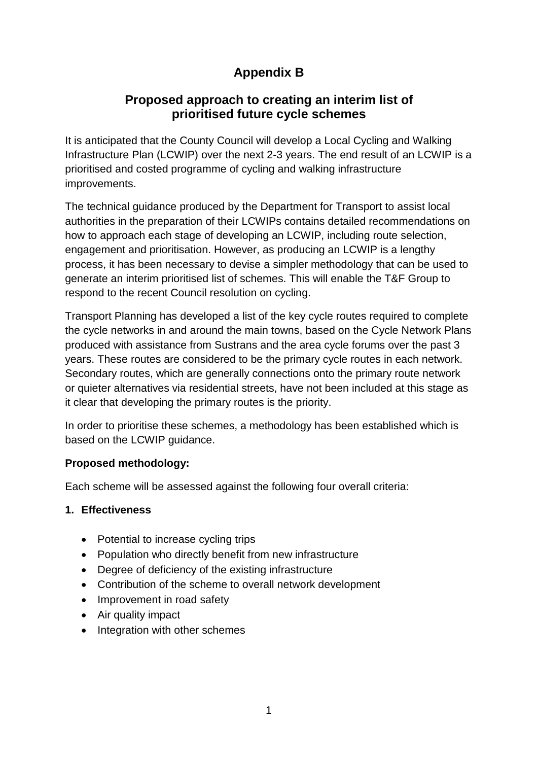# Appendix B

## Proposed approach to creating an interim list of prioritised future cycle schemes

It is anticipated that the County Council will develop a Local Cycling and Walking Infrastructure Plan (LCWIP) over the next 2-3 years. The end result of an LCWIP is a prioritised and costed programme of cycling and walking infrastructure improvements.

The technical guidance produced by the Department for Transport to assist local authorities in the preparation of their LCWIPs contains detailed recommendations on how to approach each stage of developing an LCWIP, including route selection, engagement and prioritisation. However, as producing an LCWIP is a lengthy process, it has been necessary to devise a simpler methodology that can be used to generate an interim prioritised list of schemes. This will enable the T&F Group to respond to the recent Council resolution on cycling.

Transport Planning has developed a list of the key cycle routes required to complete the cycle networks in and around the main towns, based on the Cycle Network Plans produced with assistance from Sustrans and the area cycle forums over the past 3 years. These routes are considered to be the primary cycle routes in each network. Secondary routes, which are generally connections onto the primary route network or quieter alternatives via residential streets, have not been included at this stage as it clear that developing the primary routes is the priority.

In order to prioritise these schemes, a methodology has been established which is based on the LCWIP guidance.

**Proposed methodology:**

Each scheme will be assessed against the following four overall criteria:

**1. Effectiveness**

- Potential to increase cycling trips
- Population who directly benefit from new infrastructure
- Degree of deficiency of the existing infrastructure
- Contribution of the scheme to overall network development
- Improvement in road safety
- Air quality impact
- Integration with other schemes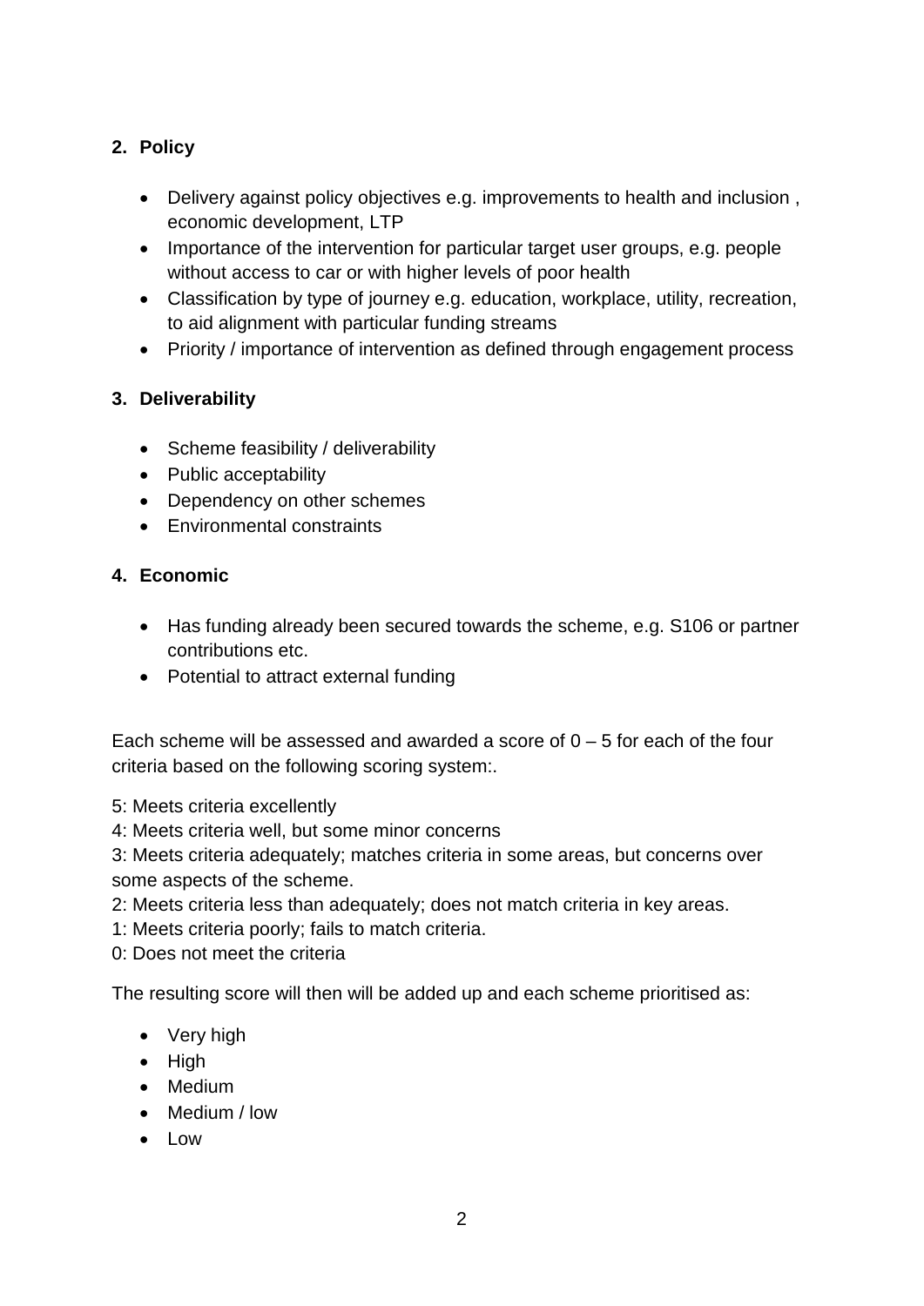## 2. Policy

- Delivery against policy objectives e.g. improvements to health and inclusion , economic development, LTP
- Importance of the intervention for particular target user groups, e.g. people without access to car or with higher levels of poor health
- Classification by type of journey e.g. education, workplace, utility, recreation, to aid alignment with particular funding streams
- Priority / importance of intervention as defined through engagement process

## 3. Deliverability

- Scheme feasibility / deliverability
- Public acceptability
- Dependency on other schemes
- Environmental constraints

## 4. Economic

- Has funding already been secured towards the scheme, e.g. S106 or partner contributions etc.
- Potential to attract external funding

Each scheme will be assessed and awarded a score of 0 – 5 for each of the four criteria based on the following scoring system:.

5: Meets criteria excellently
4: Meets criteria well, but some minor concerns
3: Meets criteria adequately; matches criteria in some areas, but concerns over some aspects of the scheme.
2: Meets criteria less than adequately; does not match criteria in key areas.
1: Meets criteria poorly; fails to match criteria.
0: Does not meet the criteria

The resulting score will then will be added up and each scheme prioritised as:

- Very high
- High
- Medium
- Medium / low
- Low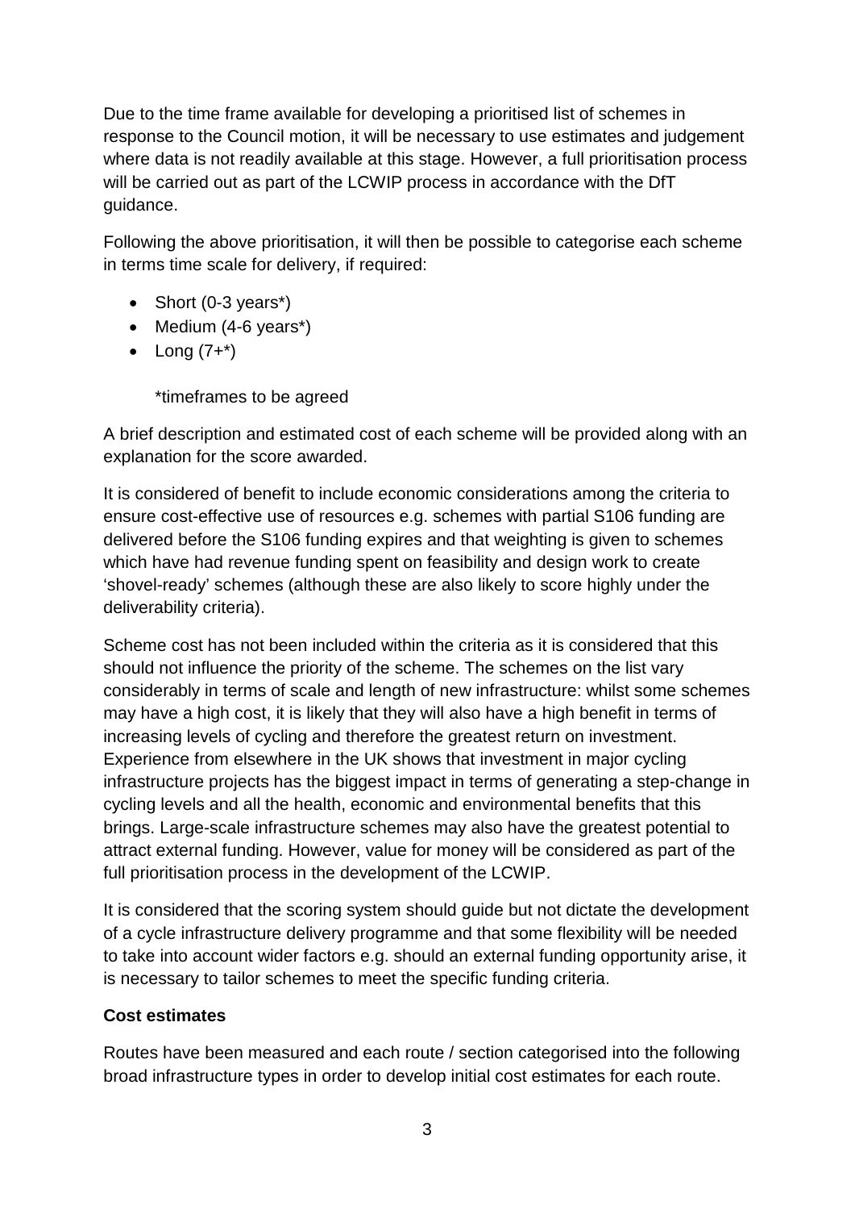Due to the time frame available for developing a prioritised list of schemes in response to the Council motion, it will be necessary to use estimates and judgement where data is not readily available at this stage. However, a full prioritisation process will be carried out as part of the LCWIP process in accordance with the DfT guidance.

Following the above prioritisation, it will then be possible to categorise each scheme in terms time scale for delivery, if required:

- Short (0-3 years*)
- Medium (4-6 years*)
- Long (7+*)

  *timeframes to be agreed

A brief description and estimated cost of each scheme will be provided along with an explanation for the score awarded.

It is considered of benefit to include economic considerations among the criteria to ensure cost-effective use of resources e.g. schemes with partial S106 funding are delivered before the S106 funding expires and that weighting is given to schemes which have had revenue funding spent on feasibility and design work to create 'shovel-ready' schemes (although these are also likely to score highly under the deliverability criteria).

Scheme cost has not been included within the criteria as it is considered that this should not influence the priority of the scheme. The schemes on the list vary considerably in terms of scale and length of new infrastructure: whilst some schemes may have a high cost, it is likely that they will also have a high benefit in terms of increasing levels of cycling and therefore the greatest return on investment. Experience from elsewhere in the UK shows that investment in major cycling infrastructure projects has the biggest impact in terms of generating a step-change in cycling levels and all the health, economic and environmental benefits that this brings. Large-scale infrastructure schemes may also have the greatest potential to attract external funding. However, value for money will be considered as part of the full prioritisation process in the development of the LCWIP.

It is considered that the scoring system should guide but not dictate the development of a cycle infrastructure delivery programme and that some flexibility will be needed to take into account wider factors e.g. should an external funding opportunity arise, it is necessary to tailor schemes to meet the specific funding criteria.

**Cost estimates**

Routes have been measured and each route / section categorised into the following broad infrastructure types in order to develop initial cost estimates for each route.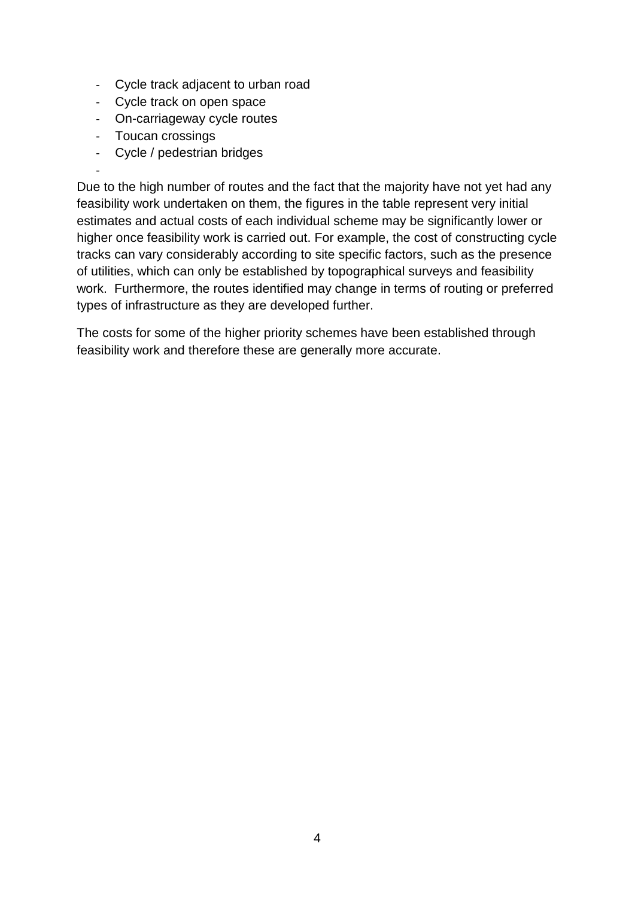- Cycle track adjacent to urban road
- Cycle track on open space
- On-carriageway cycle routes
- Toucan crossings
- Cycle / pedestrian bridges
-

Due to the high number of routes and the fact that the majority have not yet had any feasibility work undertaken on them, the figures in the table represent very initial estimates and actual costs of each individual scheme may be significantly lower or higher once feasibility work is carried out. For example, the cost of constructing cycle tracks can vary considerably according to site specific factors, such as the presence of utilities, which can only be established by topographical surveys and feasibility work. Furthermore, the routes identified may change in terms of routing or preferred types of infrastructure as they are developed further.

The costs for some of the higher priority schemes have been established through feasibility work and therefore these are generally more accurate.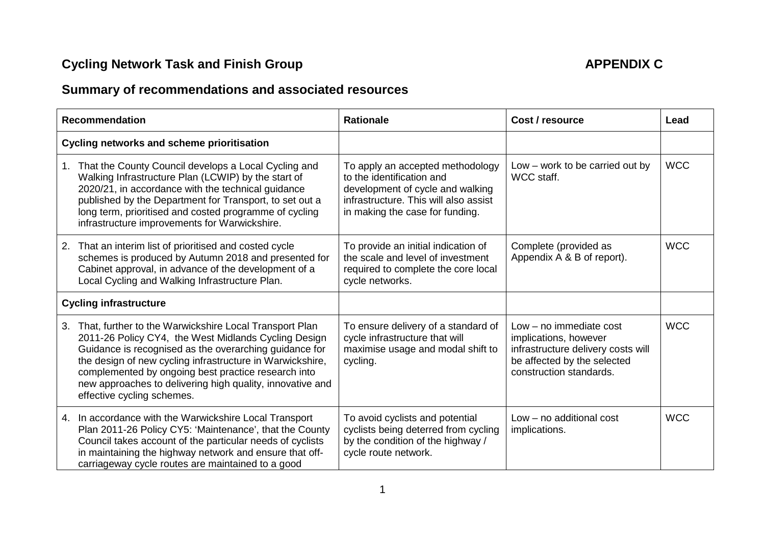## Cycling Network Task and Finish Group

**APPENDIX C**

## Summary of recommendations and associated resources

| Recommendation | Rationale | Cost / resource | Lead |
|---|---|---|---|
| **Cycling networks and scheme prioritisation** | | | |
| 1. That the County Council develops a Local Cycling and Walking Infrastructure Plan (LCWIP) by the start of 2020/21, in accordance with the technical guidance published by the Department for Transport, to set out a long term, prioritised and costed programme of cycling infrastructure improvements for Warwickshire. | To apply an accepted methodology to the identification and development of cycle and walking infrastructure. This will also assist in making the case for funding. | Low – work to be carried out by WCC staff. | WCC |
| 2. That an interim list of prioritised and costed cycle schemes is produced by Autumn 2018 and presented for Cabinet approval, in advance of the development of a Local Cycling and Walking Infrastructure Plan. | To provide an initial indication of the scale and level of investment required to complete the core local cycle networks. | Complete (provided as Appendix A & B of report). | WCC |
| **Cycling infrastructure** | | | |
| 3. That, further to the Warwickshire Local Transport Plan 2011-26 Policy CY4, the West Midlands Cycling Design Guidance is recognised as the overarching guidance for the design of new cycling infrastructure in Warwickshire, complemented by ongoing best practice research into new approaches to delivering high quality, innovative and effective cycling schemes. | To ensure delivery of a standard of cycle infrastructure that will maximise usage and modal shift to cycling. | Low – no immediate cost implications, however infrastructure delivery costs will be affected by the selected construction standards. | WCC |
| 4. In accordance with the Warwickshire Local Transport Plan 2011-26 Policy CY5: 'Maintenance', that the County Council takes account of the particular needs of cyclists in maintaining the highway network and ensure that off-carriageway cycle routes are maintained to a good | To avoid cyclists and potential cyclists being deterred from cycling by the condition of the highway / cycle route network. | Low – no additional cost implications. | WCC |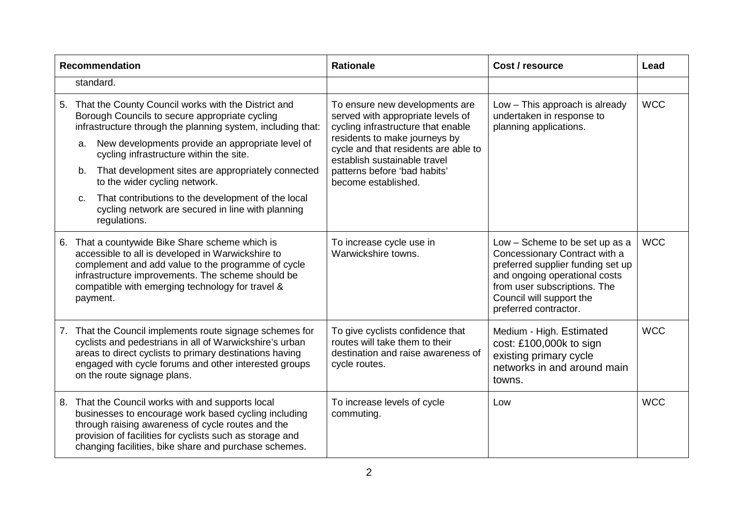| Recommendation | Rationale | Cost / resource | Lead |
|---|---|---|---|
| standard. | | | |
| 5. That the County Council works with the District and Borough Councils to secure appropriate cycling infrastructure through the planning system, including that:<br>a. New developments provide an appropriate level of cycling infrastructure within the site.<br>b. That development sites are appropriately connected to the wider cycling network.<br>c. That contributions to the development of the local cycling network are secured in line with planning regulations. | To ensure new developments are served with appropriate levels of cycling infrastructure that enable residents to make journeys by cycle and that residents are able to establish sustainable travel patterns before 'bad habits' become established. | Low – This approach is already undertaken in response to planning applications. | WCC |
| 6. That a countywide Bike Share scheme which is accessible to all is developed in Warwickshire to complement and add value to the programme of cycle infrastructure improvements. The scheme should be compatible with emerging technology for travel & payment. | To increase cycle use in Warwickshire towns. | Low – Scheme to be set up as a Concessionary Contract with a preferred supplier funding set up and ongoing operational costs from user subscriptions. The Council will support the preferred contractor. | WCC |
| 7. That the Council implements route signage schemes for cyclists and pedestrians in all of Warwickshire's urban areas to direct cyclists to primary destinations having engaged with cycle forums and other interested groups on the route signage plans. | To give cyclists confidence that routes will take them to their destination and raise awareness of cycle routes. | Medium - High. Estimated cost: £100,000k to sign existing primary cycle networks in and around main towns. | WCC |
| 8. That the Council works with and supports local businesses to encourage work based cycling including through raising awareness of cycle routes and the provision of facilities for cyclists such as storage and changing facilities, bike share and purchase schemes. | To increase levels of cycle commuting. | Low | WCC |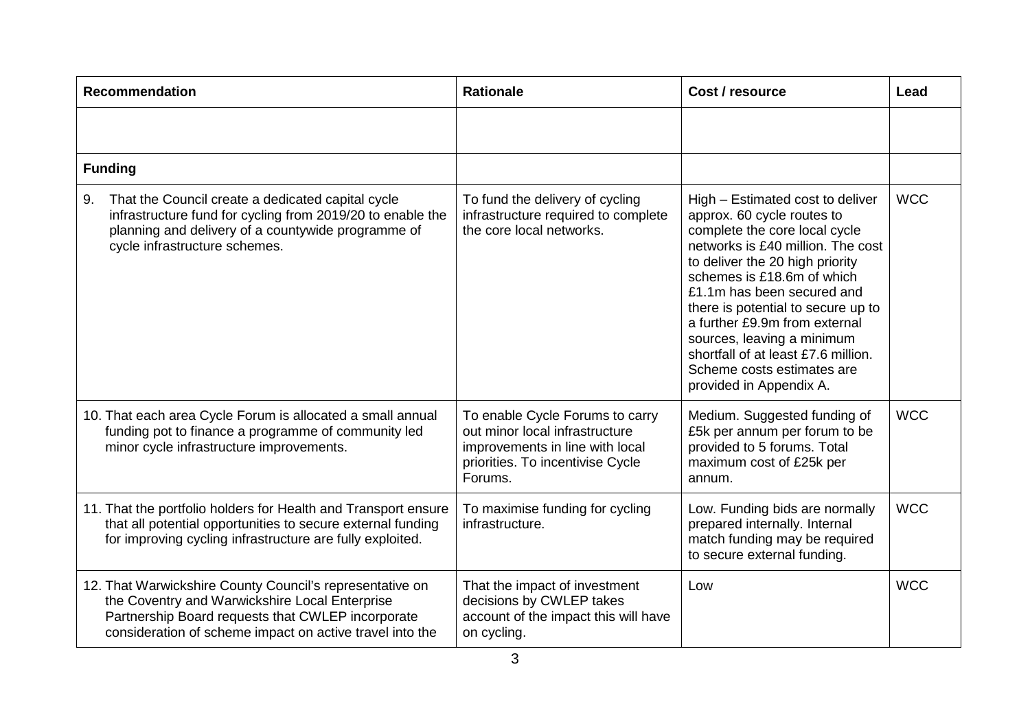| Recommendation | Rationale | Cost / resource | Lead |
|---|---|---|---|
| | | | |
| **Funding** | | | |
| 9. That the Council create a dedicated capital cycle infrastructure fund for cycling from 2019/20 to enable the planning and delivery of a countywide programme of cycle infrastructure schemes. | To fund the delivery of cycling infrastructure required to complete the core local networks. | High – Estimated cost to deliver approx. 60 cycle routes to complete the core local cycle networks is £40 million. The cost to deliver the 20 high priority schemes is £18.6m of which £1.1m has been secured and there is potential to secure up to a further £9.9m from external sources, leaving a minimum shortfall of at least £7.6 million. Scheme costs estimates are provided in Appendix A. | WCC |
| 10. That each area Cycle Forum is allocated a small annual funding pot to finance a programme of community led minor cycle infrastructure improvements. | To enable Cycle Forums to carry out minor local infrastructure improvements in line with local priorities. To incentivise Cycle Forums. | Medium. Suggested funding of £5k per annum per forum to be provided to 5 forums. Total maximum cost of £25k per annum. | WCC |
| 11. That the portfolio holders for Health and Transport ensure that all potential opportunities to secure external funding for improving cycling infrastructure are fully exploited. | To maximise funding for cycling infrastructure. | Low. Funding bids are normally prepared internally. Internal match funding may be required to secure external funding. | WCC |
| 12. That Warwickshire County Council's representative on the Coventry and Warwickshire Local Enterprise Partnership Board requests that CWLEP incorporate consideration of scheme impact on active travel into the | That the impact of investment decisions by CWLEP takes account of the impact this will have on cycling. | Low | WCC |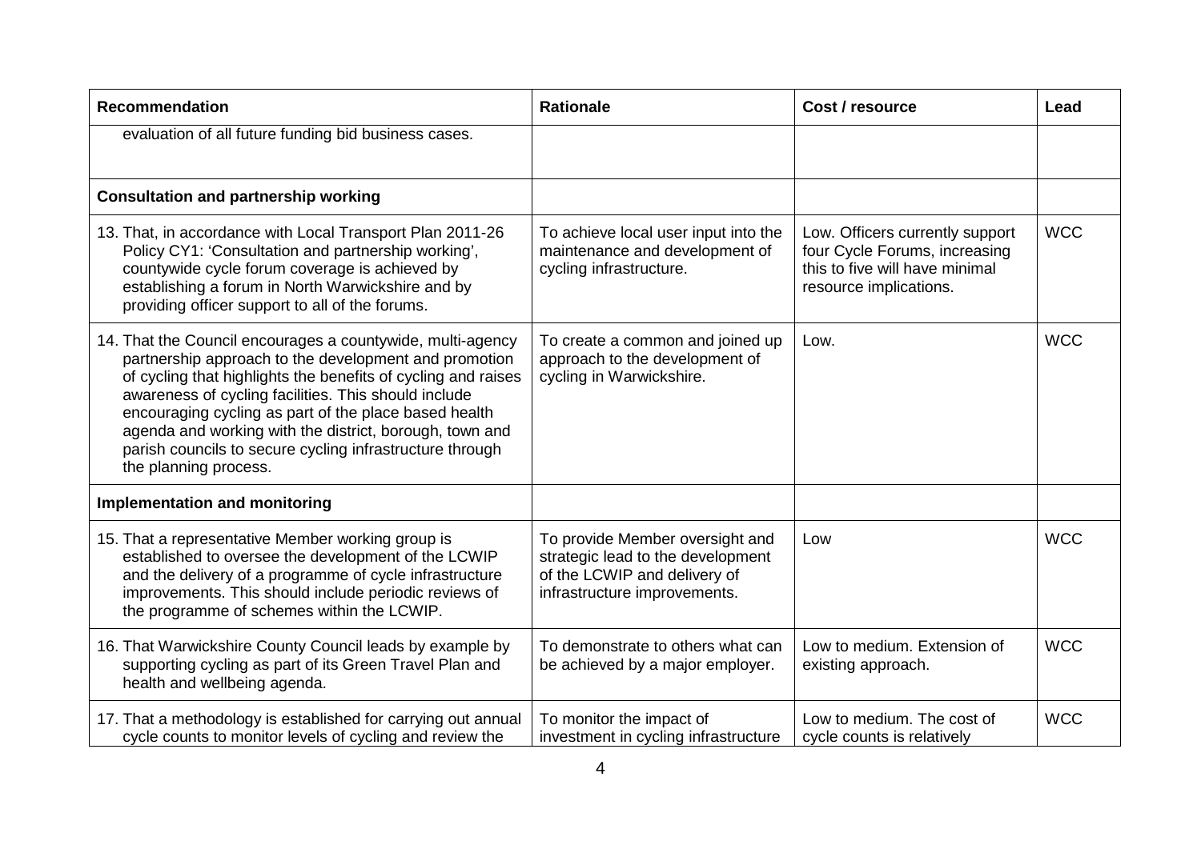| Recommendation | Rationale | Cost / resource | Lead |
|---|---|---|---|
| evaluation of all future funding bid business cases. | | | |
| **Consultation and partnership working** | | | |
| 13. That, in accordance with Local Transport Plan 2011-26 Policy CY1: 'Consultation and partnership working', countywide cycle forum coverage is achieved by establishing a forum in North Warwickshire and by providing officer support to all of the forums. | To achieve local user input into the maintenance and development of cycling infrastructure. | Low. Officers currently support four Cycle Forums, increasing this to five will have minimal resource implications. | WCC |
| 14. That the Council encourages a countywide, multi-agency partnership approach to the development and promotion of cycling that highlights the benefits of cycling and raises awareness of cycling facilities. This should include encouraging cycling as part of the place based health agenda and working with the district, borough, town and parish councils to secure cycling infrastructure through the planning process. | To create a common and joined up approach to the development of cycling in Warwickshire. | Low. | WCC |
| **Implementation and monitoring** | | | |
| 15. That a representative Member working group is established to oversee the development of the LCWIP and the delivery of a programme of cycle infrastructure improvements. This should include periodic reviews of the programme of schemes within the LCWIP. | To provide Member oversight and strategic lead to the development of the LCWIP and delivery of infrastructure improvements. | Low | WCC |
| 16. That Warwickshire County Council leads by example by supporting cycling as part of its Green Travel Plan and health and wellbeing agenda. | To demonstrate to others what can be achieved by a major employer. | Low to medium. Extension of existing approach. | WCC |
| 17. That a methodology is established for carrying out annual cycle counts to monitor levels of cycling and review the | To monitor the impact of investment in cycling infrastructure | Low to medium. The cost of cycle counts is relatively | WCC |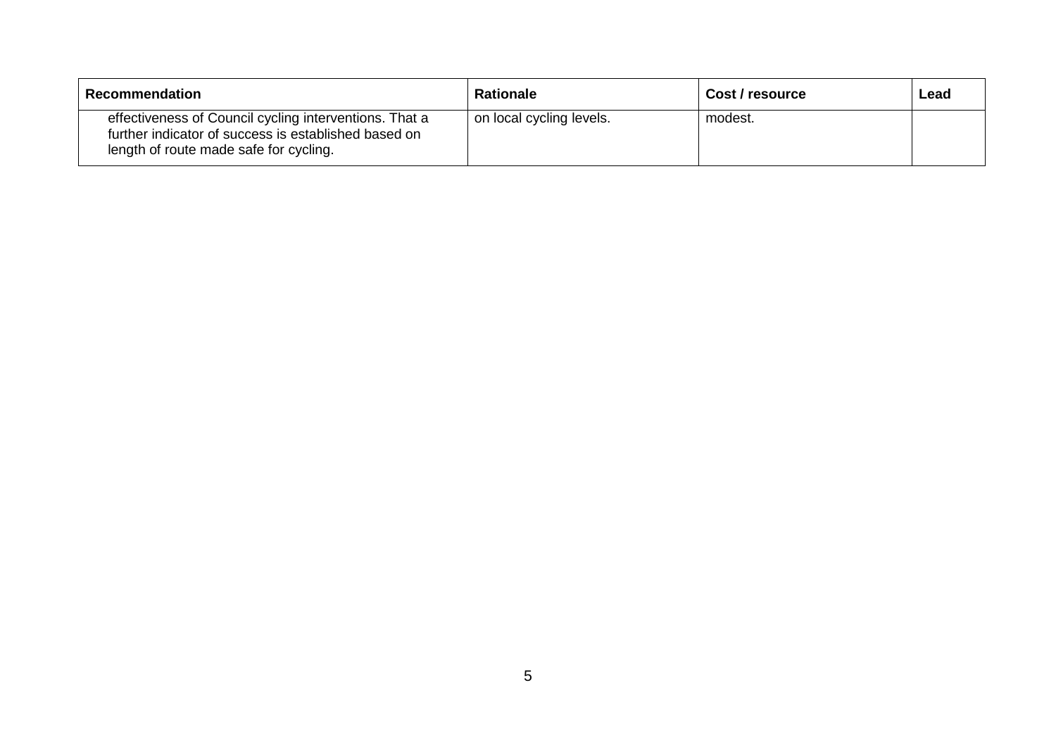| Recommendation | Rationale | Cost / resource | Lead |
|---|---|---|---|
| effectiveness of Council cycling interventions. That a further indicator of success is established based on length of route made safe for cycling. | on local cycling levels. | modest. | |